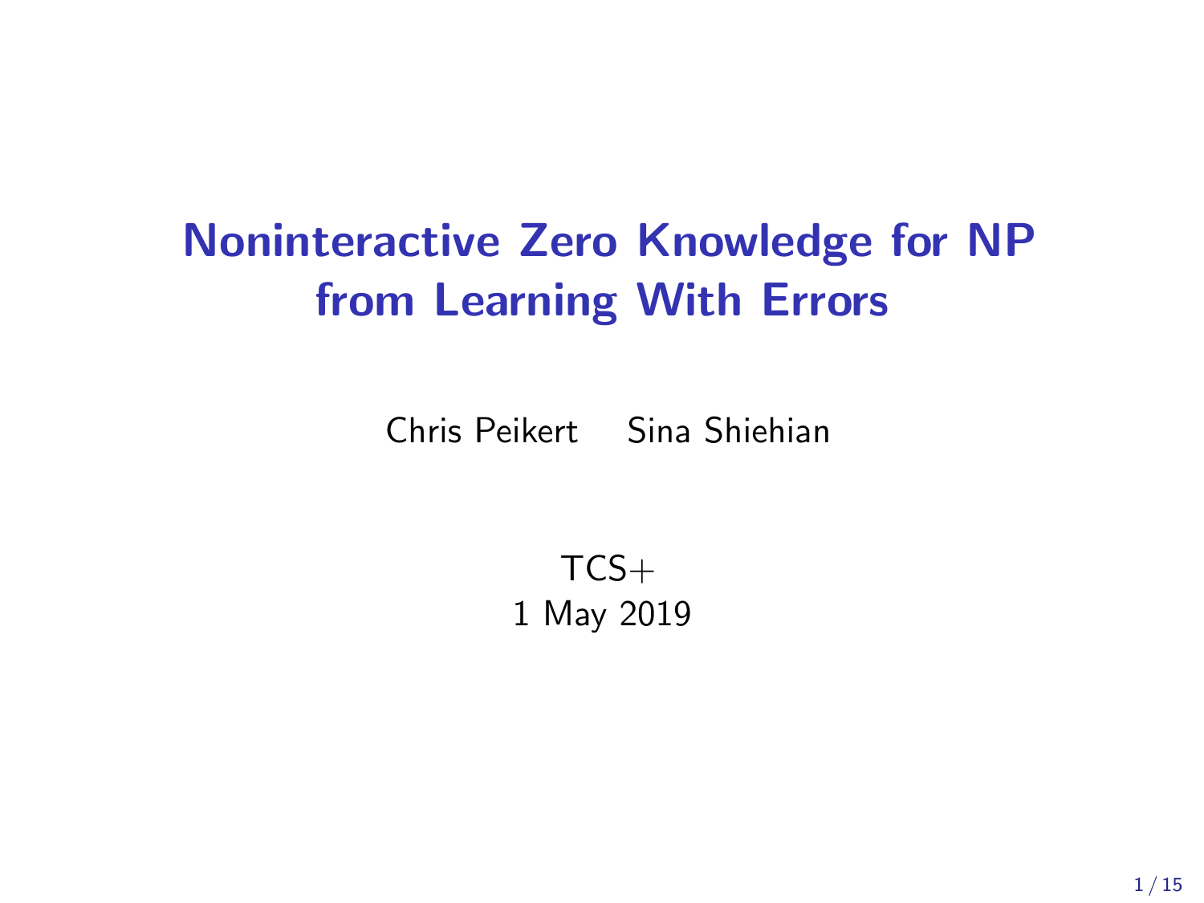# Noninteractive Zero Knowledge for NP from Learning With Errors

Chris Peikert  Sina Shiehian

TCS+
1 May 2019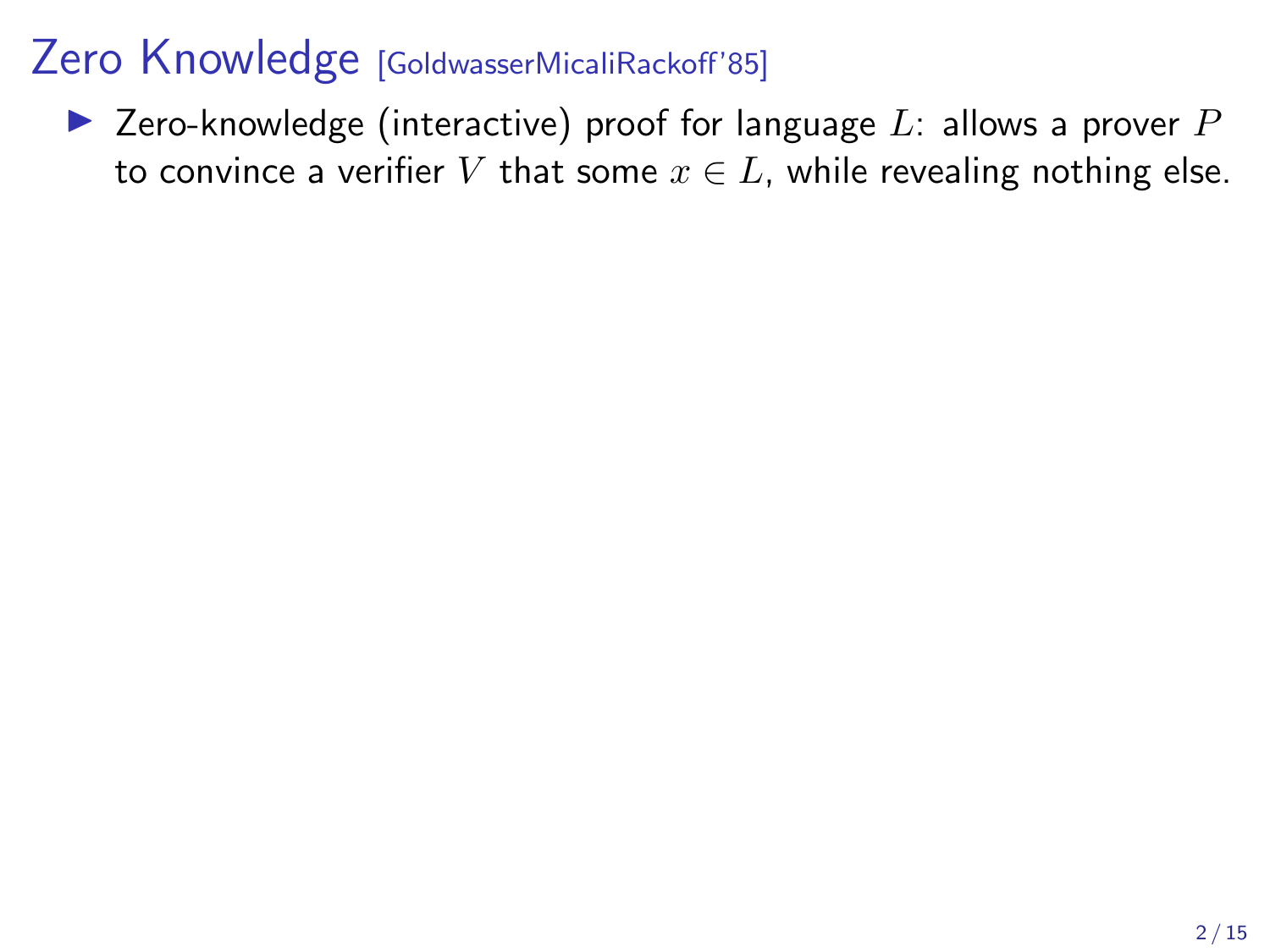# Zero Knowledge [GoldwasserMicaliRackoff'85]

- Zero-knowledge (interactive) proof for language $L$: allows a prover $P$ to convince a verifier $V$ that some $x \in L$, while revealing nothing else.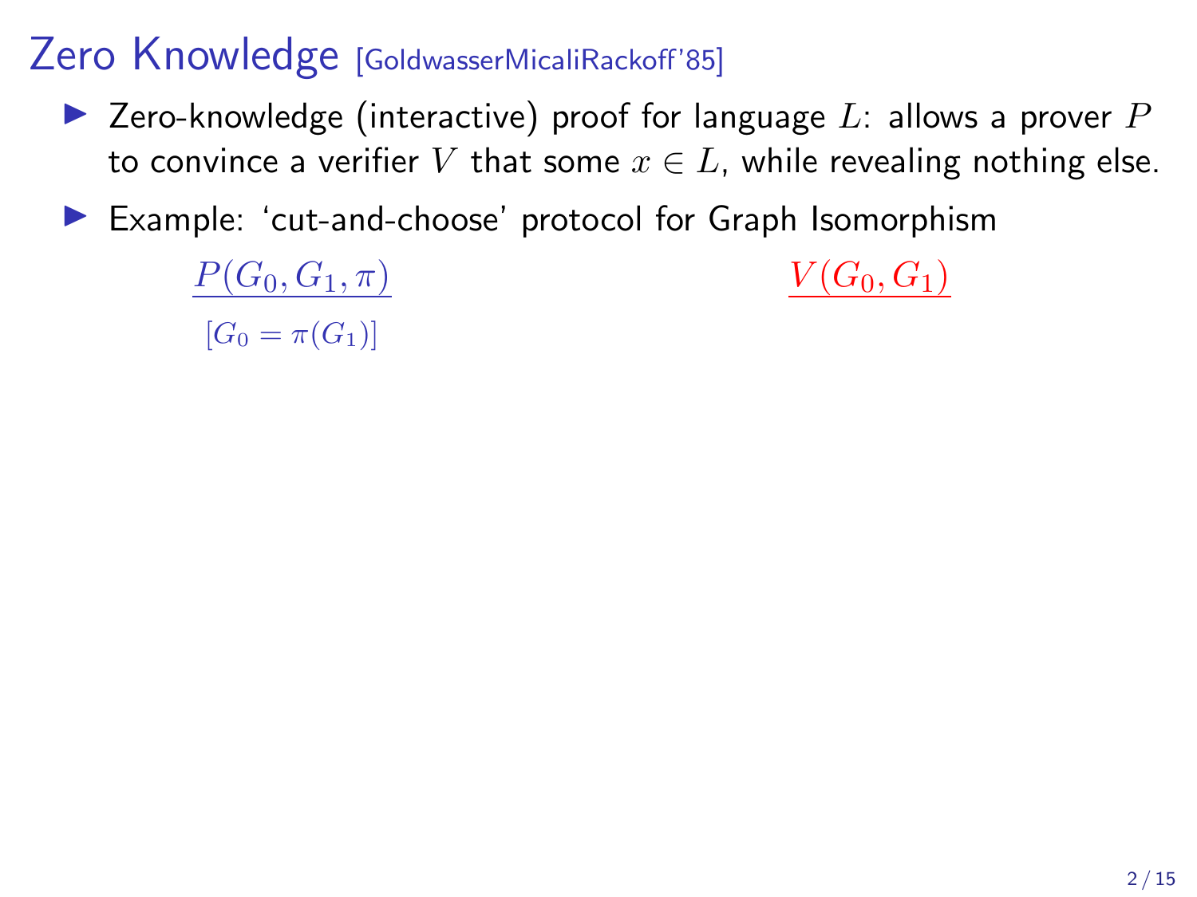# Zero Knowledge [GoldwasserMicaliRackoff'85]

- Zero-knowledge (interactive) proof for language $L$: allows a prover $P$ to convince a verifier $V$ that some $x \in L$, while revealing nothing else.
- Example: 'cut-and-choose' protocol for Graph Isomorphism

| $P(G_0, G_1, \pi)$ | $V(G_0, G_1)$ |
| --- | --- |
| $[G_0 = \pi(G_1)]$ | |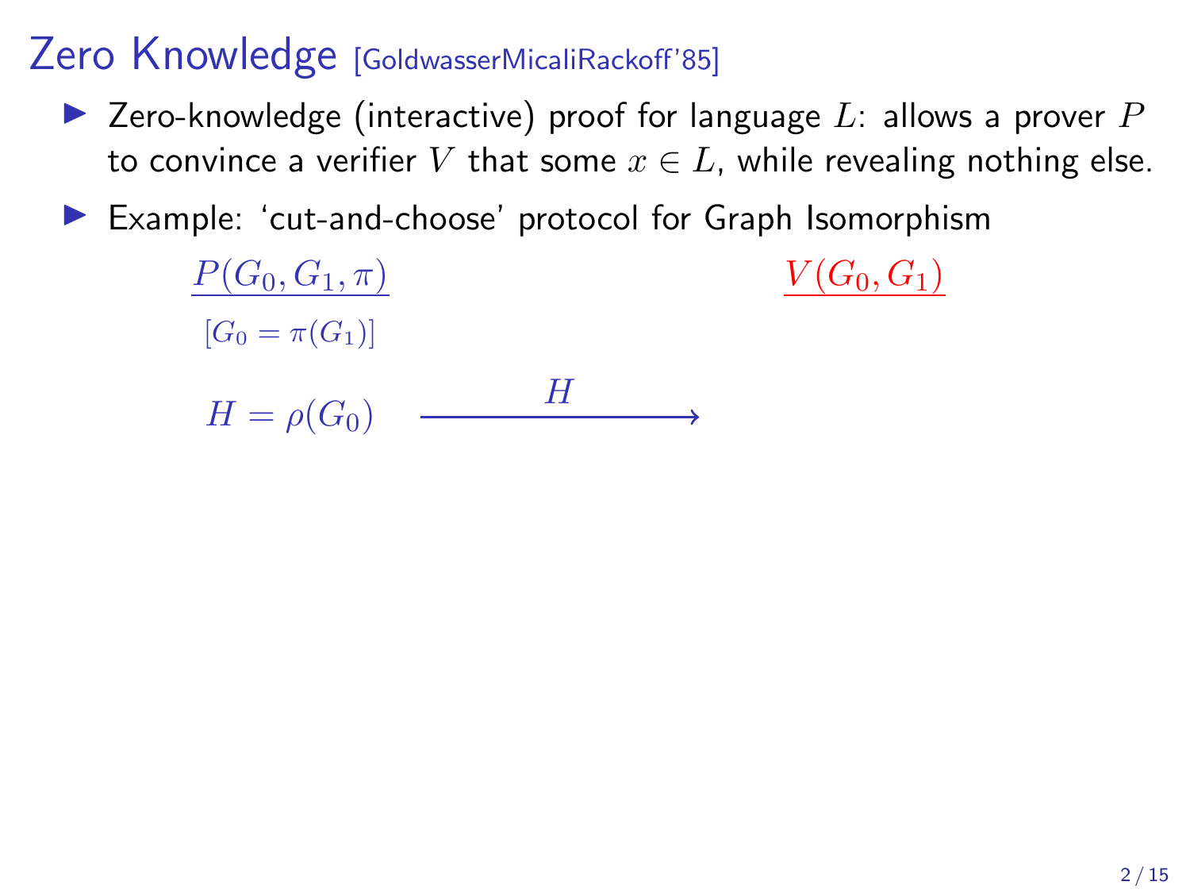# Zero Knowledge [GoldwasserMicaliRackoff'85]

- Zero-knowledge (interactive) proof for language $L$: allows a prover $P$ to convince a verifier $V$ that some $x \in L$, while revealing nothing else.
- Example: 'cut-and-choose' protocol for Graph Isomorphism

| $\underline{P(G_0, G_1, \pi)}$ | | $\underline{V(G_0, G_1)}$ |
|---|---|---|
| $[G_0 = \pi(G_1)]$ | | |
| $H = \rho(G_0)$ | $\xrightarrow{\quad H \quad}$ | |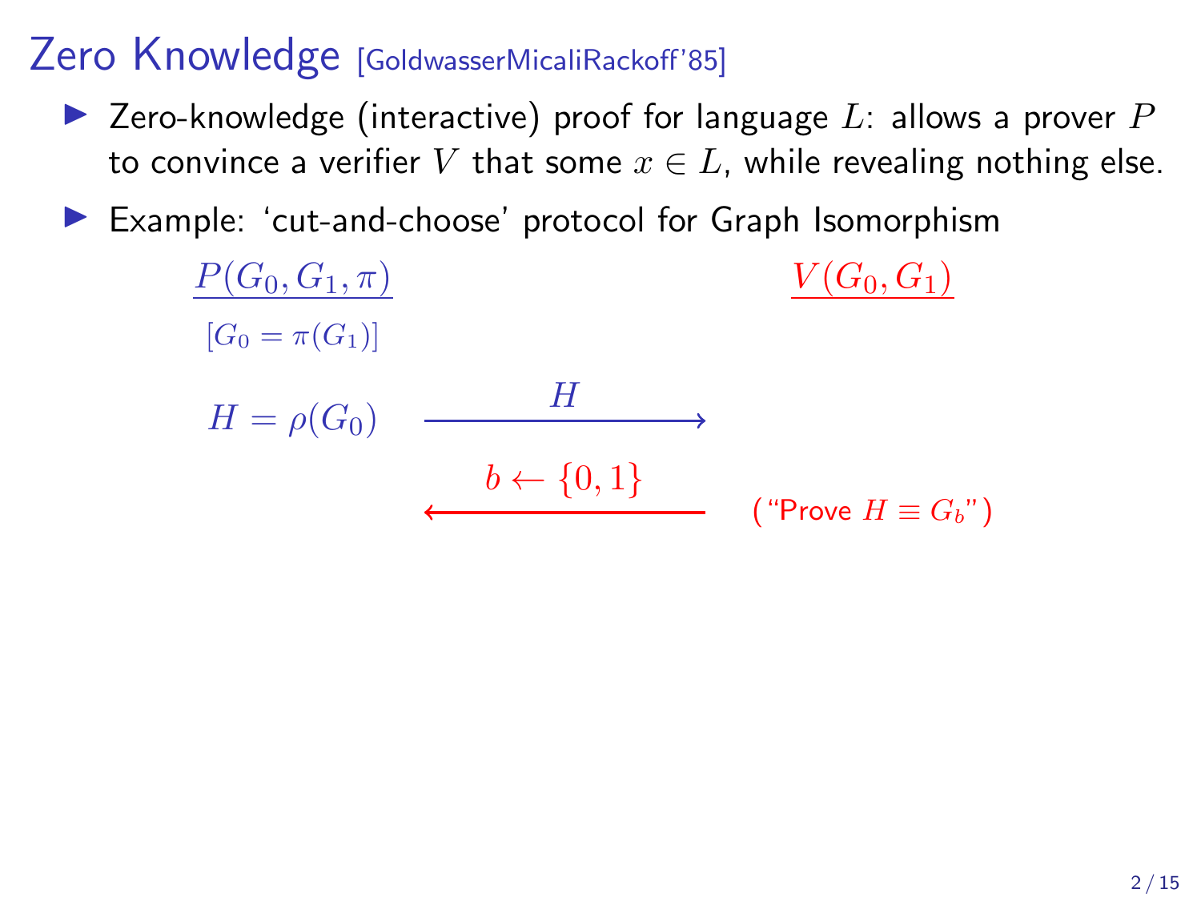# Zero Knowledge [GoldwasserMicaliRackoff'85]

- Zero-knowledge (interactive) proof for language $L$: allows a prover $P$ to convince a verifier $V$ that some $x \in L$, while revealing nothing else.
- Example: 'cut-and-choose' protocol for Graph Isomorphism

| $P(G_0, G_1, \pi)$ | | $V(G_0, G_1)$ |
|---|---|---|
| $[G_0 = \pi(G_1)]$ | | |
| $H = \rho(G_0)$ | $\xrightarrow{\quad H \quad}$ | |
| | $\xleftarrow{\quad b \leftarrow \{0,1\} \quad}$ | ("Prove $H \equiv G_b$") |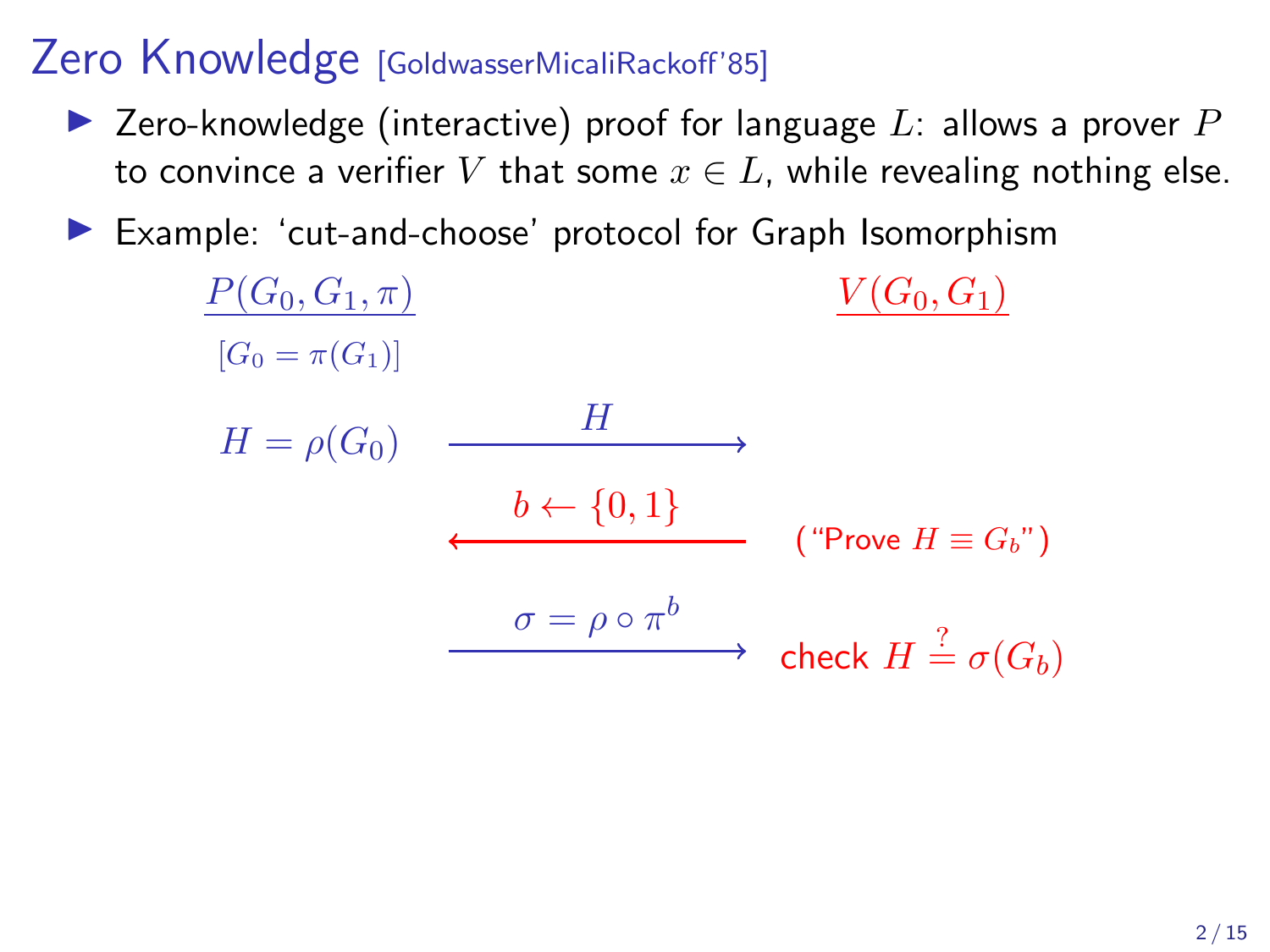# Zero Knowledge [GoldwasserMicaliRackoff'85]

- Zero-knowledge (interactive) proof for language $L$: allows a prover $P$ to convince a verifier $V$ that some $x \in L$, while revealing nothing else.
- Example: 'cut-and-choose' protocol for Graph Isomorphism

| $P(G_0, G_1, \pi)$ | | $V(G_0, G_1)$ |
|---|---|---|
| $[G_0 = \pi(G_1)]$ | | |
| $H = \rho(G_0)$ | $\xrightarrow{H}$ | |
| | $\xleftarrow{b \leftarrow \{0,1\}}$ | ("Prove $H \equiv G_b$") |
| | $\xrightarrow{\sigma = \rho \circ \pi^b}$ | check $H \stackrel{?}{=} \sigma(G_b)$ |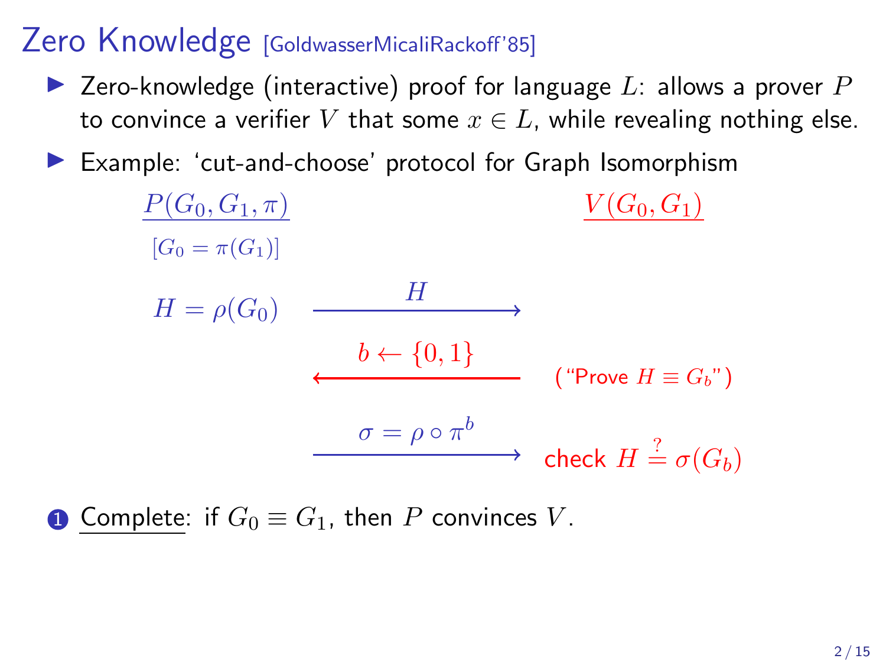# Zero Knowledge [GoldwasserMicaliRackoff'85]

- Zero-knowledge (interactive) proof for language $L$: allows a prover $P$ to convince a verifier $V$ that some $x \in L$, while revealing nothing else.
- Example: 'cut-and-choose' protocol for Graph Isomorphism

$\underline{P(G_0, G_1, \pi)}$ $\qquad\qquad\qquad\qquad\qquad\qquad$ $\underline{V(G_0, G_1)}$

$[G_0 = \pi(G_1)]$

$H = \rho(G_0)$ $\quad \xrightarrow{\quad H \quad}$

$\xleftarrow{\quad b \leftarrow \{0,1\} \quad}$ $\quad$ ("Prove $H \equiv G_b$")

$\xrightarrow{\quad \sigma = \rho \circ \pi^b \quad}$ $\quad$ check $H \stackrel{?}{=} \sigma(G_b)$

1. Complete: if $G_0 \equiv G_1$, then $P$ convinces $V$.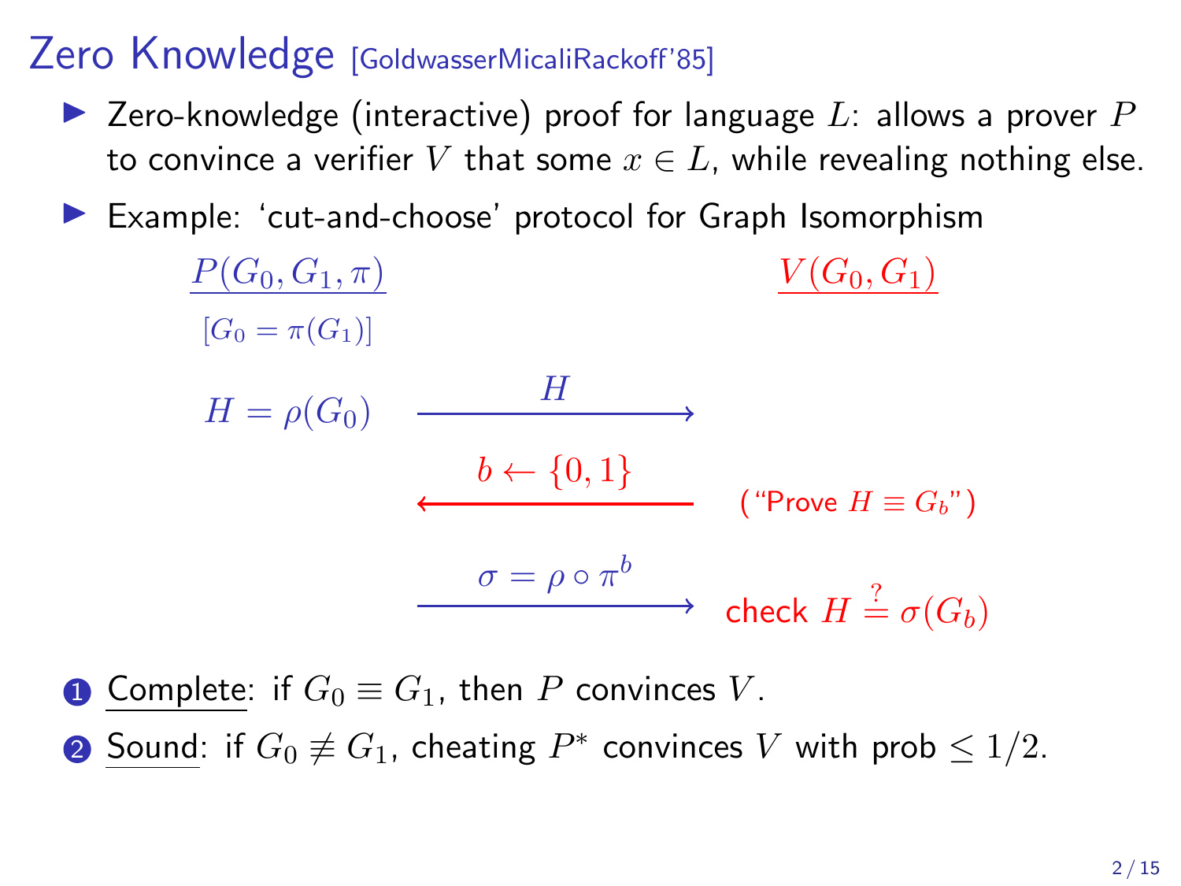# Zero Knowledge [GoldwasserMicaliRackoff'85]

- Zero-knowledge (interactive) proof for language $L$: allows a prover $P$ to convince a verifier $V$ that some $x \in L$, while revealing nothing else.
- Example: 'cut-and-choose' protocol for Graph Isomorphism

| $P(G_0, G_1, \pi)$ | | $V(G_0, G_1)$ |
| --- | --- | --- |
| $[G_0 = \pi(G_1)]$ | | |
| $H = \rho(G_0)$ | $\xrightarrow{H}$ | |
| | $\xleftarrow{b \leftarrow \{0,1\}}$ | ("Prove $H \equiv G_b$") |
| | $\xrightarrow{\sigma = \rho \circ \pi^b}$ | check $H \stackrel{?}{=} \sigma(G_b)$ |

1. Complete: if $G_0 \equiv G_1$, then $P$ convinces $V$.
2. Sound: if $G_0 \not\equiv G_1$, cheating $P^*$ convinces $V$ with prob $\leq 1/2$.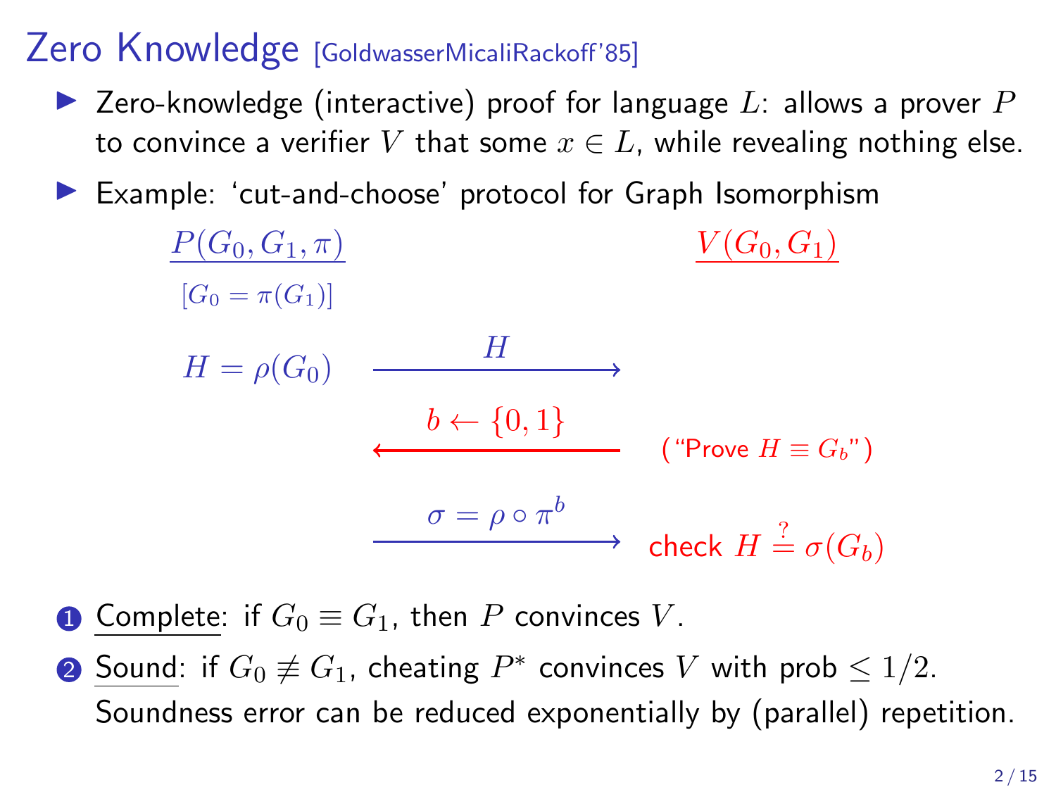# Zero Knowledge [GoldwasserMicaliRackoff'85]

- Zero-knowledge (interactive) proof for language $L$: allows a prover $P$ to convince a verifier $V$ that some $x \in L$, while revealing nothing else.
- Example: 'cut-and-choose' protocol for Graph Isomorphism

| $P(G_0, G_1, \pi)$ | | $V(G_0, G_1)$ |
|---|---|---|
| $[G_0 = \pi(G_1)]$ | | |
| $H = \rho(G_0)$ | $\xrightarrow{\quad H \quad}$ | |
| | $\xleftarrow{\quad b \leftarrow \{0,1\} \quad}$ | ("Prove $H \equiv G_b$") |
| | $\xrightarrow{\quad \sigma = \rho \circ \pi^b \quad}$ | check $H \stackrel{?}{=} \sigma(G_b)$ |

1. Complete: if $G_0 \equiv G_1$, then $P$ convinces $V$.
2. Sound: if $G_0 \not\equiv G_1$, cheating $P^*$ convinces $V$ with prob $\leq 1/2$.
   Soundness error can be reduced exponentially by (parallel) repetition.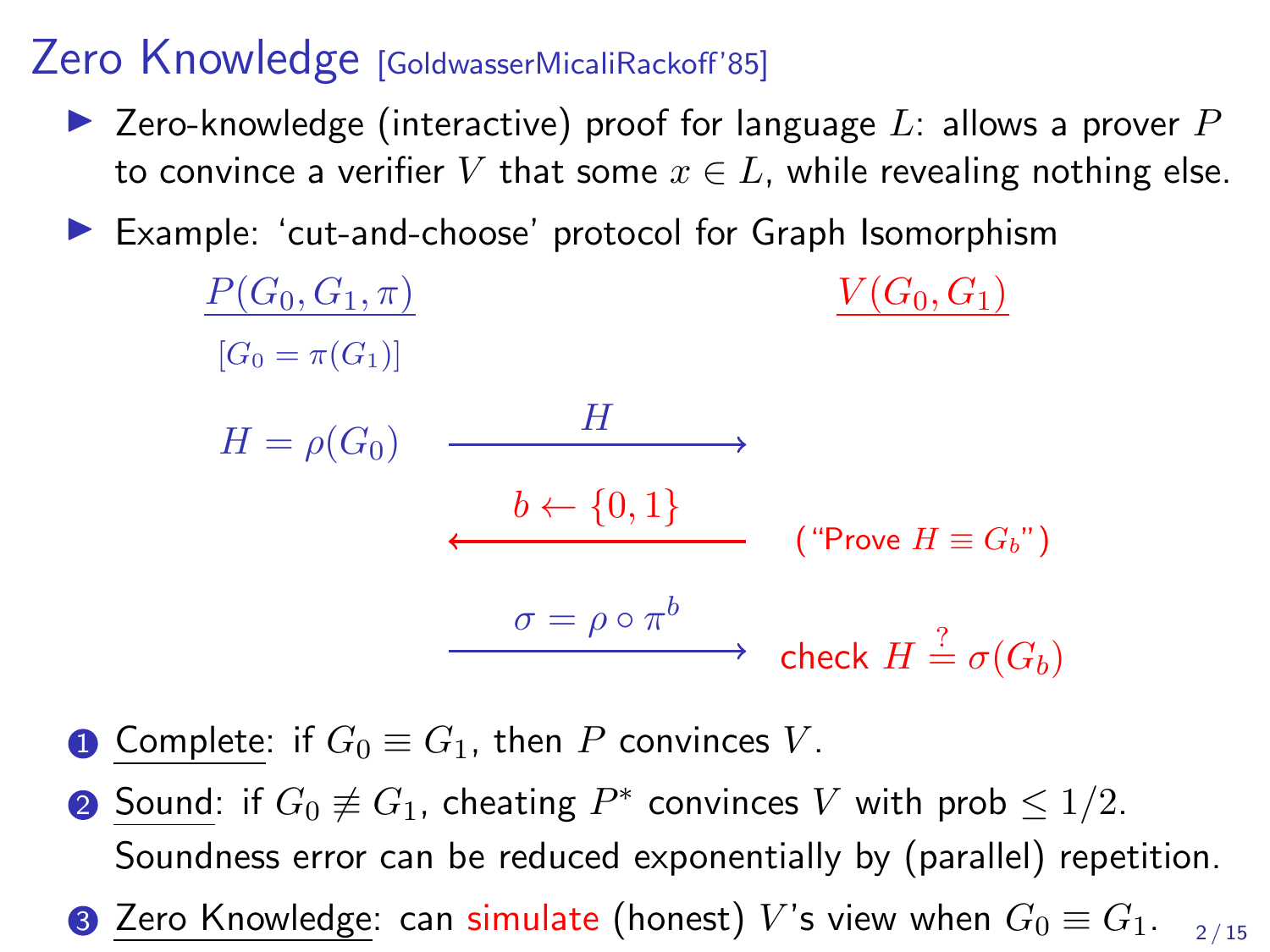# Zero Knowledge [GoldwasserMicaliRackoff'85]

- Zero-knowledge (interactive) proof for language $L$: allows a prover $P$ to convince a verifier $V$ that some $x \in L$, while revealing nothing else.
- Example: 'cut-and-choose' protocol for Graph Isomorphism

| $P(G_0, G_1, \pi)$ | | $V(G_0, G_1)$ |
|---|---|---|
| $[G_0 = \pi(G_1)]$ | | |
| $H = \rho(G_0)$ | $\xrightarrow{\quad H \quad}$ | |
| | $\xleftarrow{\quad b \leftarrow \{0,1\} \quad}$ | ("Prove $H \equiv G_b$") |
| | $\xrightarrow{\quad \sigma = \rho \circ \pi^b \quad}$ | check $H \stackrel{?}{=} \sigma(G_b)$ |

1. Complete: if $G_0 \equiv G_1$, then $P$ convinces $V$.
2. Sound: if $G_0 \not\equiv G_1$, cheating $P^*$ convinces $V$ with prob $\leq 1/2$. Soundness error can be reduced exponentially by (parallel) repetition.
3. Zero Knowledge: can simulate (honest) $V$'s view when $G_0 \equiv G_1$.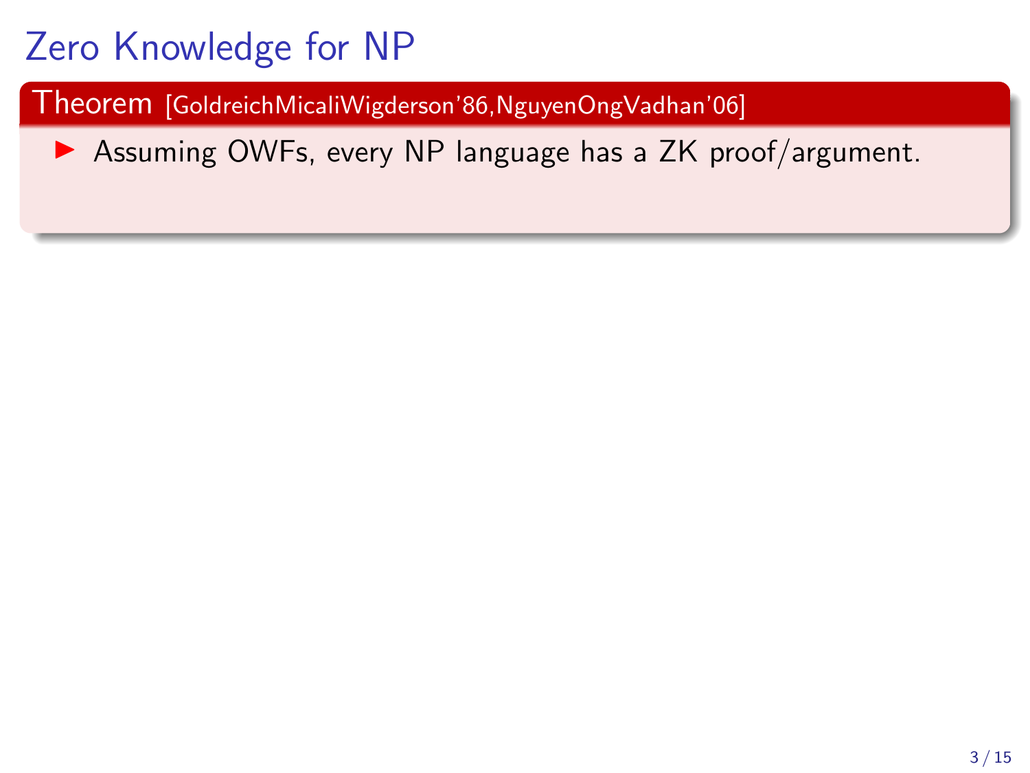# Zero Knowledge for NP

**Theorem** [GoldreichMicaliWigderson'86,NguyenOngVadhan'06]

- Assuming OWFs, every NP language has a ZK proof/argument.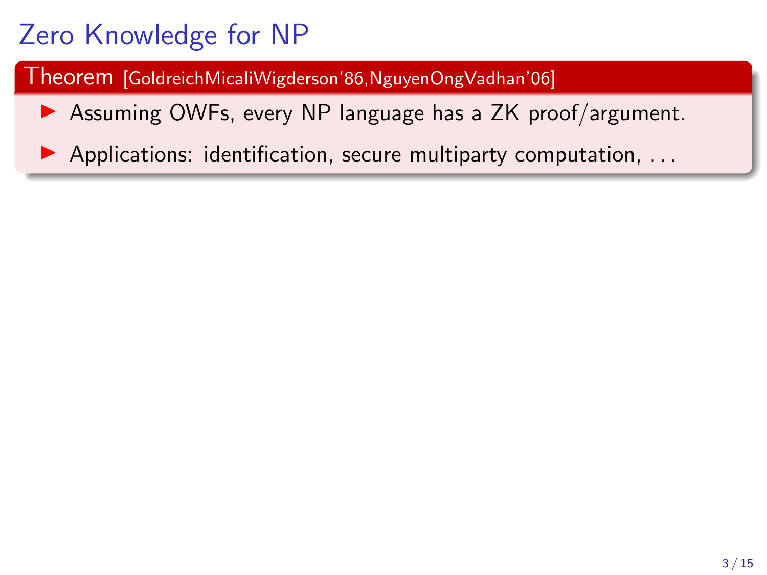# Zero Knowledge for NP

**Theorem** [GoldreichMicaliWigderson'86,NguyenOngVadhan'06]

- Assuming OWFs, every NP language has a ZK proof/argument.
- Applications: identification, secure multiparty computation, ...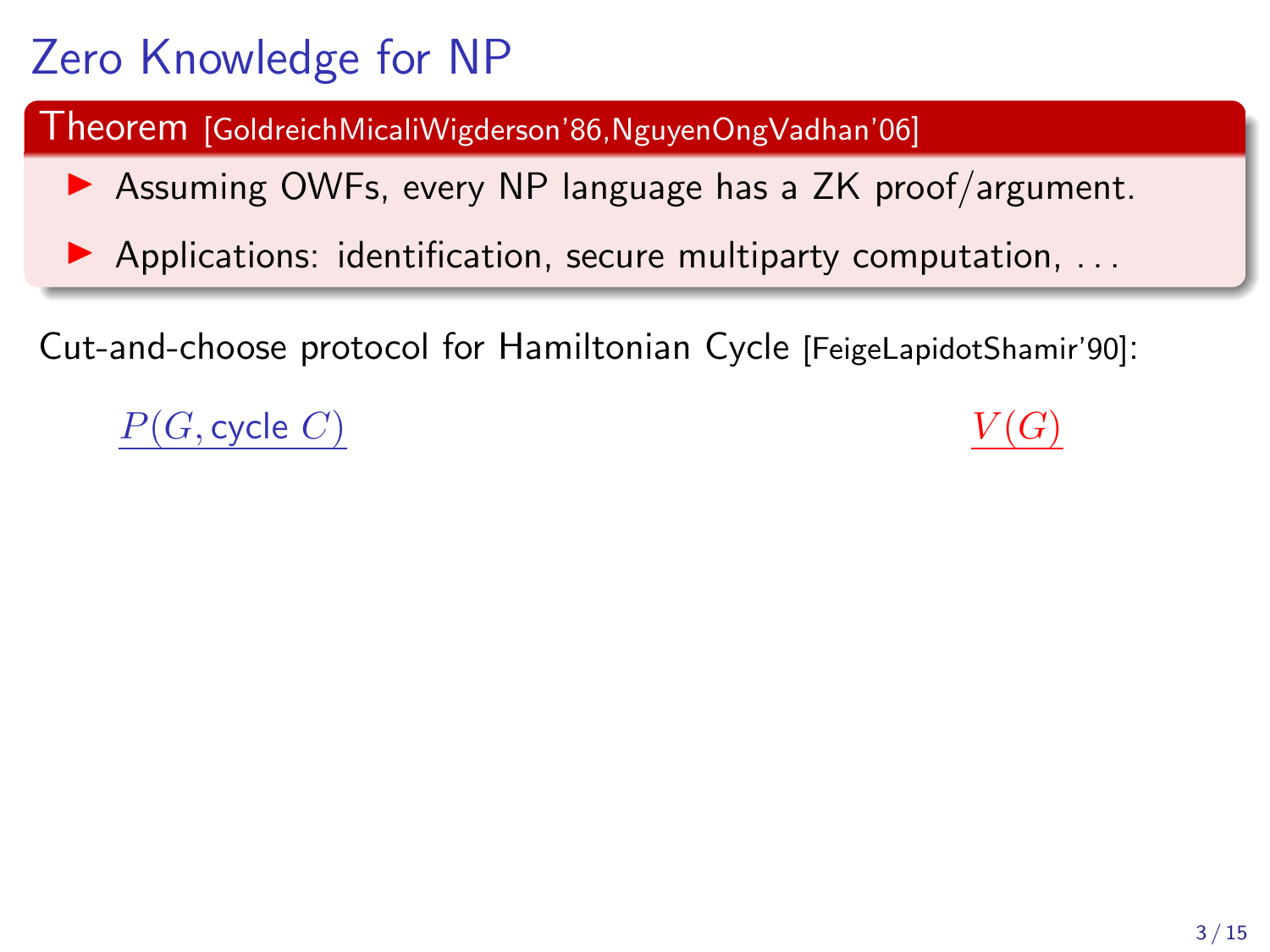# Zero Knowledge for NP

**Theorem** [GoldreichMicaliWigderson'86,NguyenOngVadhan'06]

- Assuming OWFs, every NP language has a ZK proof/argument.
- Applications: identification, secure multiparty computation, ...

Cut-and-choose protocol for Hamiltonian Cycle [FeigeLapidotShamir'90]:

$P(G, \text{cycle } C)$ $V(G)$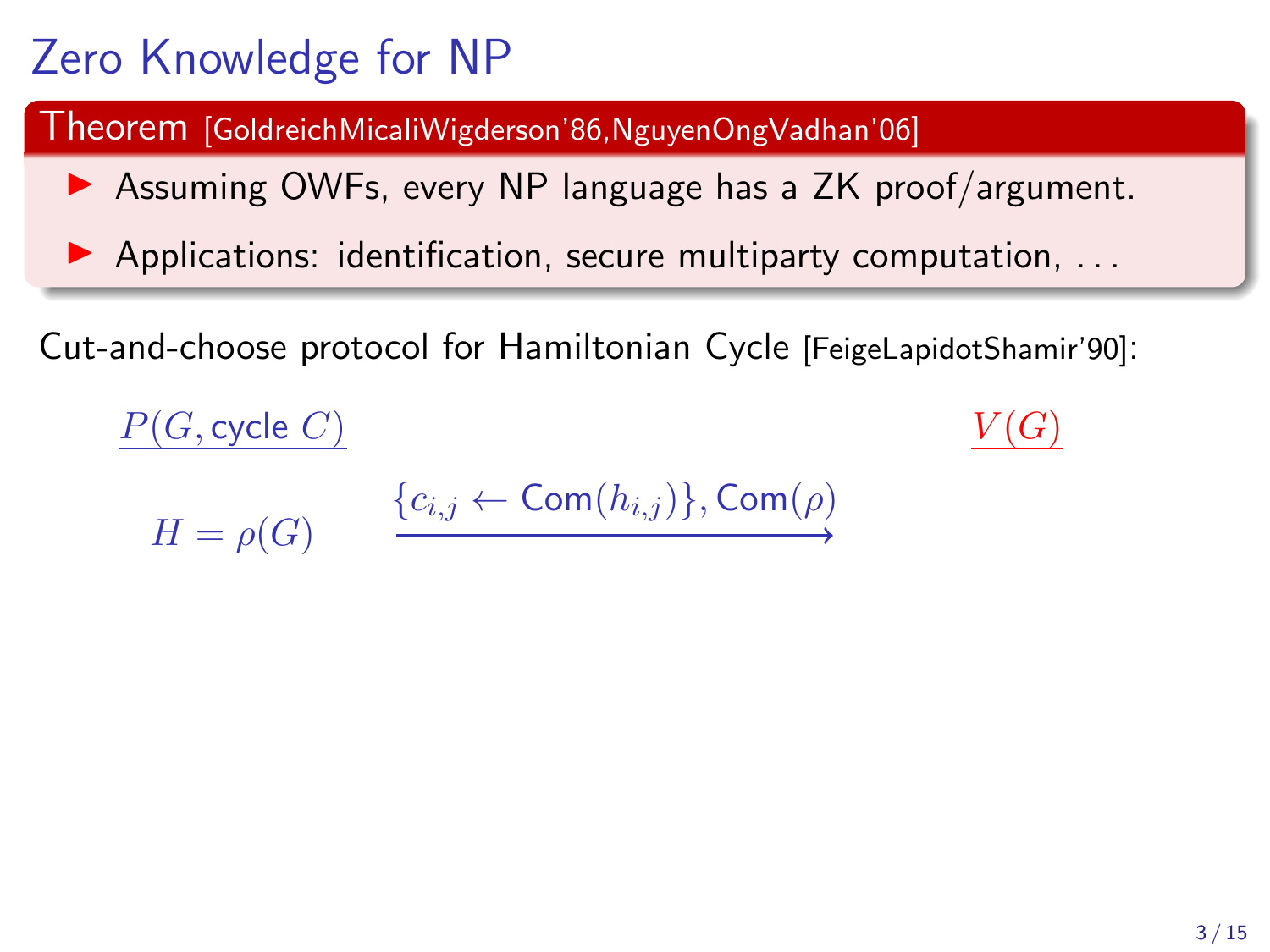# Zero Knowledge for NP

**Theorem** [GoldreichMicaliWigderson'86,NguyenOngVadhan'06]

- Assuming OWFs, every NP language has a ZK proof/argument.
- Applications: identification, secure multiparty computation, ...

Cut-and-choose protocol for Hamiltonian Cycle [FeigeLapidotShamir'90]:

$\underline{P(G, \text{cycle } C)}$ $\qquad\qquad\qquad\qquad\qquad\qquad$ $\underline{V(G)}$

$H = \rho(G)$ $\qquad \xrightarrow{\{c_{i,j} \leftarrow \mathsf{Com}(h_{i,j})\}, \mathsf{Com}(\rho)}$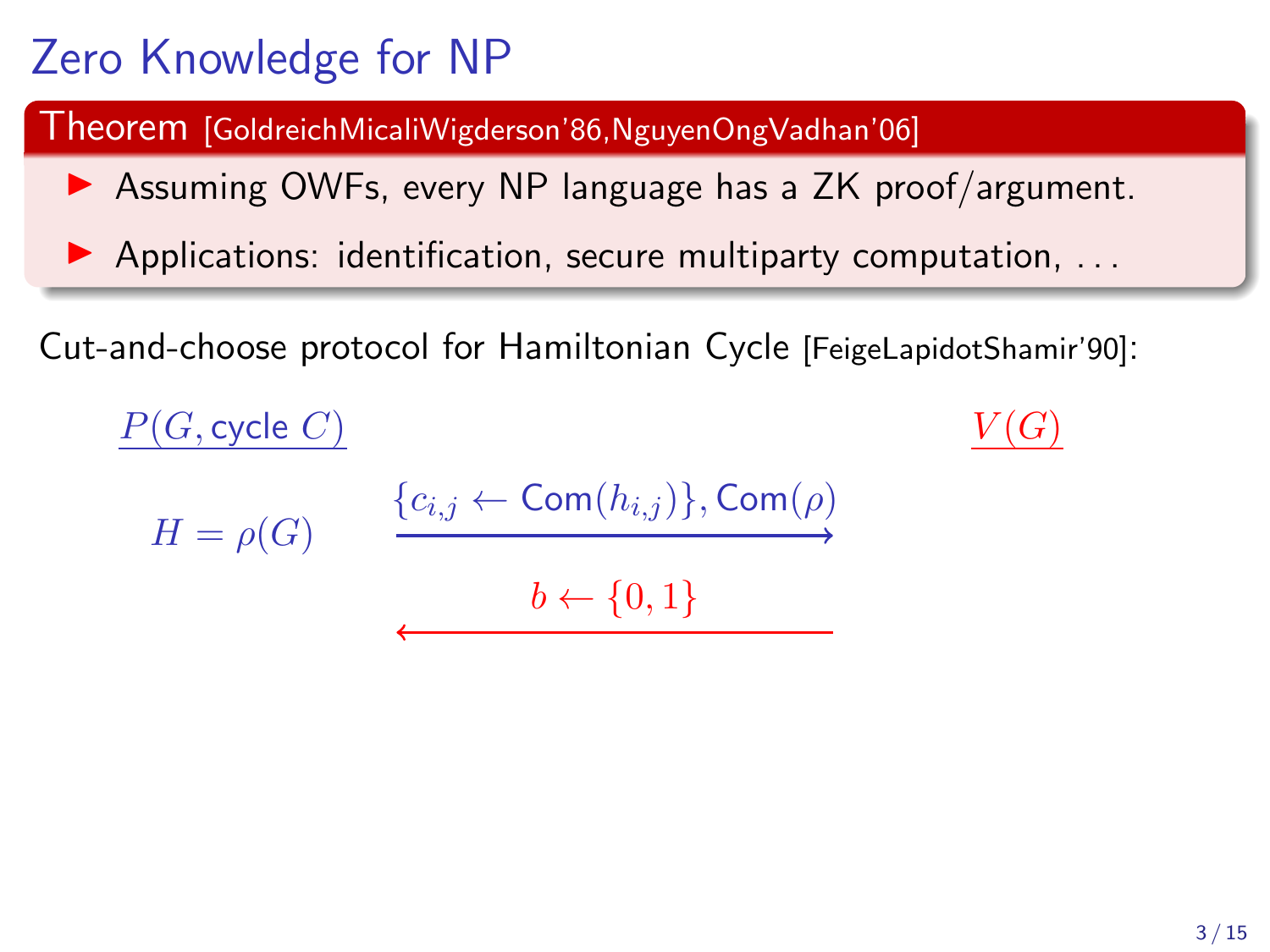# Zero Knowledge for NP

**Theorem** [GoldreichMicaliWigderson'86,NguyenOngVadhan'06]

- Assuming OWFs, every NP language has a ZK proof/argument.
- Applications: identification, secure multiparty computation, ...

Cut-and-choose protocol for Hamiltonian Cycle [FeigeLapidotShamir'90]:

$P(G, \text{cycle } C)$ $\qquad\qquad\qquad\qquad$ $V(G)$

$H = \rho(G)$ $\quad \xrightarrow{\{c_{i,j} \leftarrow \mathsf{Com}(h_{i,j})\}, \mathsf{Com}(\rho)}$

$\xleftarrow{b \leftarrow \{0,1\}}$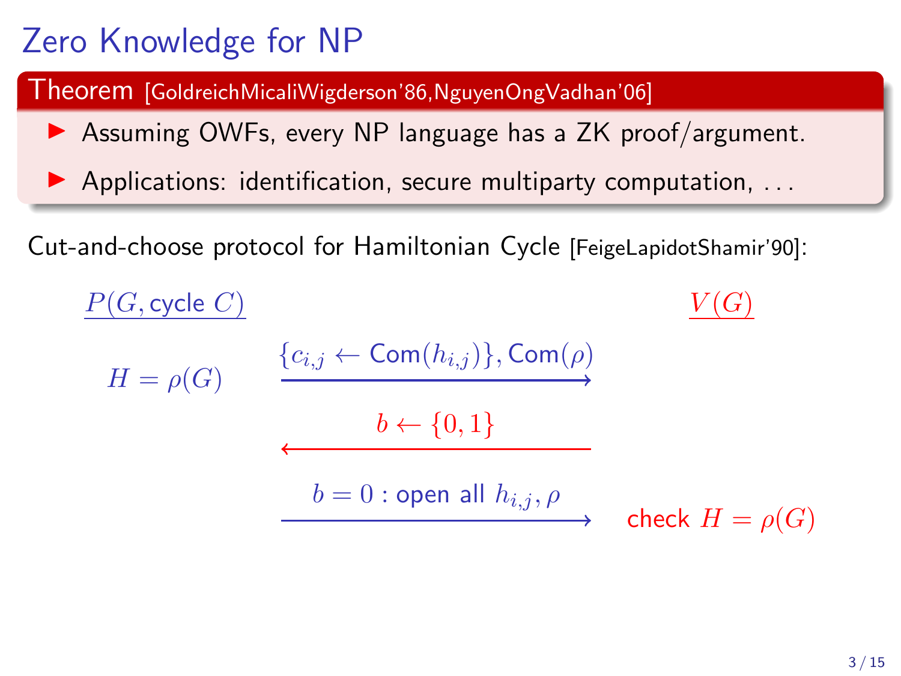# Zero Knowledge for NP

**Theorem** [GoldreichMicaliWigderson'86,NguyenOngVadhan'06]

- Assuming OWFs, every NP language has a ZK proof/argument.
- Applications: identification, secure multiparty computation, ...

Cut-and-choose protocol for Hamiltonian Cycle [FeigeLapidotShamir'90]:

| $\underline{P(G, \text{cycle } C)}$ | | $\underline{V(G)}$ |
|---|---|---|
| $H = \rho(G)$ | $\xrightarrow{\{c_{i,j} \leftarrow \mathsf{Com}(h_{i,j})\}, \mathsf{Com}(\rho)}$ | |
| | $\xleftarrow{b \leftarrow \{0,1\}}$ | |
| | $\xrightarrow{b = 0 : \text{open all } h_{i,j}, \rho}$ | check $H = \rho(G)$ |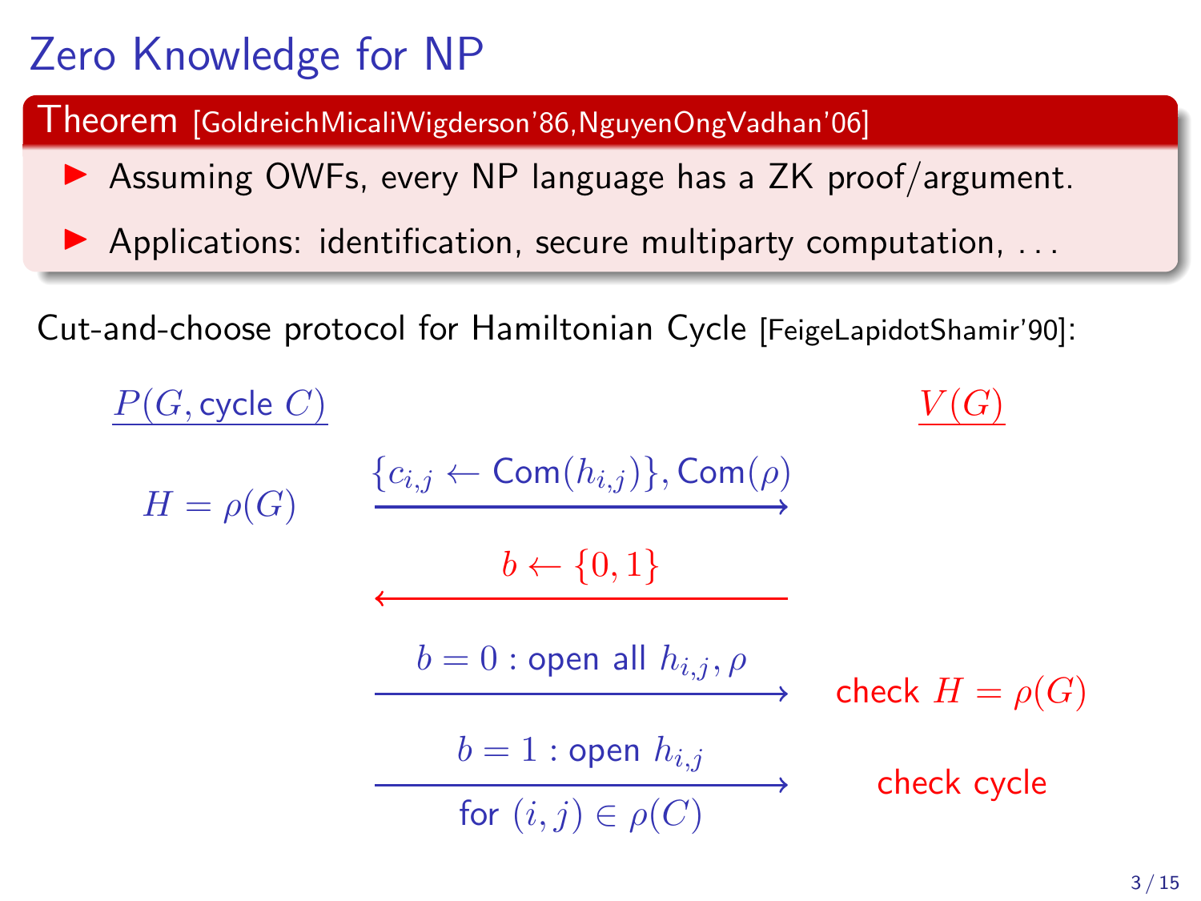# Zero Knowledge for NP

**Theorem** [GoldreichMicaliWigderson'86,NguyenOngVadhan'06]

- Assuming OWFs, every NP language has a ZK proof/argument.
- Applications: identification, secure multiparty computation, ...

Cut-and-choose protocol for Hamiltonian Cycle [FeigeLapidotShamir'90]:

$\underline{P(G, \text{cycle } C)}$ $\qquad\qquad\qquad\qquad$ $\underline{V(G)}$

$H = \rho(G)$ $\quad \xrightarrow{\{c_{i,j} \leftarrow \mathsf{Com}(h_{i,j})\}, \mathsf{Com}(\rho)}$

$\xleftarrow{b \leftarrow \{0,1\}}$

$\xrightarrow{b = 0 \text{ : open all } h_{i,j}, \rho}$ $\quad$ check $H = \rho(G)$

$\xrightarrow[\text{for } (i,j) \in \rho(C)]{b = 1 \text{ : open } h_{i,j}}$ $\quad$ check cycle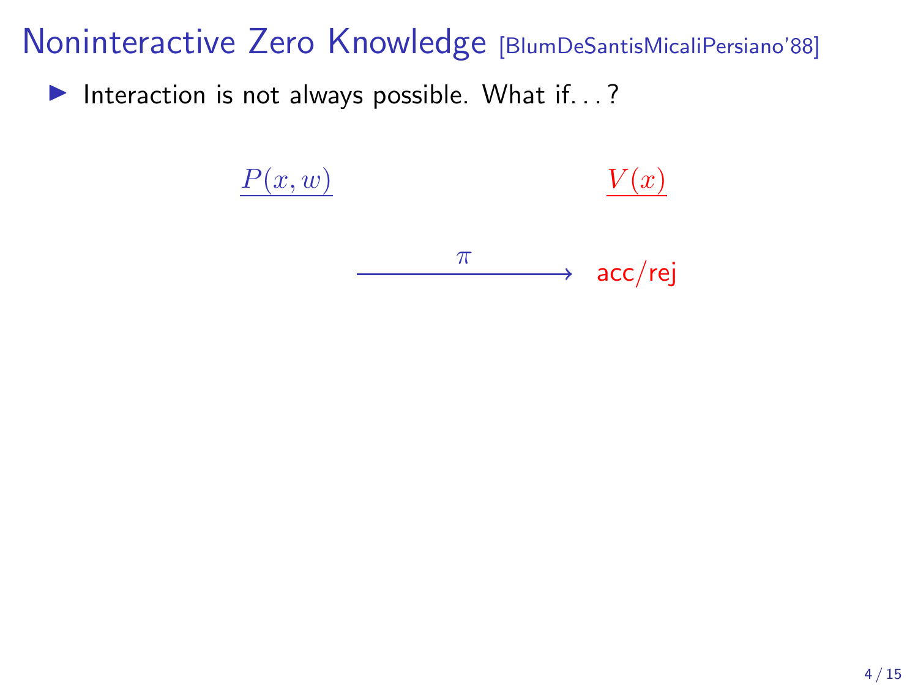# Noninteractive Zero Knowledge [BlumDeSantisMicaliPersiano'88]

- Interaction is not always possible. What if...?

$\underline{P(x, w)}$ $\qquad\qquad\qquad\qquad$ $\underline{V(x)}$

$$\xrightarrow{\quad \pi \quad} \text{acc/rej}$$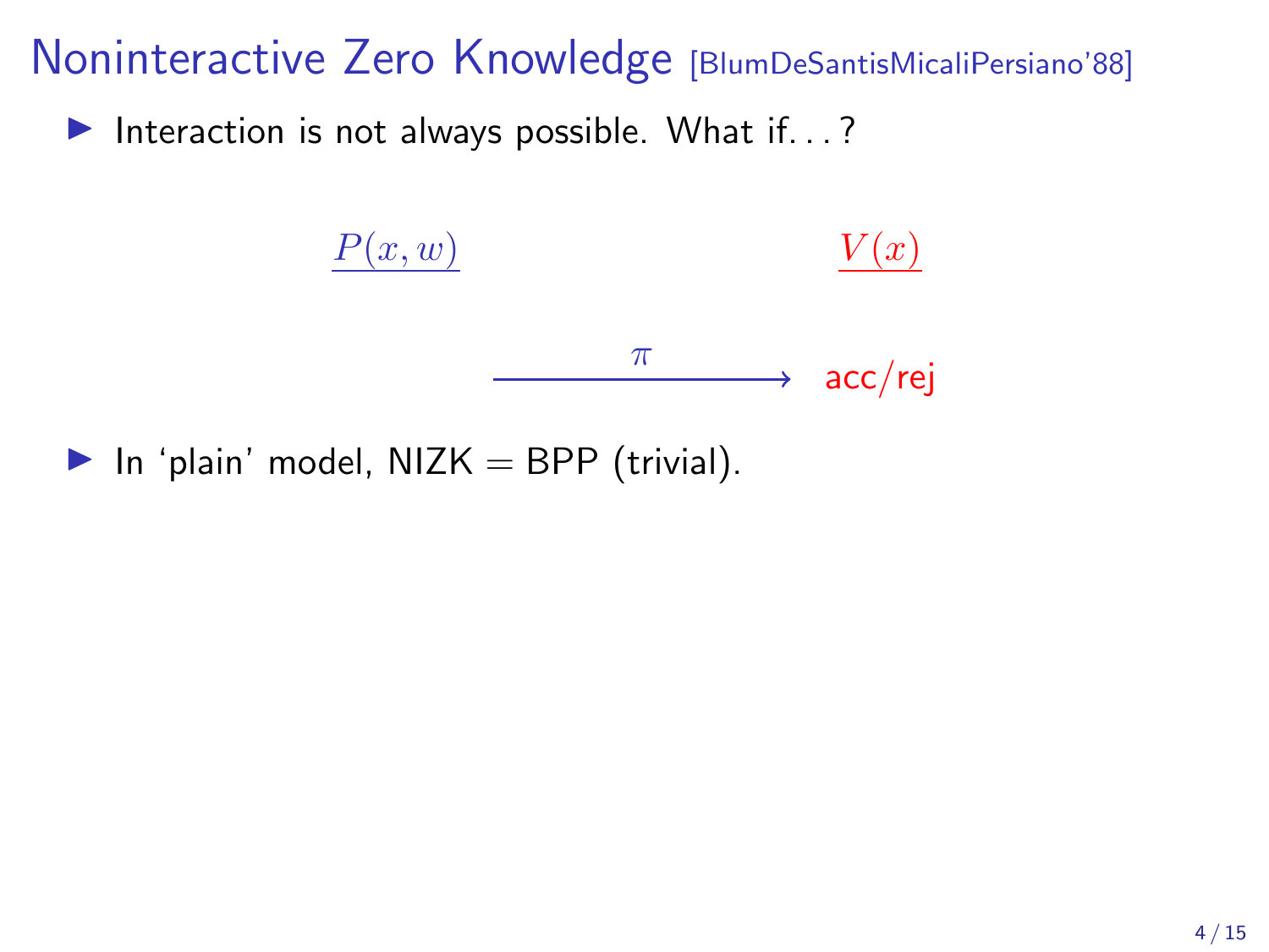# Noninteractive Zero Knowledge [BlumDeSantisMicaliPersiano'88]

- Interaction is not always possible. What if. . . ?

$\underline{P(x, w)}$ $\underline{V(x)}$

$\xrightarrow{\pi}$ acc/rej

- In 'plain' model, NIZK = BPP (trivial).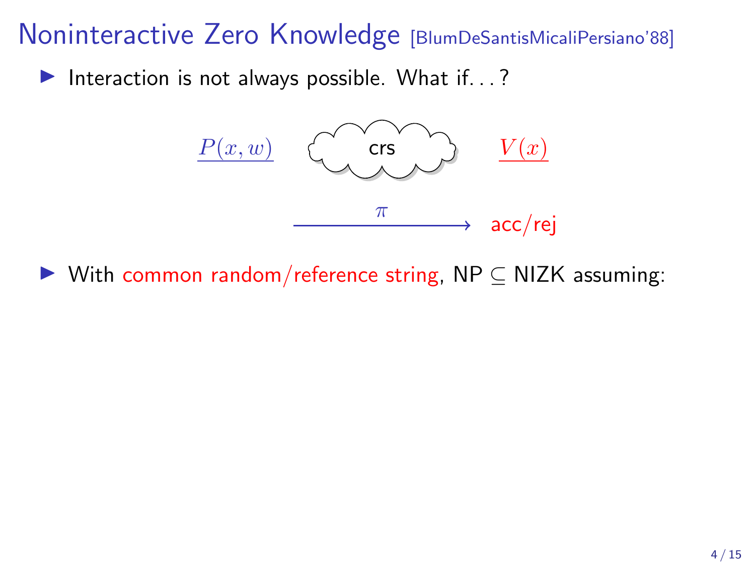# Noninteractive Zero Knowledge [BlumDeSantisMicaliPersiano'88]

- Interaction is not always possible. What if. . . ?

$P(x, w)$ crs $V(x)$

$\xrightarrow{\pi}$ acc/rej

- With common random/reference string, NP $\subseteq$ NIZK assuming: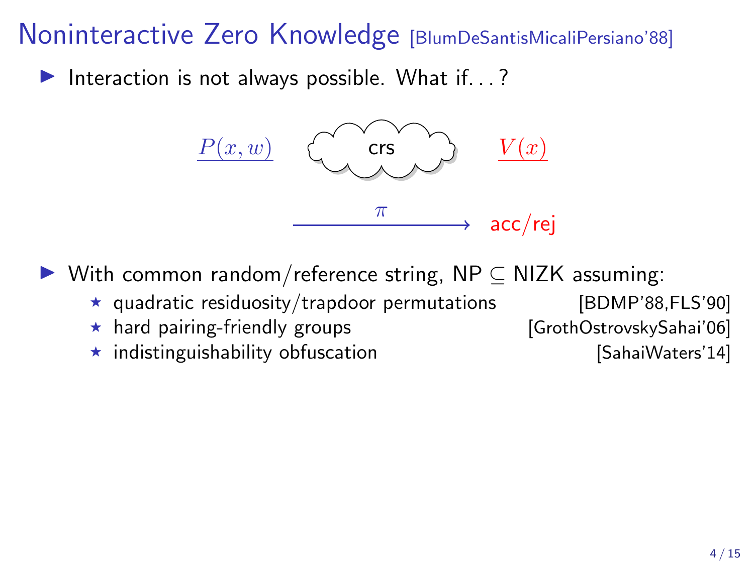# Noninteractive Zero Knowledge [BlumDeSantisMicaliPersiano'88]

- Interaction is not always possible. What if. . . ?

$P(x, w)$ crs $V(x)$

$\xrightarrow{\pi}$ acc/rej

- With common random/reference string, NP $\subseteq$ NIZK assuming:
  - ⋆ quadratic residuosity/trapdoor permutations [BDMP'88,FLS'90]
  - ⋆ hard pairing-friendly groups [GrothOstrovskySahai'06]
  - ⋆ indistinguishability obfuscation [SahaiWaters'14]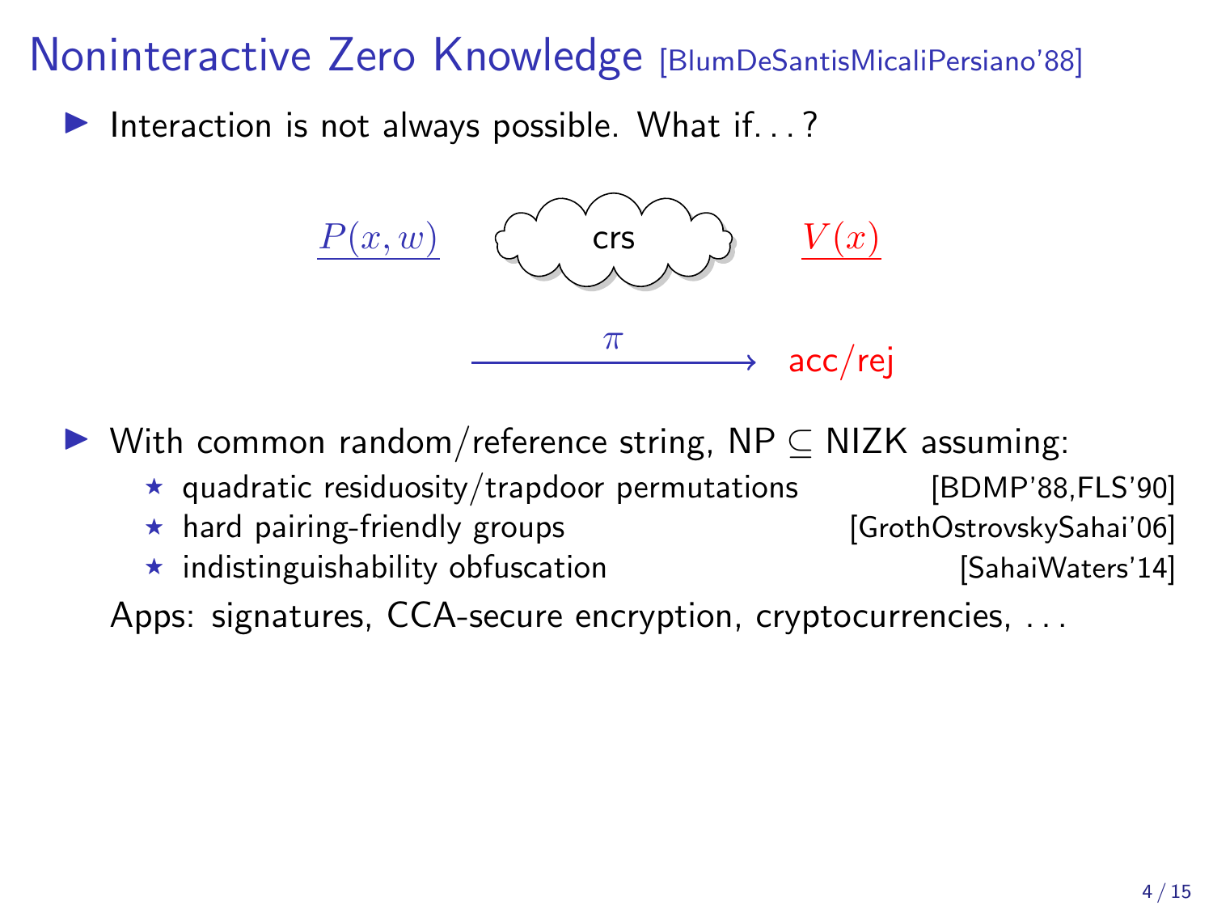# Noninteractive Zero Knowledge [BlumDeSantisMicaliPersiano'88]

- Interaction is not always possible. What if. . . ?

$P(x, w)$ crs $V(x)$

$\pi$ → acc/rej

- With common random/reference string, NP ⊆ NIZK assuming:
  - ⋆ quadratic residuosity/trapdoor permutations [BDMP'88,FLS'90]
  - ⋆ hard pairing-friendly groups [GrothOstrovskySahai'06]
  - ⋆ indistinguishability obfuscation [SahaiWaters'14]

  Apps: signatures, CCA-secure encryption, cryptocurrencies, . . .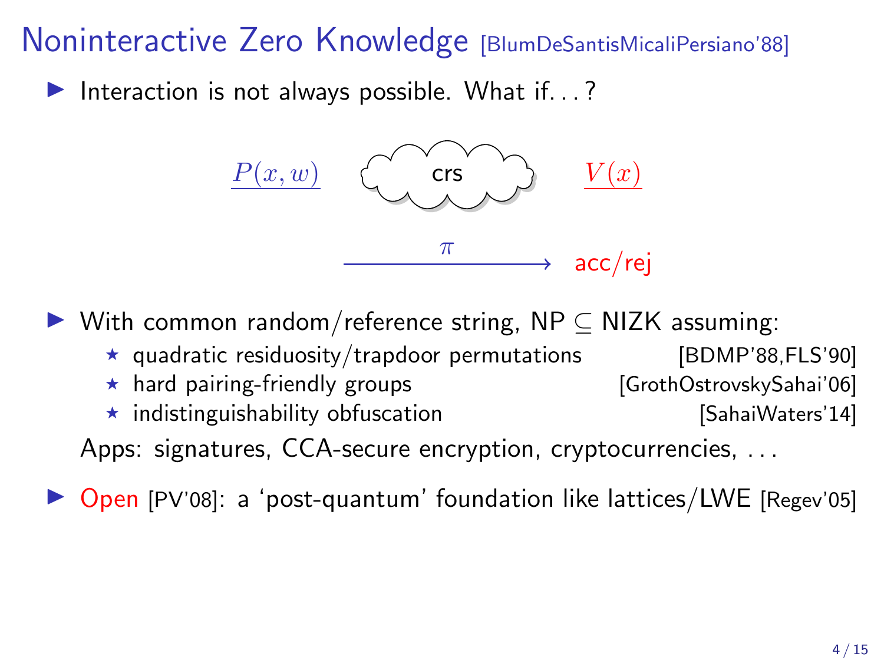# Noninteractive Zero Knowledge [BlumDeSantisMicaliPersiano'88]

- Interaction is not always possible. What if. . . ?

$P(x, w)$ crs $V(x)$

$\xrightarrow{\pi}$ acc/rej

- With common random/reference string, NP $\subseteq$ NIZK assuming:
  - ⋆ quadratic residuosity/trapdoor permutations [BDMP'88,FLS'90]
  - ⋆ hard pairing-friendly groups [GrothOstrovskySahai'06]
  - ⋆ indistinguishability obfuscation [SahaiWaters'14]

  Apps: signatures, CCA-secure encryption, cryptocurrencies, . . .

- Open [PV'08]: a 'post-quantum' foundation like lattices/LWE [Regev'05]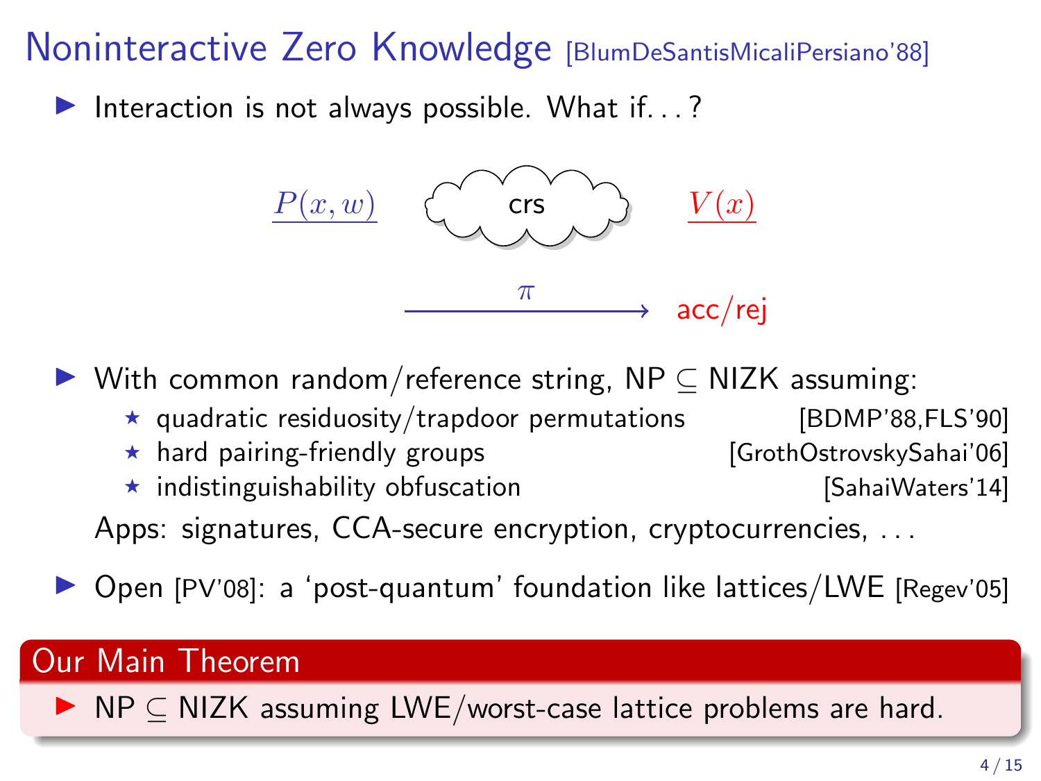# Noninteractive Zero Knowledge [BlumDeSantisMicaliPersiano'88]

- Interaction is not always possible. What if. . . ?

$P(x, w)$ crs $V(x)$

$\xrightarrow{\pi}$ acc/rej

- With common random/reference string, NP $\subseteq$ NIZK assuming:
  - ⋆ quadratic residuosity/trapdoor permutations [BDMP'88,FLS'90]
  - ⋆ hard pairing-friendly groups [GrothOstrovskySahai'06]
  - ⋆ indistinguishability obfuscation [SahaiWaters'14]

  Apps: signatures, CCA-secure encryption, cryptocurrencies, . . .

- Open [PV'08]: a 'post-quantum' foundation like lattices/LWE [Regev'05]

**Our Main Theorem**

- NP $\subseteq$ NIZK assuming LWE/worst-case lattice problems are hard.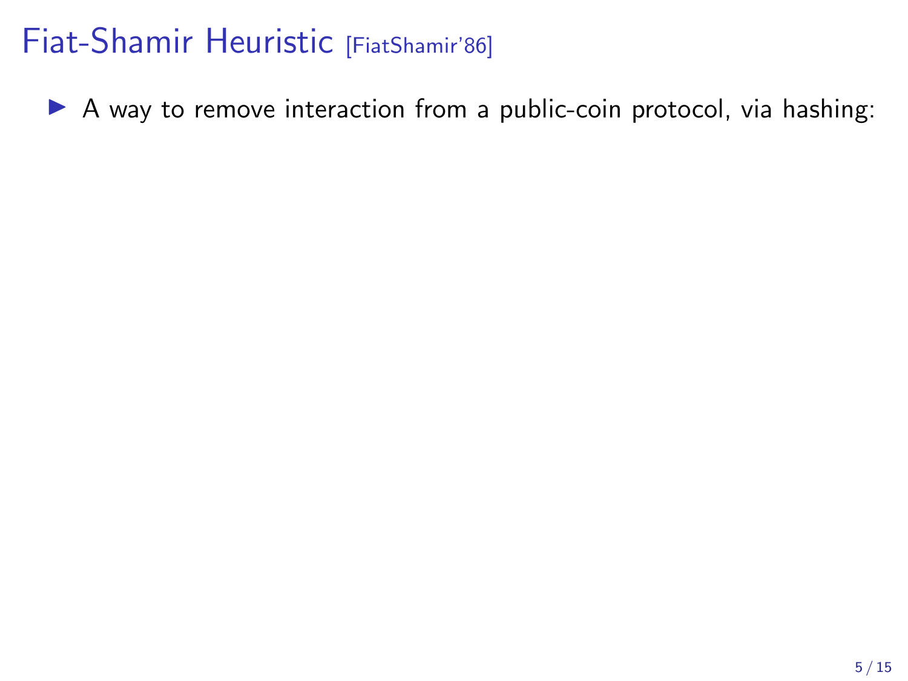# Fiat-Shamir Heuristic [FiatShamir'86]

- A way to remove interaction from a public-coin protocol, via hashing: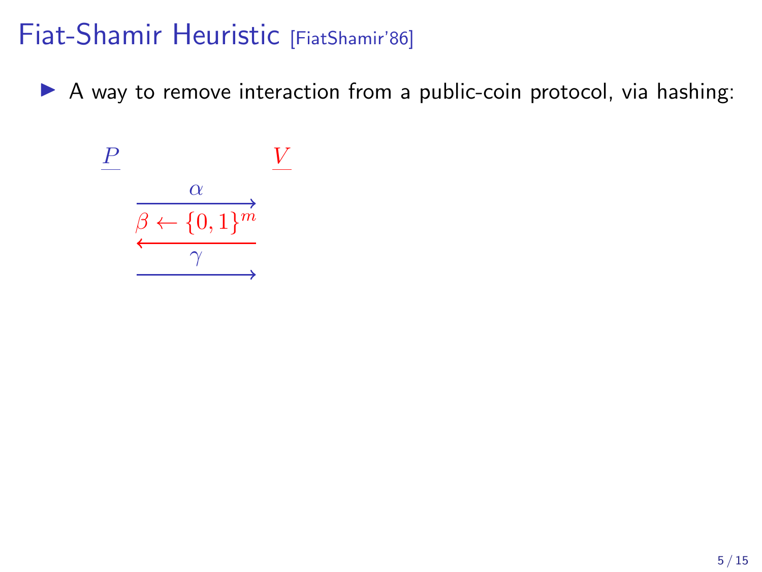# Fiat-Shamir Heuristic [FiatShamir'86]

- A way to remove interaction from a public-coin protocol, via hashing:

$$
\begin{array}{ccc}
\underline{P} & & \underline{V} \\
& \xrightarrow{\quad \alpha \quad} & \\
& \xleftarrow{\beta \leftarrow \{0,1\}^m} & \\
& \xrightarrow{\quad \gamma \quad} &
\end{array}
$$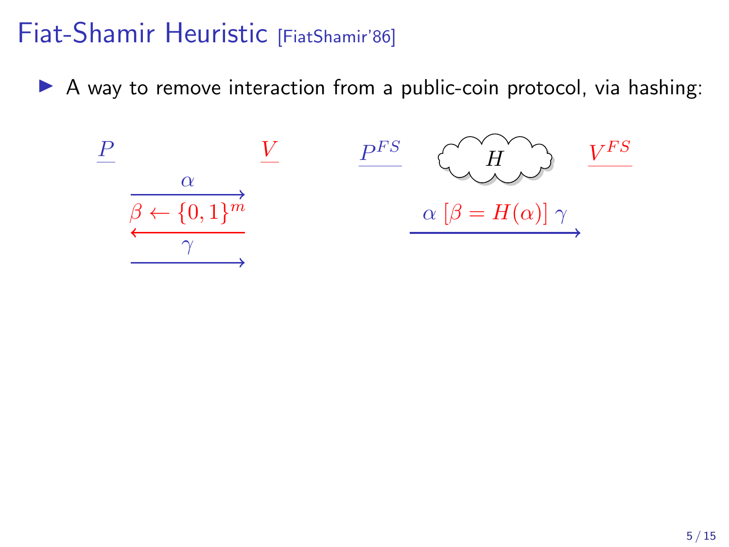# Fiat-Shamir Heuristic [FiatShamir'86]

- A way to remove interaction from a public-coin protocol, via hashing:

$P$ $\quad\quad\quad\quad\quad\quad$ $V$

$\xrightarrow{\alpha}$

$\xleftarrow{\beta \leftarrow \{0,1\}^m}$

$\xrightarrow{\gamma}$

$P^{FS}$ $\quad\quad$ $H$ $\quad\quad$ $V^{FS}$

$\xrightarrow{\alpha\ [\beta = H(\alpha)]\ \gamma}$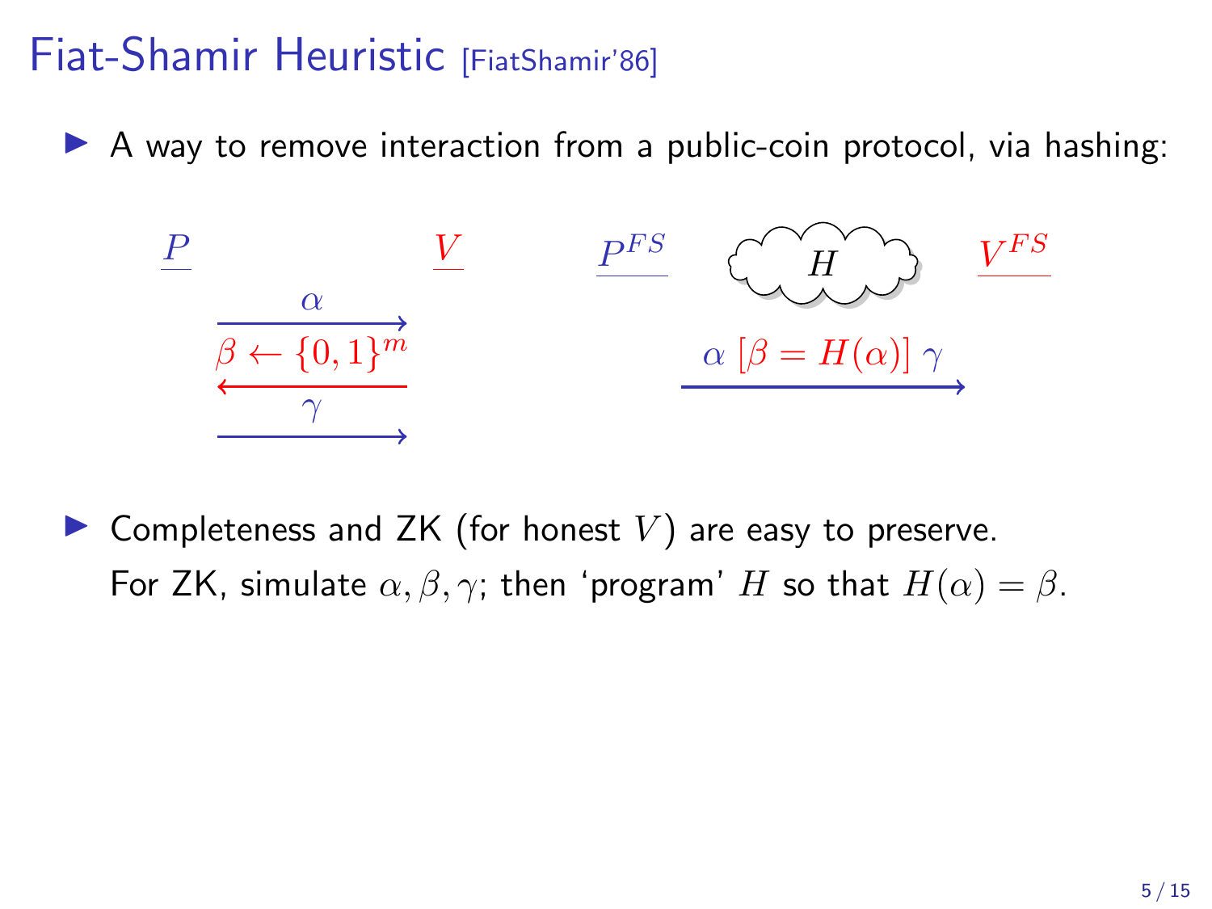# Fiat-Shamir Heuristic [FiatShamir'86]

- A way to remove interaction from a public-coin protocol, via hashing:

$P$ $\quad\quad\quad\quad$ $V$

$\xrightarrow{\alpha}$

$\xleftarrow{\beta \leftarrow \{0,1\}^m}$

$\xrightarrow{\gamma}$

$P^{FS}$ $\quad$ $H$ $\quad$ $V^{FS}$

$\xrightarrow{\alpha \; [\beta = H(\alpha)] \; \gamma}$

- Completeness and ZK (for honest $V$) are easy to preserve. For ZK, simulate $\alpha, \beta, \gamma$; then 'program' $H$ so that $H(\alpha) = \beta$.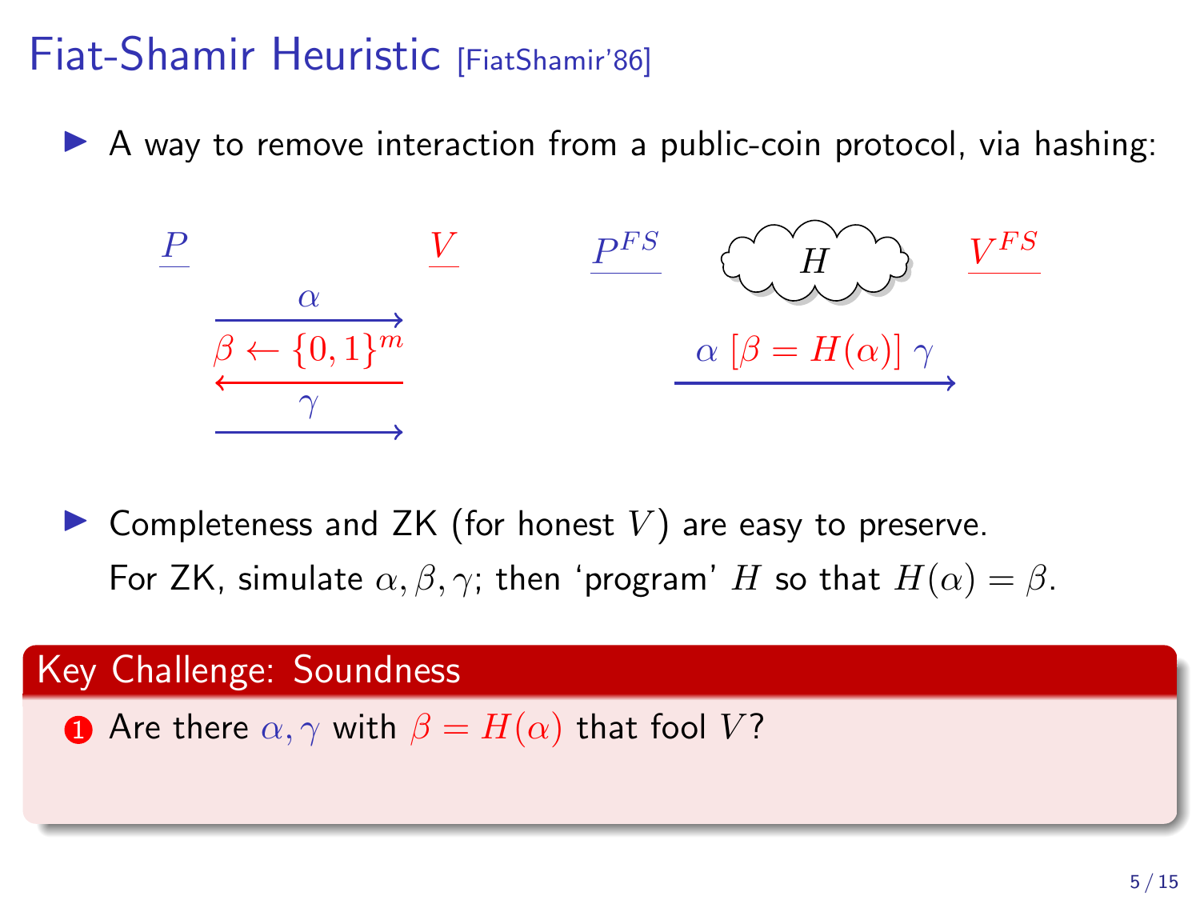# Fiat-Shamir Heuristic [FiatShamir'86]

- A way to remove interaction from a public-coin protocol, via hashing:

$P$ $\quad\quad\quad\quad$ $V$

$\xrightarrow{\alpha}$

$\xleftarrow{\beta \leftarrow \{0,1\}^m}$

$\xrightarrow{\gamma}$

$P^{FS}$ $\quad$ $H$ $\quad$ $V^{FS}$

$\xrightarrow{\alpha\ [\beta = H(\alpha)]\ \gamma}$

- Completeness and ZK (for honest $V$) are easy to preserve.
  For ZK, simulate $\alpha, \beta, \gamma$; then 'program' $H$ so that $H(\alpha) = \beta$.

**Key Challenge: Soundness**

1. Are there $\alpha, \gamma$ with $\beta = H(\alpha)$ that fool $V$?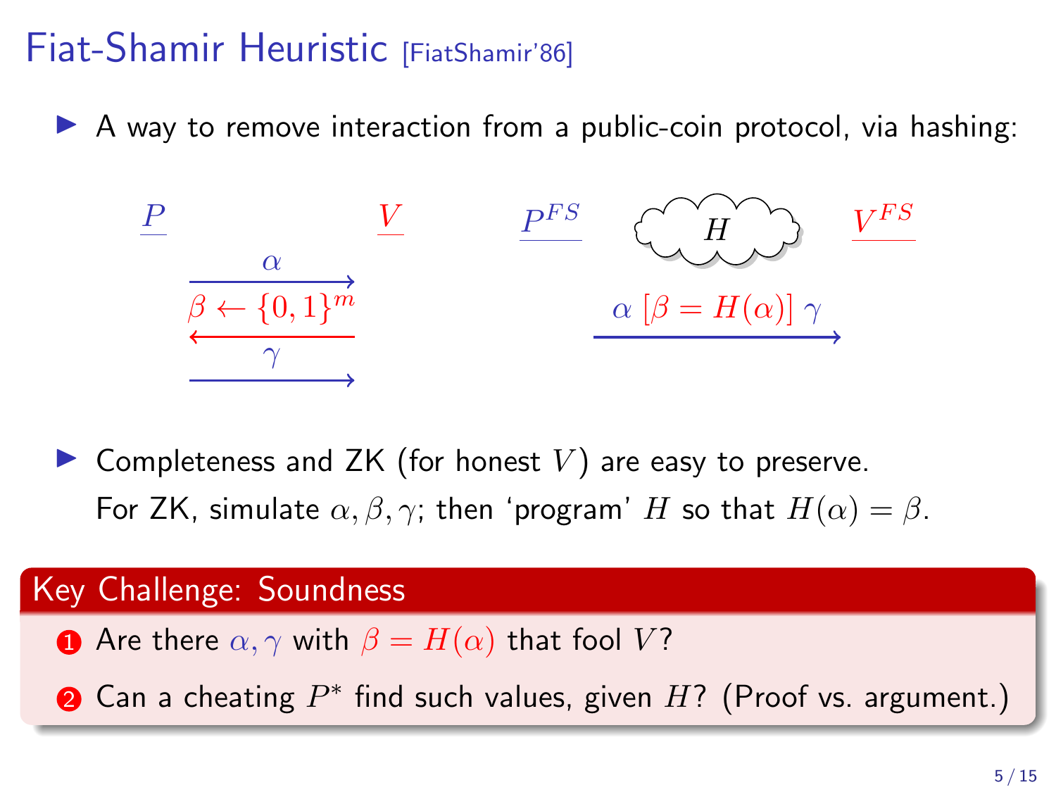# Fiat-Shamir Heuristic [FiatShamir'86]

- A way to remove interaction from a public-coin protocol, via hashing:

| $P$ | | $V$ |
|---|---|---|
| | $\alpha \longrightarrow$ | |
| | $\longleftarrow \beta \leftarrow \{0,1\}^m$ | |
| | $\gamma \longrightarrow$ | |

| $P^{FS}$ | $H$ | $V^{FS}$ |
|---|---|---|
| | $\alpha \; [\beta = H(\alpha)] \; \gamma \longrightarrow$ | |

- Completeness and ZK (for honest $V$) are easy to preserve.
  For ZK, simulate $\alpha, \beta, \gamma$; then 'program' $H$ so that $H(\alpha) = \beta$.

**Key Challenge: Soundness**

1. Are there $\alpha, \gamma$ with $\beta = H(\alpha)$ that fool $V$?
2. Can a cheating $P^*$ find such values, given $H$? (Proof vs. argument.)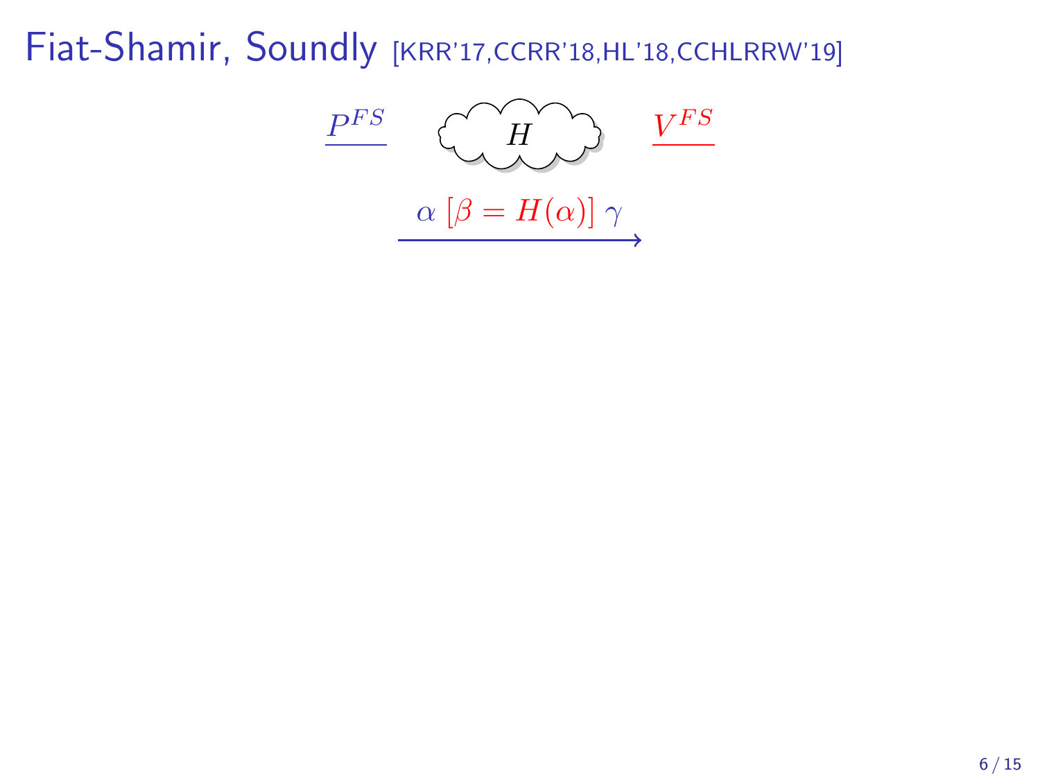# Fiat-Shamir, Soundly [KRR'17,CCRR'18,HL'18,CCHLRRW'19]

$P^{FS}$ $\quad H \quad$ $V^{FS}$

$$\xrightarrow{\alpha\ [\beta = H(\alpha)]\ \gamma}$$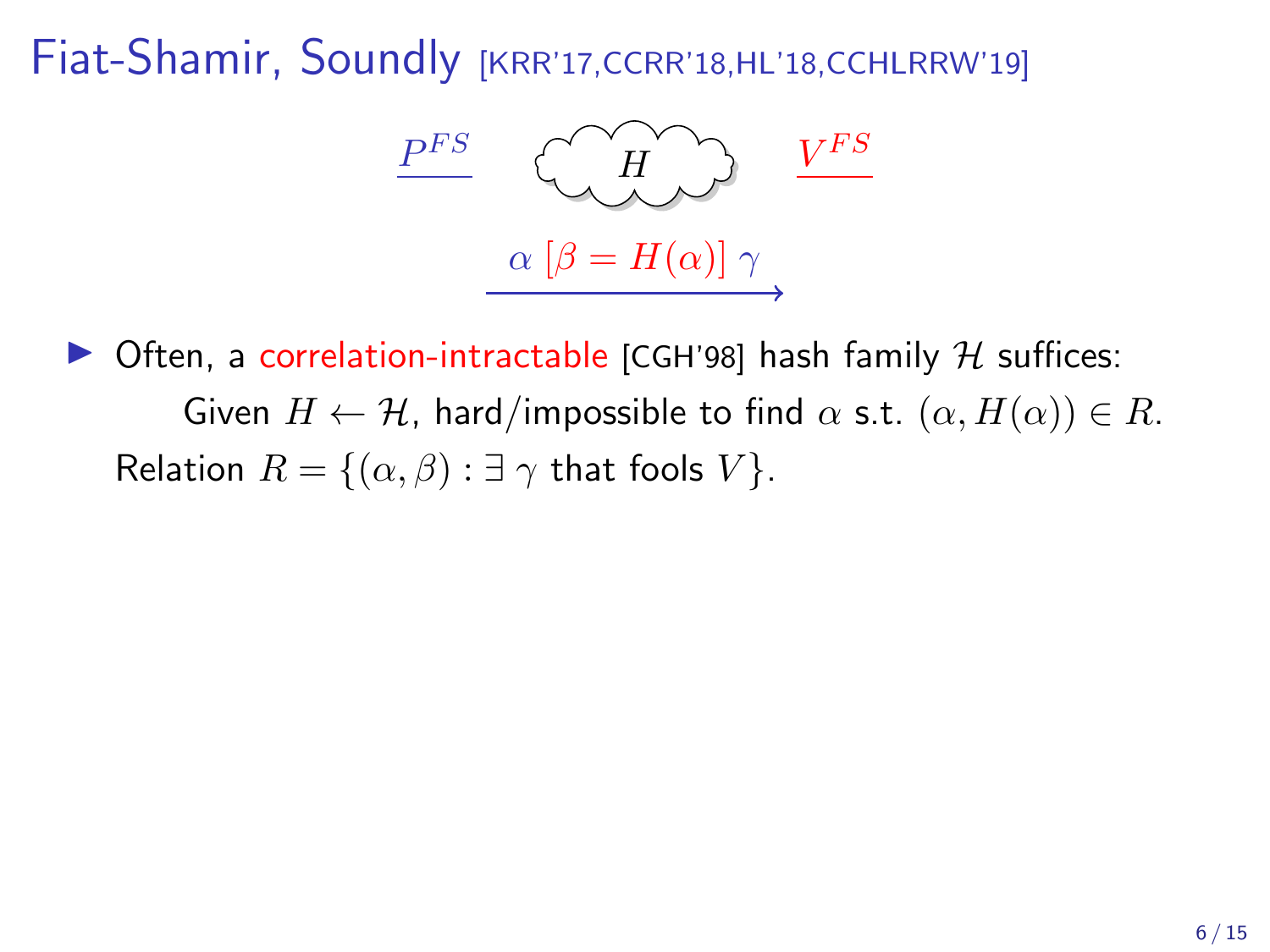# Fiat-Shamir, Soundly [KRR'17,CCRR'18,HL'18,CCHLRRW'19]

$P^{FS}$ $\quad H \quad$ $V^{FS}$

$\alpha\ [\beta = H(\alpha)]\ \gamma$

- Often, a correlation-intractable [CGH'98] hash family $\mathcal{H}$ suffices:

  Given $H \leftarrow \mathcal{H}$, hard/impossible to find $\alpha$ s.t. $(\alpha, H(\alpha)) \in R$.

  Relation $R = \{(\alpha, \beta) : \exists\ \gamma \text{ that fools } V\}$.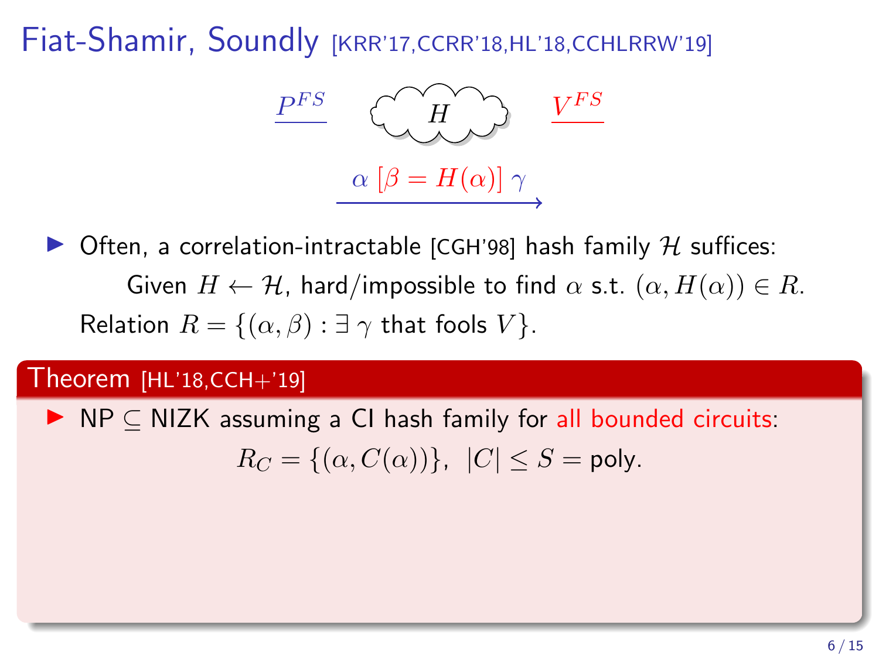# Fiat-Shamir, Soundly [KRR'17,CCRR'18,HL'18,CCHLRRW'19]

$P^{FS}$ $H$ $V^{FS}$

$\alpha \; [\beta = H(\alpha)] \; \gamma$

- Often, a correlation-intractable [CGH'98] hash family $\mathcal{H}$ suffices:

  Given $H \leftarrow \mathcal{H}$, hard/impossible to find $\alpha$ s.t. $(\alpha, H(\alpha)) \in R$.

  Relation $R = \{(\alpha, \beta) : \exists \, \gamma \text{ that fools } V\}$.

**Theorem** [HL'18,CCH+'19]

- NP $\subseteq$ NIZK assuming a CI hash family for all bounded circuits:

$$R_C = \{(\alpha, C(\alpha))\}, \;\; |C| \leq S = \text{poly}.$$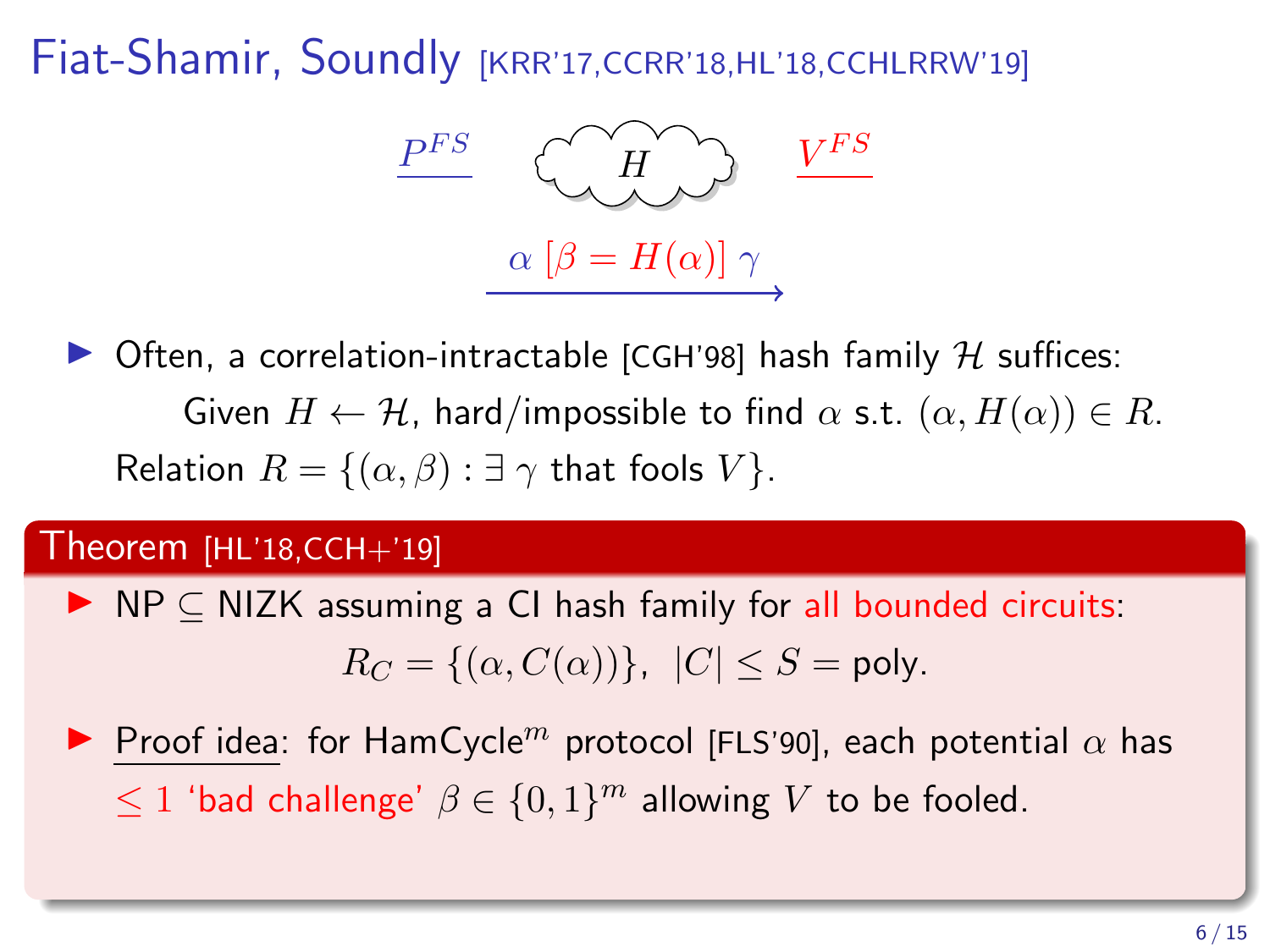# Fiat-Shamir, Soundly [KRR'17,CCRR'18,HL'18,CCHLRRW'19]

$P^{FS}$ $H$ $V^{FS}$

$$\alpha \ [\beta = H(\alpha)] \ \gamma$$

- Often, a correlation-intractable [CGH'98] hash family $\mathcal{H}$ suffices:

  Given $H \leftarrow \mathcal{H}$, hard/impossible to find $\alpha$ s.t. $(\alpha, H(\alpha)) \in R$.

  Relation $R = \{(\alpha, \beta) : \exists\, \gamma$ that fools $V\}$.

**Theorem** [HL'18,CCH+'19]

- NP $\subseteq$ NIZK assuming a CI hash family for all bounded circuits:

$$R_C = \{(\alpha, C(\alpha))\}, \ |C| \leq S = \text{poly}.$$

- Proof idea: for HamCycle$^m$ protocol [FLS'90], each potential $\alpha$ has $\leq 1$ 'bad challenge' $\beta \in \{0,1\}^m$ allowing $V$ to be fooled.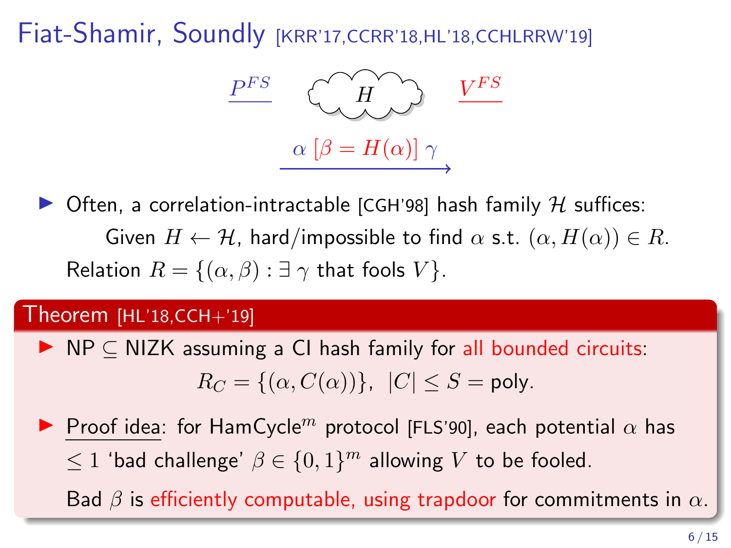# Fiat-Shamir, Soundly [KRR'17,CCRR'18,HL'18,CCHLRRW'19]

$P^{FS}$ &nbsp;&nbsp; $H$ &nbsp;&nbsp; $V^{FS}$

$$\alpha\ [\beta = H(\alpha)]\ \gamma \longrightarrow$$

- Often, a correlation-intractable [CGH'98] hash family $\mathcal{H}$ suffices:

  Given $H \leftarrow \mathcal{H}$, hard/impossible to find $\alpha$ s.t. $(\alpha, H(\alpha)) \in R$.

  Relation $R = \{(\alpha, \beta) : \exists\ \gamma \text{ that fools } V\}$.

**Theorem [HL'18,CCH+'19]**

- NP $\subseteq$ NIZK assuming a CI hash family for all bounded circuits:

$$R_C = \{(\alpha, C(\alpha))\},\ \ |C| \leq S = \text{poly}.$$

- Proof idea: for HamCycle$^m$ protocol [FLS'90], each potential $\alpha$ has $\leq 1$ 'bad challenge' $\beta \in \{0,1\}^m$ allowing $V$ to be fooled.

  Bad $\beta$ is efficiently computable, using trapdoor for commitments in $\alpha$.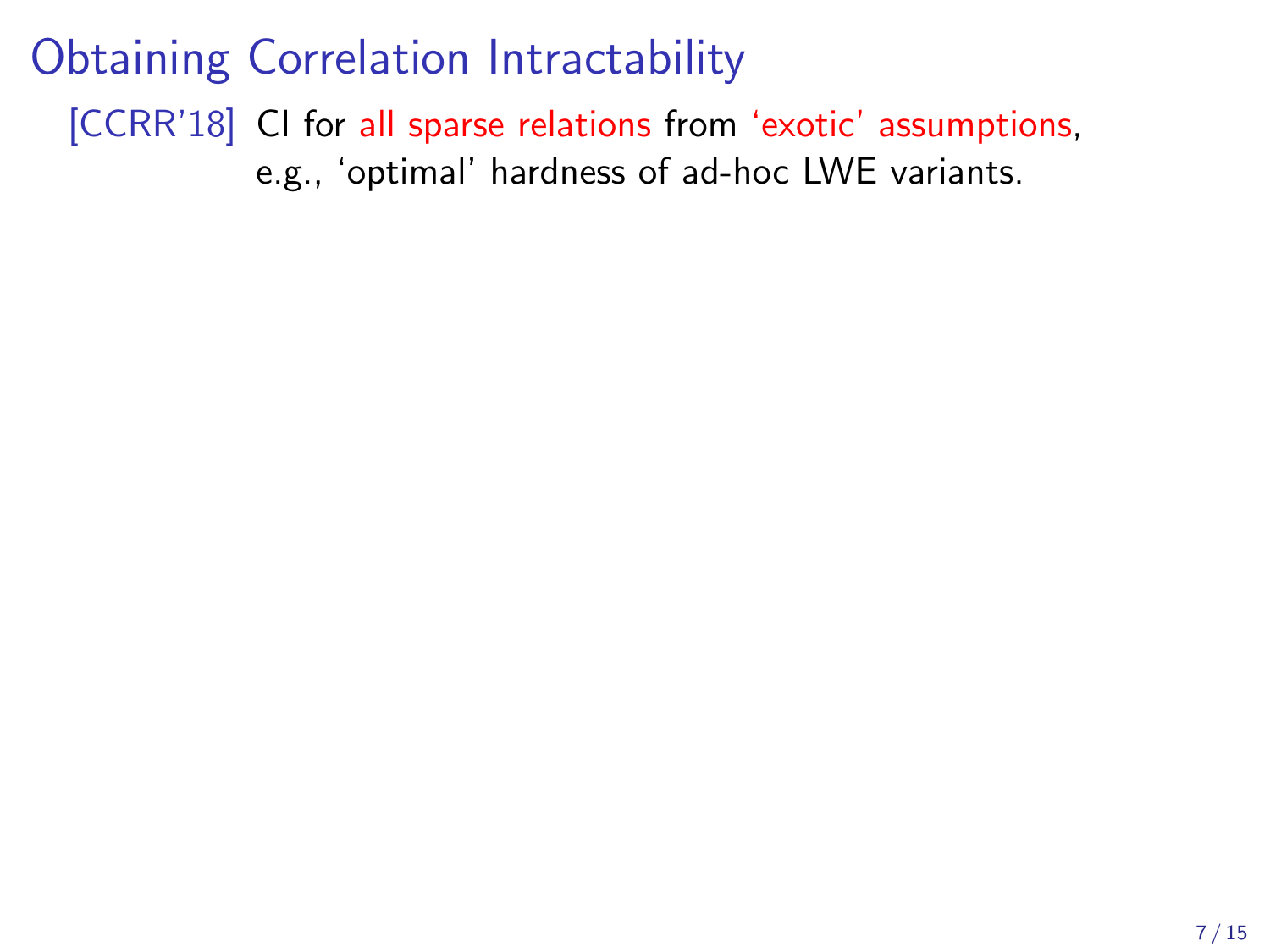# Obtaining Correlation Intractability

[CCRR'18] CI for all sparse relations from 'exotic' assumptions, e.g., 'optimal' hardness of ad-hoc LWE variants.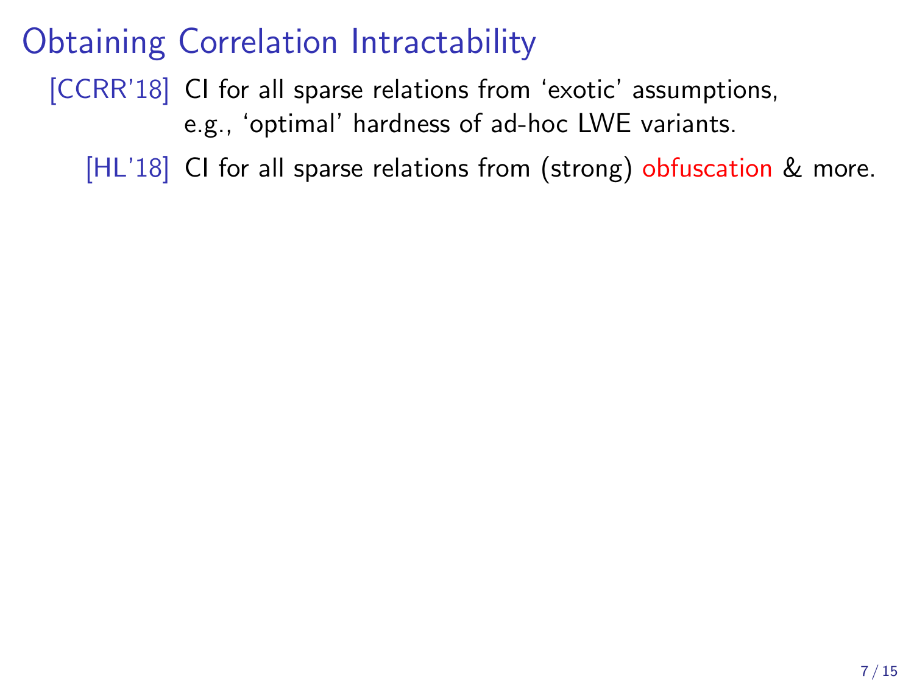# Obtaining Correlation Intractability

[CCRR'18] CI for all sparse relations from 'exotic' assumptions, e.g., 'optimal' hardness of ad-hoc LWE variants.

[HL'18] CI for all sparse relations from (strong) obfuscation & more.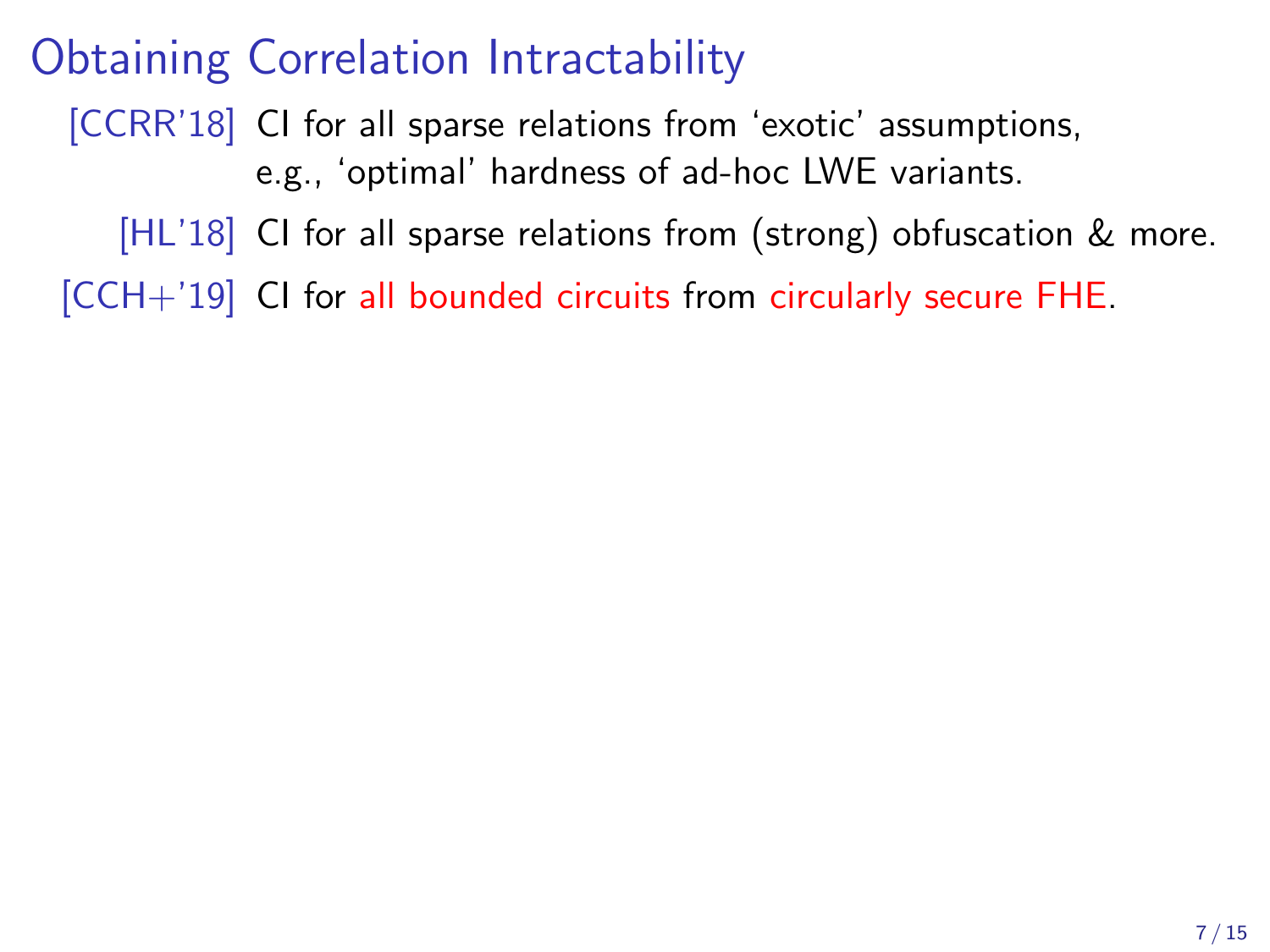# Obtaining Correlation Intractability

[CCRR'18] CI for all sparse relations from 'exotic' assumptions, e.g., 'optimal' hardness of ad-hoc LWE variants.

[HL'18] CI for all sparse relations from (strong) obfuscation & more.

[CCH+'19] CI for all bounded circuits from circularly secure FHE.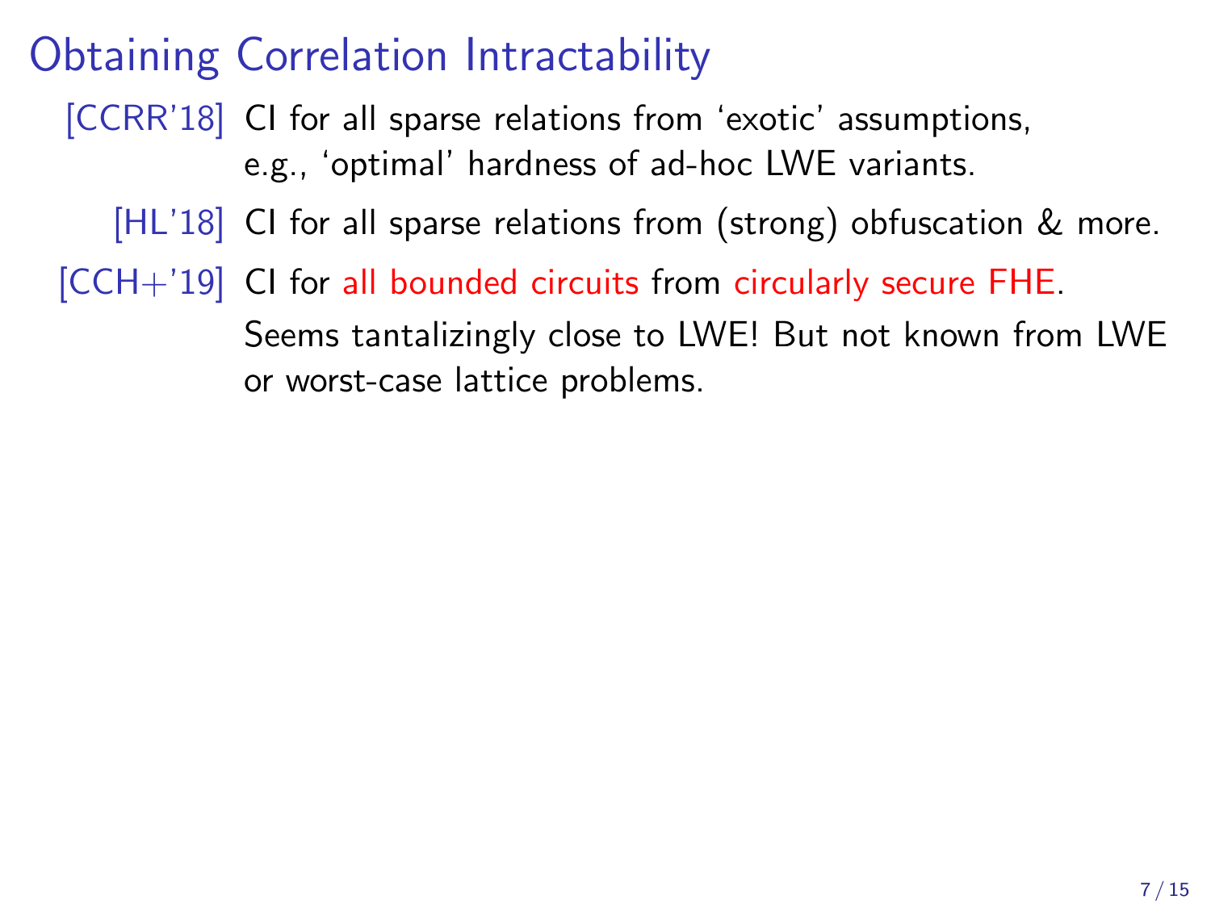# Obtaining Correlation Intractability

[CCRR'18] CI for all sparse relations from 'exotic' assumptions, e.g., 'optimal' hardness of ad-hoc LWE variants.

[HL'18] CI for all sparse relations from (strong) obfuscation & more.

[CCH+'19] CI for all bounded circuits from circularly secure FHE.
Seems tantalizingly close to LWE! But not known from LWE or worst-case lattice problems.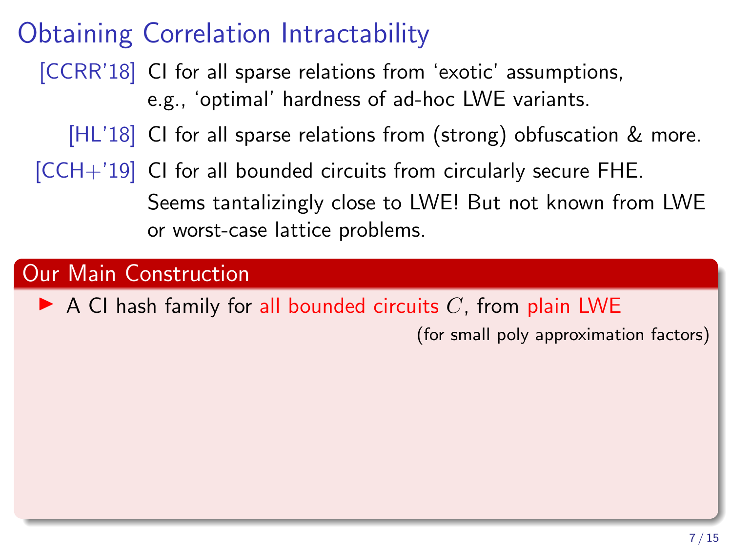# Obtaining Correlation Intractability

[CCRR'18] CI for all sparse relations from 'exotic' assumptions, e.g., 'optimal' hardness of ad-hoc LWE variants.

[HL'18] CI for all sparse relations from (strong) obfuscation & more.

[CCH+'19] CI for all bounded circuits from circularly secure FHE. Seems tantalizingly close to LWE! But not known from LWE or worst-case lattice problems.

## Our Main Construction

- A CI hash family for all bounded circuits $C$, from plain LWE (for small poly approximation factors)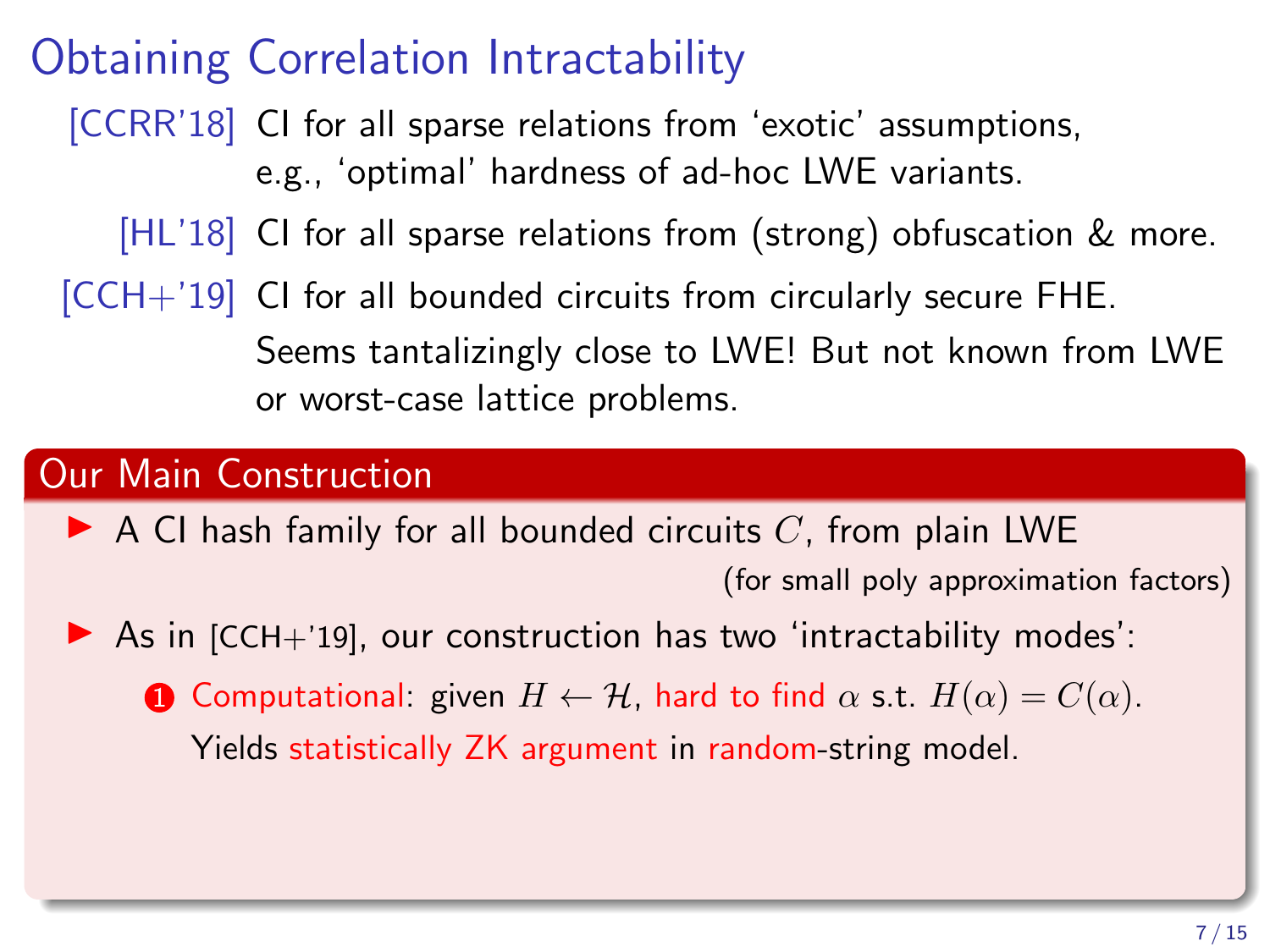# Obtaining Correlation Intractability

[CCRR'18] CI for all sparse relations from 'exotic' assumptions, e.g., 'optimal' hardness of ad-hoc LWE variants.

[HL'18] CI for all sparse relations from (strong) obfuscation & more.

[CCH+'19] CI for all bounded circuits from circularly secure FHE. Seems tantalizingly close to LWE! But not known from LWE or worst-case lattice problems.

## Our Main Construction

- A CI hash family for all bounded circuits $C$, from plain LWE (for small poly approximation factors)
- As in [CCH+'19], our construction has two 'intractability modes':
  1. Computational: given $H \leftarrow \mathcal{H}$, hard to find $\alpha$ s.t. $H(\alpha) = C(\alpha)$. Yields statistically ZK argument in random-string model.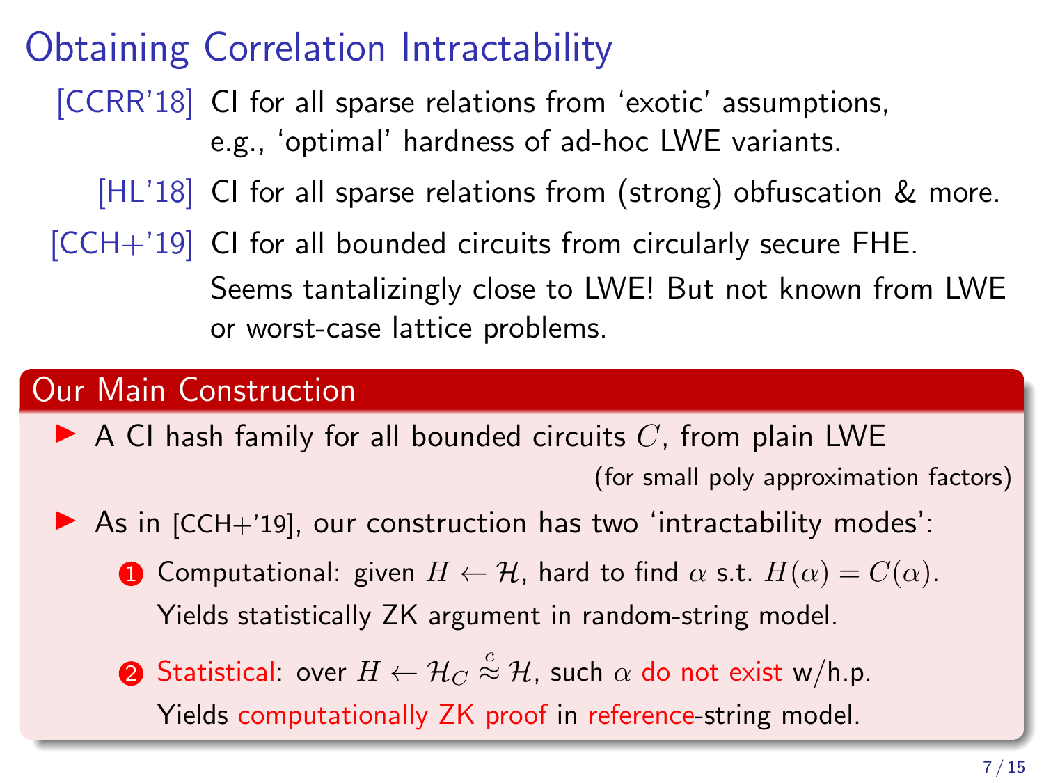# Obtaining Correlation Intractability

[CCRR'18] CI for all sparse relations from 'exotic' assumptions, e.g., 'optimal' hardness of ad-hoc LWE variants.

[HL'18] CI for all sparse relations from (strong) obfuscation & more.

[CCH+'19] CI for all bounded circuits from circularly secure FHE. Seems tantalizingly close to LWE! But not known from LWE or worst-case lattice problems.

## Our Main Construction

- A CI hash family for all bounded circuits $C$, from plain LWE (for small poly approximation factors)
- As in [CCH+'19], our construction has two 'intractability modes':
  1. Computational: given $H \leftarrow \mathcal{H}$, hard to find $\alpha$ s.t. $H(\alpha) = C(\alpha)$. Yields statistically ZK argument in random-string model.
  2. Statistical: over $H \leftarrow \mathcal{H}_C \overset{c}{\approx} \mathcal{H}$, such $\alpha$ do not exist w/h.p. Yields computationally ZK proof in reference-string model.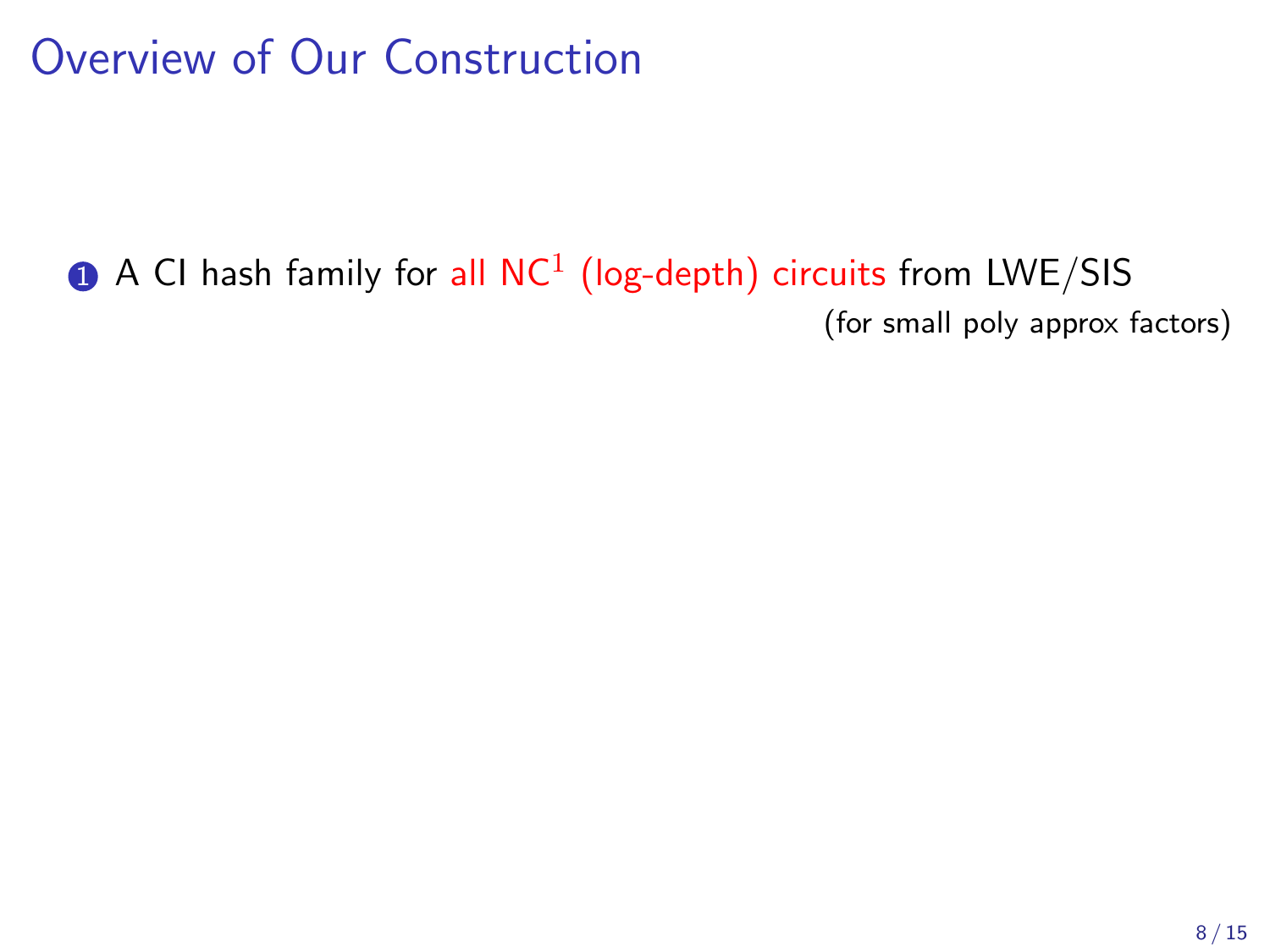# Overview of Our Construction

1. A CI hash family for all $NC^1$ (log-depth) circuits from LWE/SIS

   (for small poly approx factors)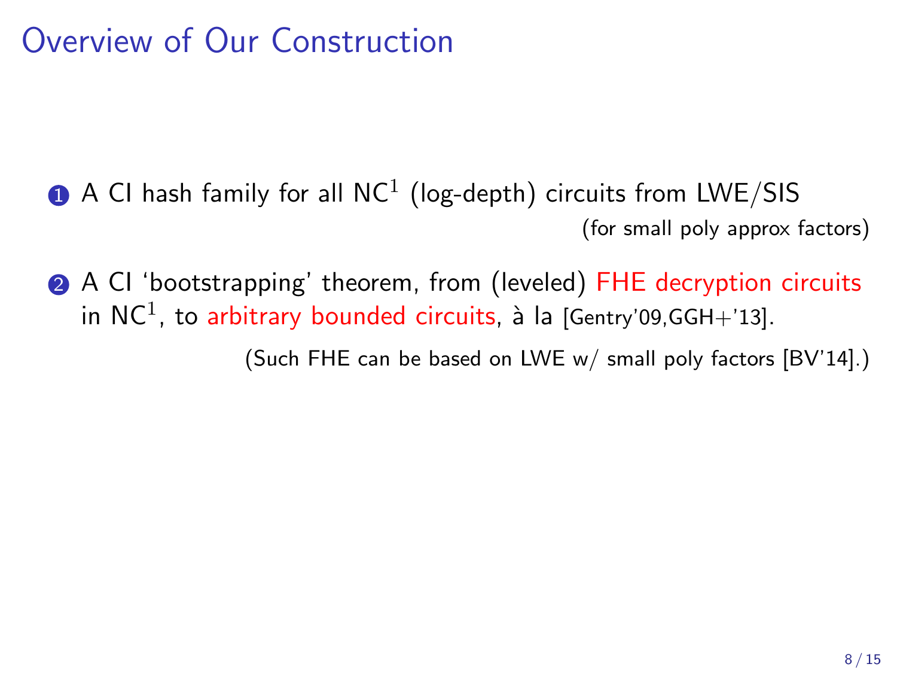# Overview of Our Construction

1. A CI hash family for all $\mathsf{NC}^1$ (log-depth) circuits from LWE/SIS

   (for small poly approx factors)

2. A CI 'bootstrapping' theorem, from (leveled) FHE decryption circuits in $\mathsf{NC}^1$, to arbitrary bounded circuits, à la [Gentry'09,GGH+'13].

   (Such FHE can be based on LWE w/ small poly factors [BV'14].)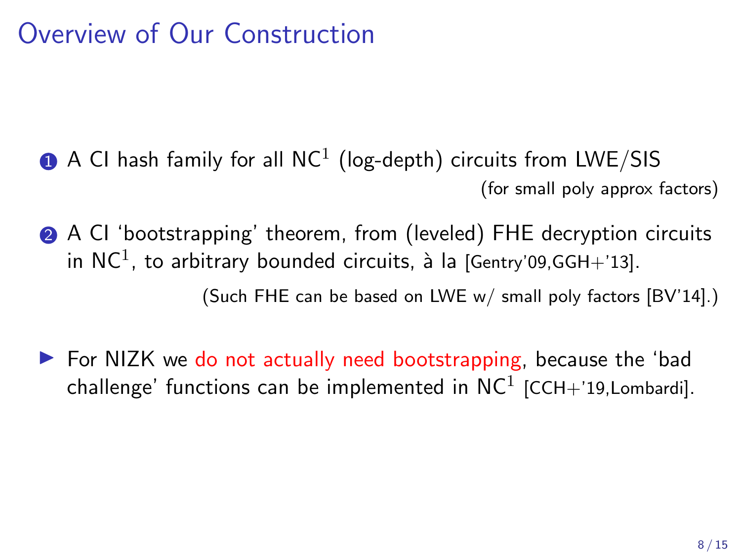# Overview of Our Construction

1. A CI hash family for all $\mathsf{NC}^1$ (log-depth) circuits from LWE/SIS

   (for small poly approx factors)

2. A CI 'bootstrapping' theorem, from (leveled) FHE decryption circuits in $\mathsf{NC}^1$, to arbitrary bounded circuits, à la [Gentry'09,GGH+'13].

   (Such FHE can be based on LWE w/ small poly factors [BV'14].)

- For NIZK we do not actually need bootstrapping, because the 'bad challenge' functions can be implemented in $\mathsf{NC}^1$ [CCH+'19,Lombardi].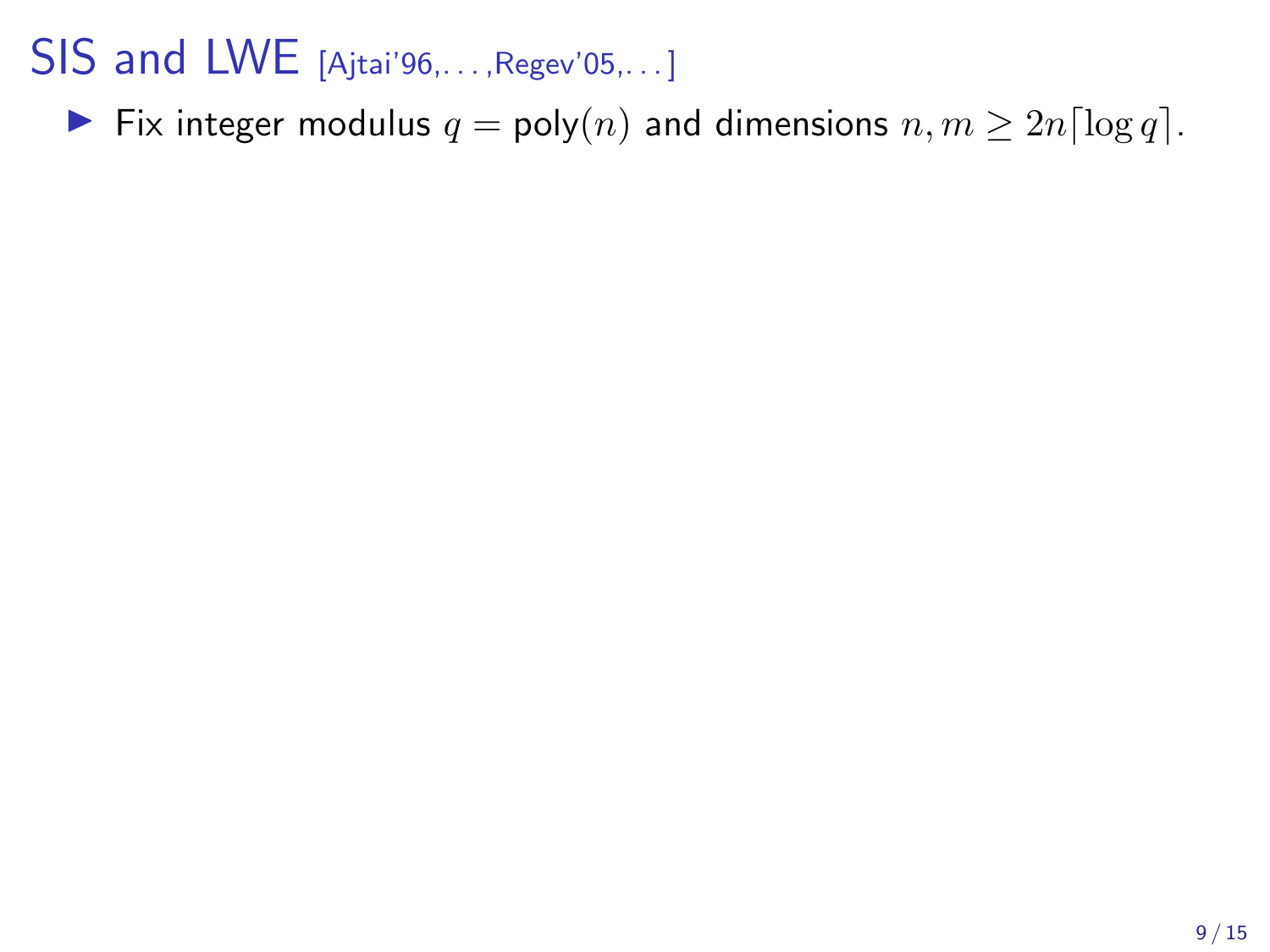# SIS and LWE [Ajtai'96,...,Regev'05,...]

- Fix integer modulus $q = \mathsf{poly}(n)$ and dimensions $n, m \geq 2n\lceil \log q \rceil$.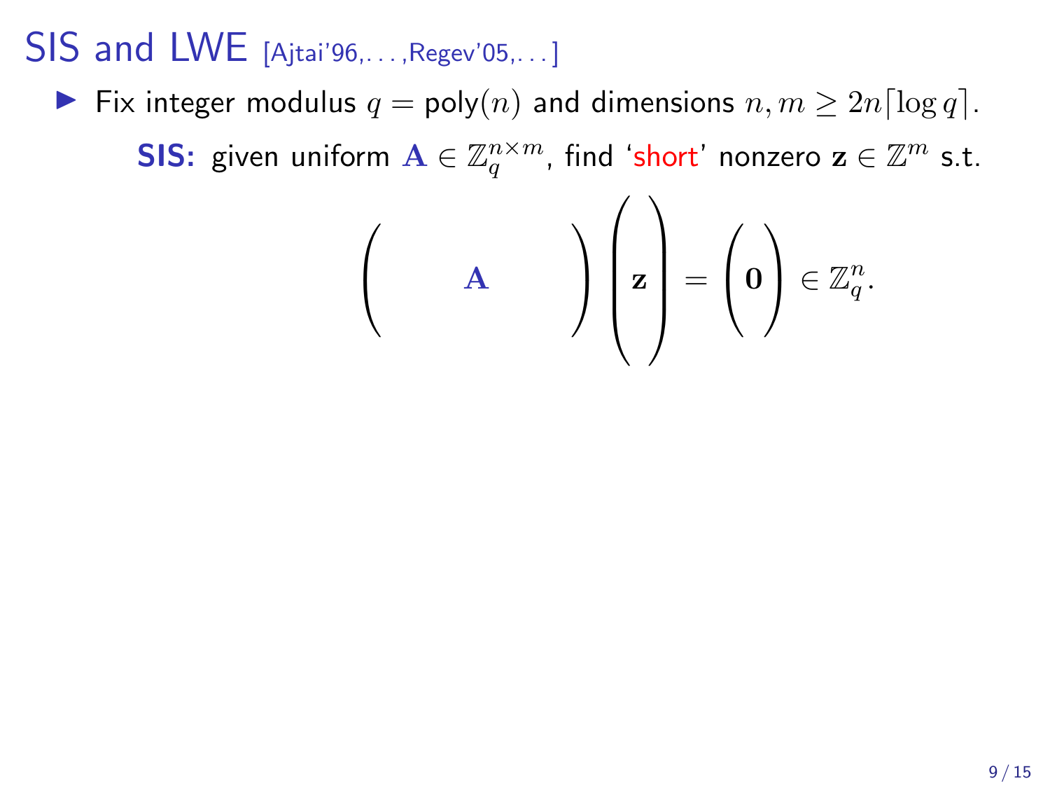# SIS and LWE [Ajtai'96,...,Regev'05,...]

- Fix integer modulus $q = \text{poly}(n)$ and dimensions $n, m \geq 2n\lceil \log q \rceil$.

  **SIS:** given uniform $\mathbf{A} \in \mathbb{Z}_q^{n \times m}$, find 'short' nonzero $\mathbf{z} \in \mathbb{Z}^m$ s.t.

$$\begin{pmatrix} & \mathbf{A} & \end{pmatrix} \begin{pmatrix} \\ \mathbf{z} \\ \\ \end{pmatrix} = \begin{pmatrix} \mathbf{0} \end{pmatrix} \in \mathbb{Z}_q^n.$$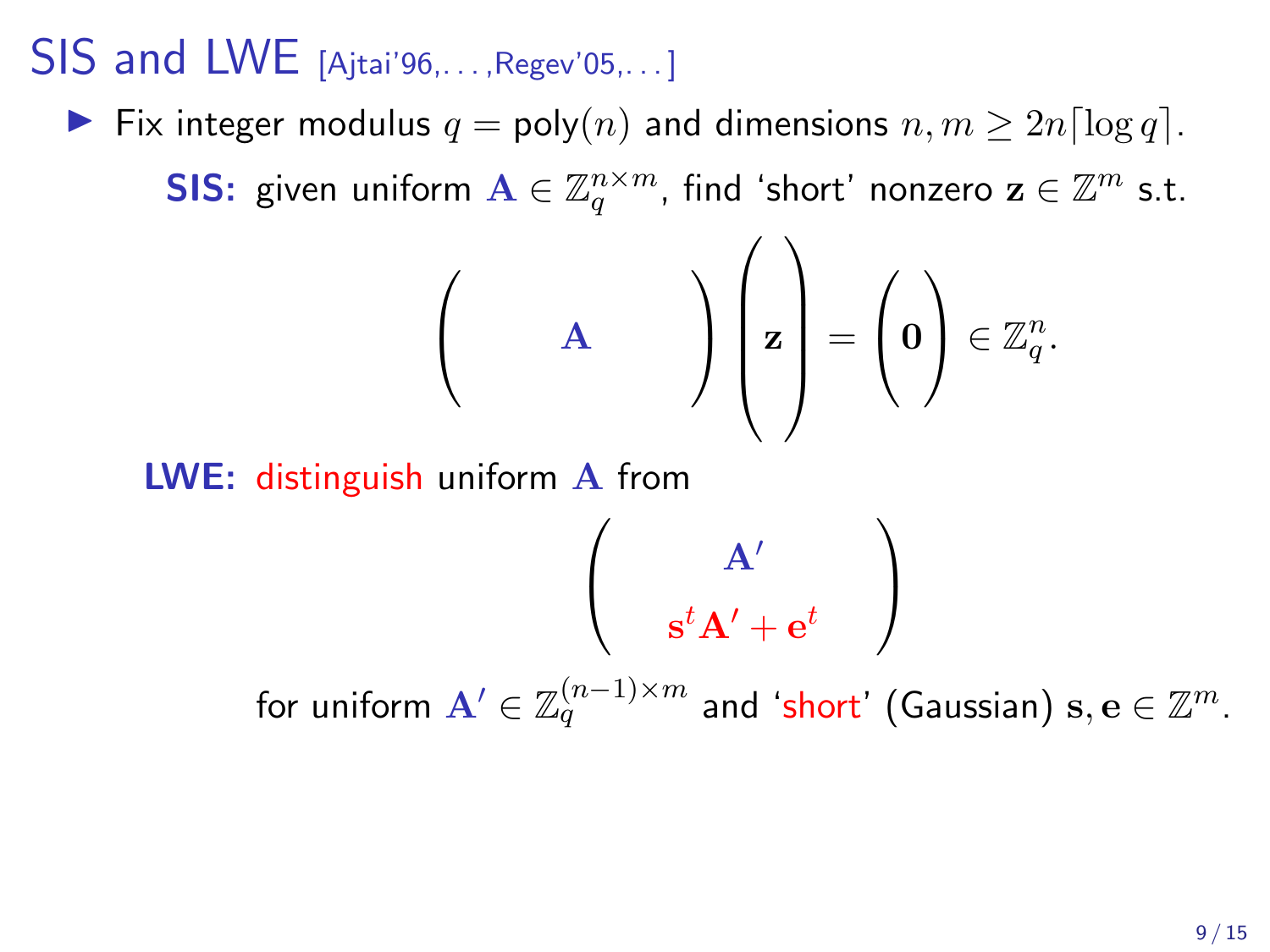# SIS and LWE [Ajtai'96,...,Regev'05,...]

- Fix integer modulus $q = \text{poly}(n)$ and dimensions $n, m \geq 2n\lceil \log q \rceil$.

  **SIS:** given uniform $\mathbf{A} \in \mathbb{Z}_q^{n \times m}$, find 'short' nonzero $\mathbf{z} \in \mathbb{Z}^m$ s.t.

$$\begin{pmatrix} & \mathbf{A} & \end{pmatrix} \begin{pmatrix} \\ \mathbf{z} \\ \\ \end{pmatrix} = \begin{pmatrix} \mathbf{0} \end{pmatrix} \in \mathbb{Z}_q^n.$$

  **LWE:** distinguish uniform $\mathbf{A}$ from

$$\begin{pmatrix} \mathbf{A}' \\ \mathbf{s}^t \mathbf{A}' + \mathbf{e}^t \end{pmatrix}$$

  for uniform $\mathbf{A}' \in \mathbb{Z}_q^{(n-1) \times m}$ and 'short' (Gaussian) $\mathbf{s}, \mathbf{e} \in \mathbb{Z}^m$.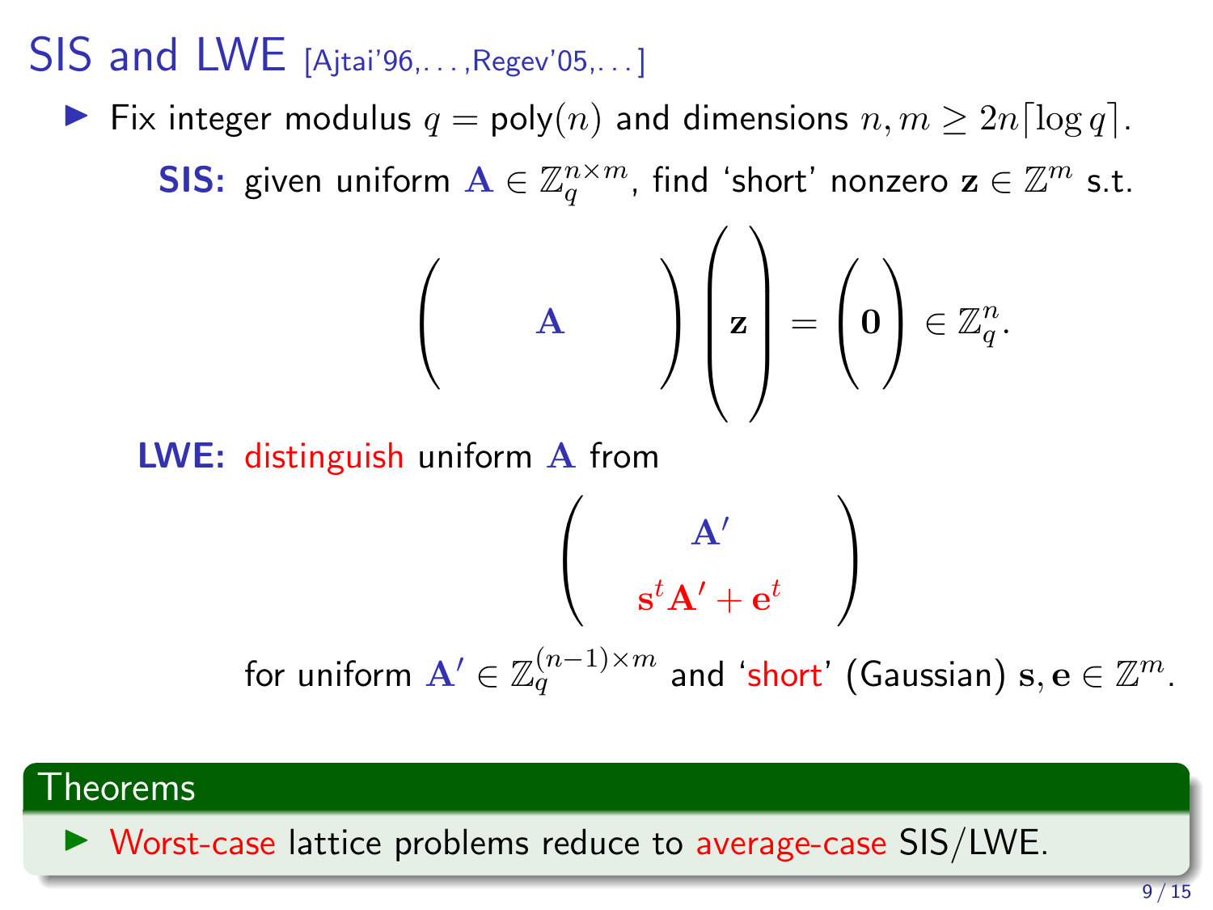# SIS and LWE [Ajtai'96,...,Regev'05,...]

- Fix integer modulus $q = \text{poly}(n)$ and dimensions $n, m \geq 2n\lceil \log q \rceil$.

  **SIS:** given uniform $\mathbf{A} \in \mathbb{Z}_q^{n \times m}$, find 'short' nonzero $\mathbf{z} \in \mathbb{Z}^m$ s.t.

$$\begin{pmatrix} & \mathbf{A} & \end{pmatrix} \begin{pmatrix} \\ \mathbf{z} \\ \\ \end{pmatrix} = \begin{pmatrix} \mathbf{0} \end{pmatrix} \in \mathbb{Z}_q^n.$$

  **LWE:** distinguish uniform $\mathbf{A}$ from

$$\begin{pmatrix} \mathbf{A}' \\ \mathbf{s}^t \mathbf{A}' + \mathbf{e}^t \end{pmatrix}$$

  for uniform $\mathbf{A}' \in \mathbb{Z}_q^{(n-1) \times m}$ and 'short' (Gaussian) $\mathbf{s}, \mathbf{e} \in \mathbb{Z}^m$.

**Theorems**

- Worst-case lattice problems reduce to average-case SIS/LWE.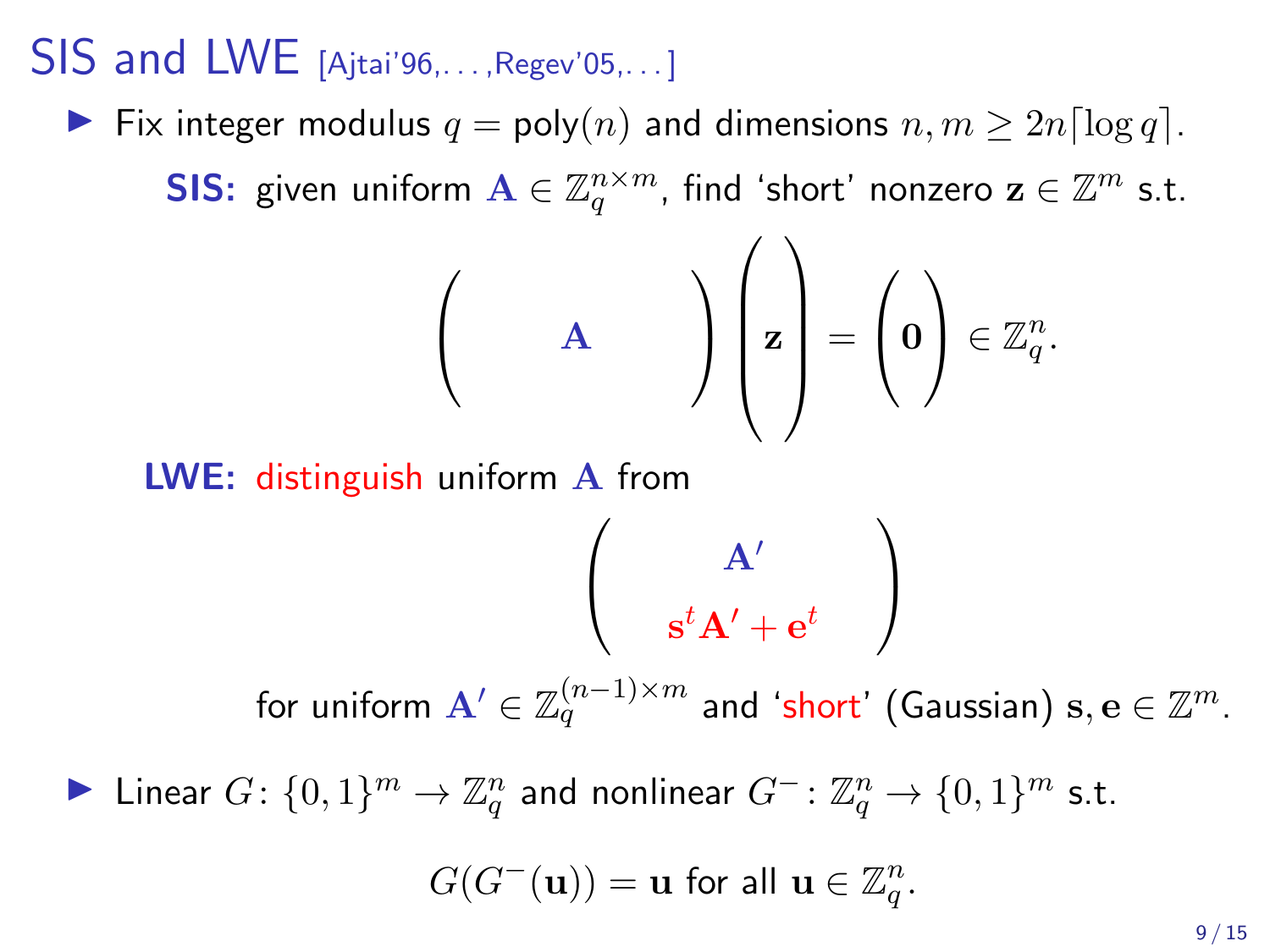# SIS and LWE [Ajtai'96,...,Regev'05,...]

- Fix integer modulus $q = \text{poly}(n)$ and dimensions $n, m \geq 2n\lceil \log q \rceil$.

  **SIS:** given uniform $\mathbf{A} \in \mathbb{Z}_q^{n \times m}$, find 'short' nonzero $\mathbf{z} \in \mathbb{Z}^m$ s.t.

$$\begin{pmatrix} & \mathbf{A} & \end{pmatrix} \begin{pmatrix} \\ \mathbf{z} \\ \\ \end{pmatrix} = \begin{pmatrix} \mathbf{0} \end{pmatrix} \in \mathbb{Z}_q^n.$$

  **LWE:** distinguish uniform $\mathbf{A}$ from

$$\begin{pmatrix} \mathbf{A}' \\ \mathbf{s}^t \mathbf{A}' + \mathbf{e}^t \end{pmatrix}$$

  for uniform $\mathbf{A}' \in \mathbb{Z}_q^{(n-1) \times m}$ and 'short' (Gaussian) $\mathbf{s}, \mathbf{e} \in \mathbb{Z}^m$.

- Linear $G \colon \{0,1\}^m \to \mathbb{Z}_q^n$ and nonlinear $G^- \colon \mathbb{Z}_q^n \to \{0,1\}^m$ s.t.

$$G(G^-(\mathbf{u})) = \mathbf{u} \text{ for all } \mathbf{u} \in \mathbb{Z}_q^n.$$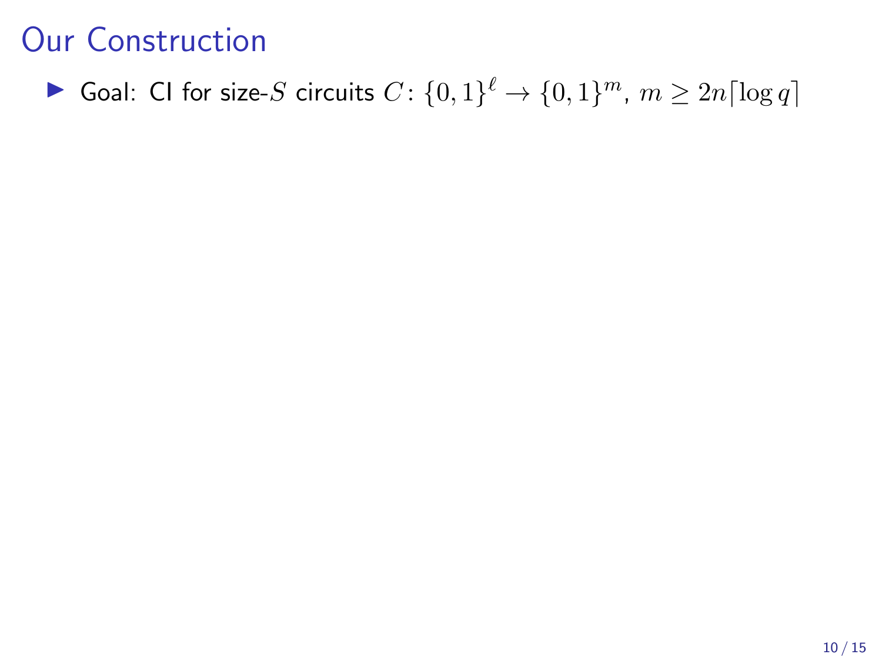# Our Construction

- Goal: CI for size-$S$ circuits $C\colon \{0,1\}^{\ell} \to \{0,1\}^{m}$, $m \geq 2n\lceil \log q \rceil$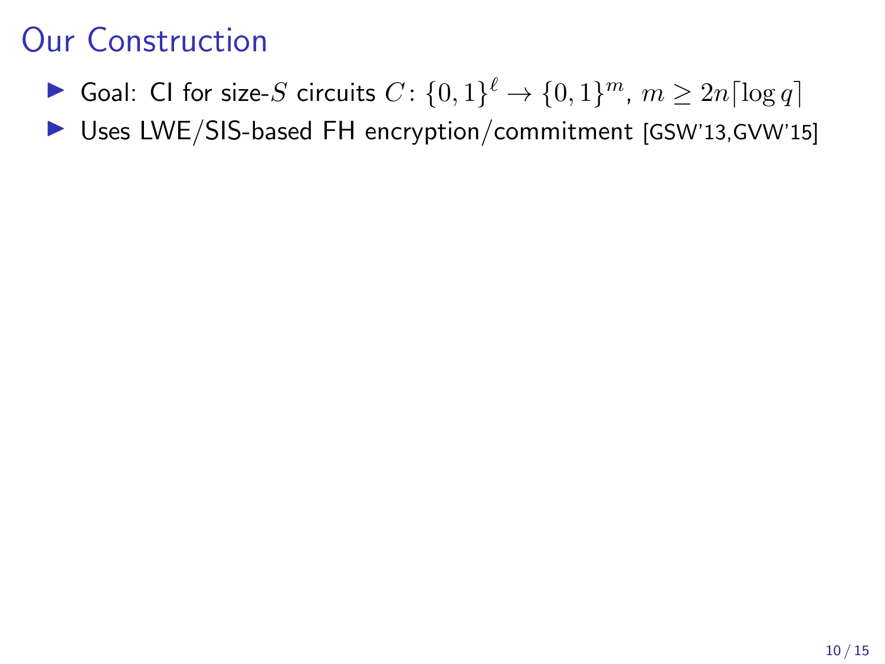# Our Construction

- Goal: CI for size-$S$ circuits $C \colon \{0,1\}^\ell \to \{0,1\}^m$, $m \geq 2n\lceil \log q \rceil$
- Uses LWE/SIS-based FH encryption/commitment [GSW'13,GVW'15]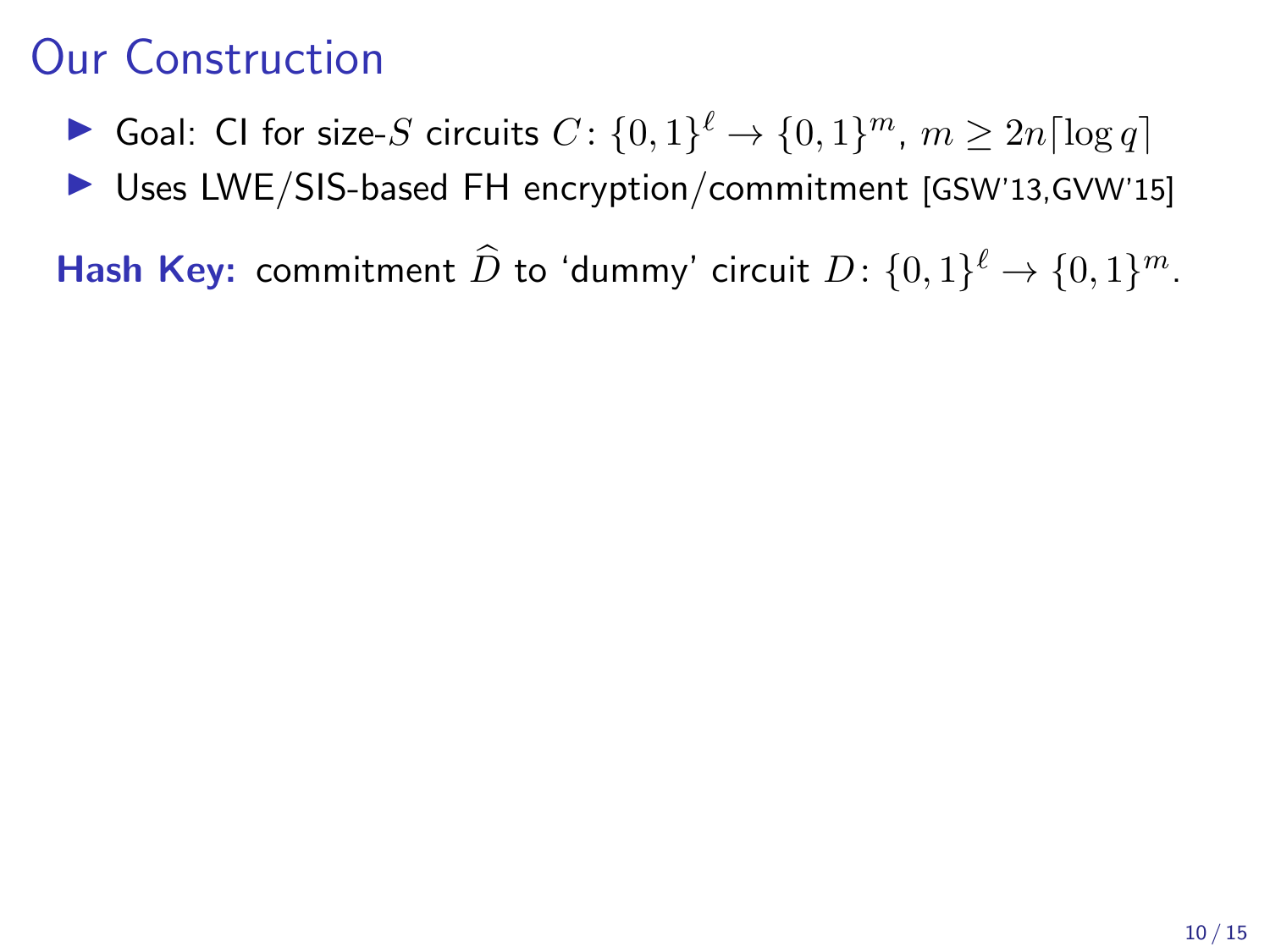# Our Construction

- Goal: CI for size-$S$ circuits $C\colon \{0,1\}^\ell \to \{0,1\}^m$, $m \geq 2n\lceil \log q \rceil$
- Uses LWE/SIS-based FH encryption/commitment [GSW'13,GVW'15]

**Hash Key:** commitment $\widehat{D}$ to 'dummy' circuit $D\colon \{0,1\}^\ell \to \{0,1\}^m$.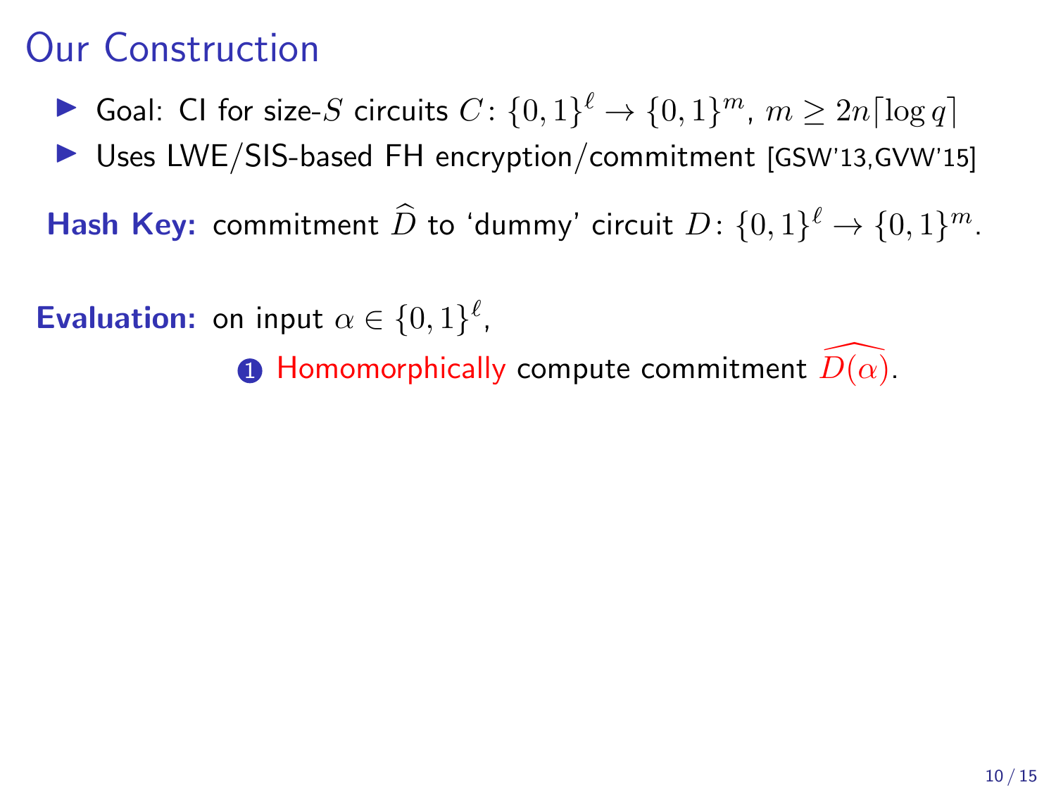# Our Construction

- Goal: CI for size-$S$ circuits $C\colon \{0,1\}^\ell \to \{0,1\}^m$, $m \geq 2n\lceil \log q \rceil$
- Uses LWE/SIS-based FH encryption/commitment [GSW'13,GVW'15]

**Hash Key:** commitment $\widehat{D}$ to 'dummy' circuit $D\colon \{0,1\}^\ell \to \{0,1\}^m$.

**Evaluation:** on input $\alpha \in \{0,1\}^\ell$,

1. Homomorphically compute commitment $\widehat{D(\alpha)}$.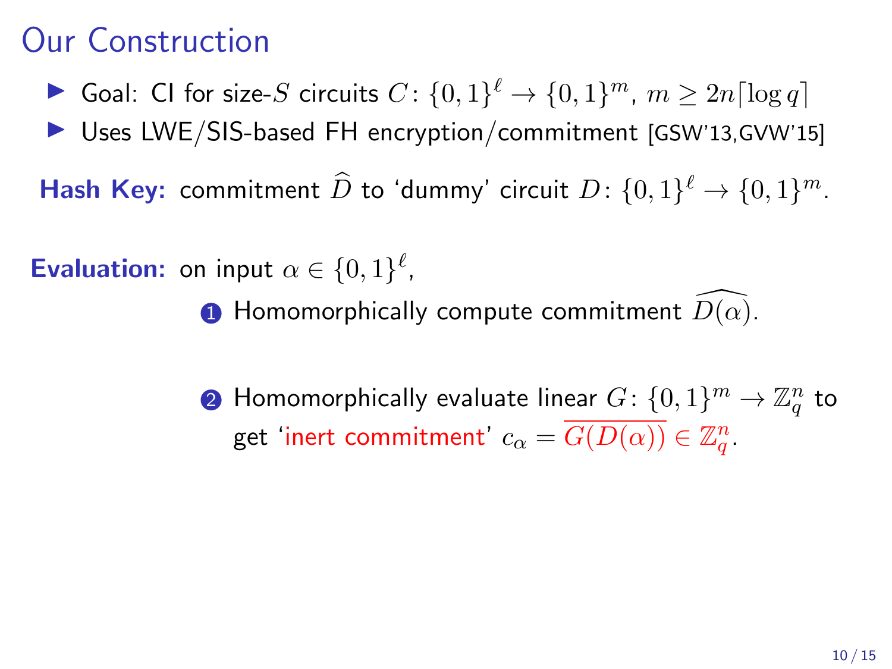# Our Construction

- Goal: CI for size-$S$ circuits $C\colon \{0,1\}^\ell \to \{0,1\}^m$, $m \geq 2n\lceil \log q \rceil$
- Uses LWE/SIS-based FH encryption/commitment [GSW'13,GVW'15]

**Hash Key:** commitment $\widehat{D}$ to 'dummy' circuit $D\colon \{0,1\}^\ell \to \{0,1\}^m$.

**Evaluation:** on input $\alpha \in \{0,1\}^\ell$,

1. Homomorphically compute commitment $\widehat{D(\alpha)}$.
2. Homomorphically evaluate linear $G\colon \{0,1\}^m \to \mathbb{Z}_q^n$ to get 'inert commitment' $c_\alpha = \overline{G(D(\alpha))} \in \mathbb{Z}_q^n$.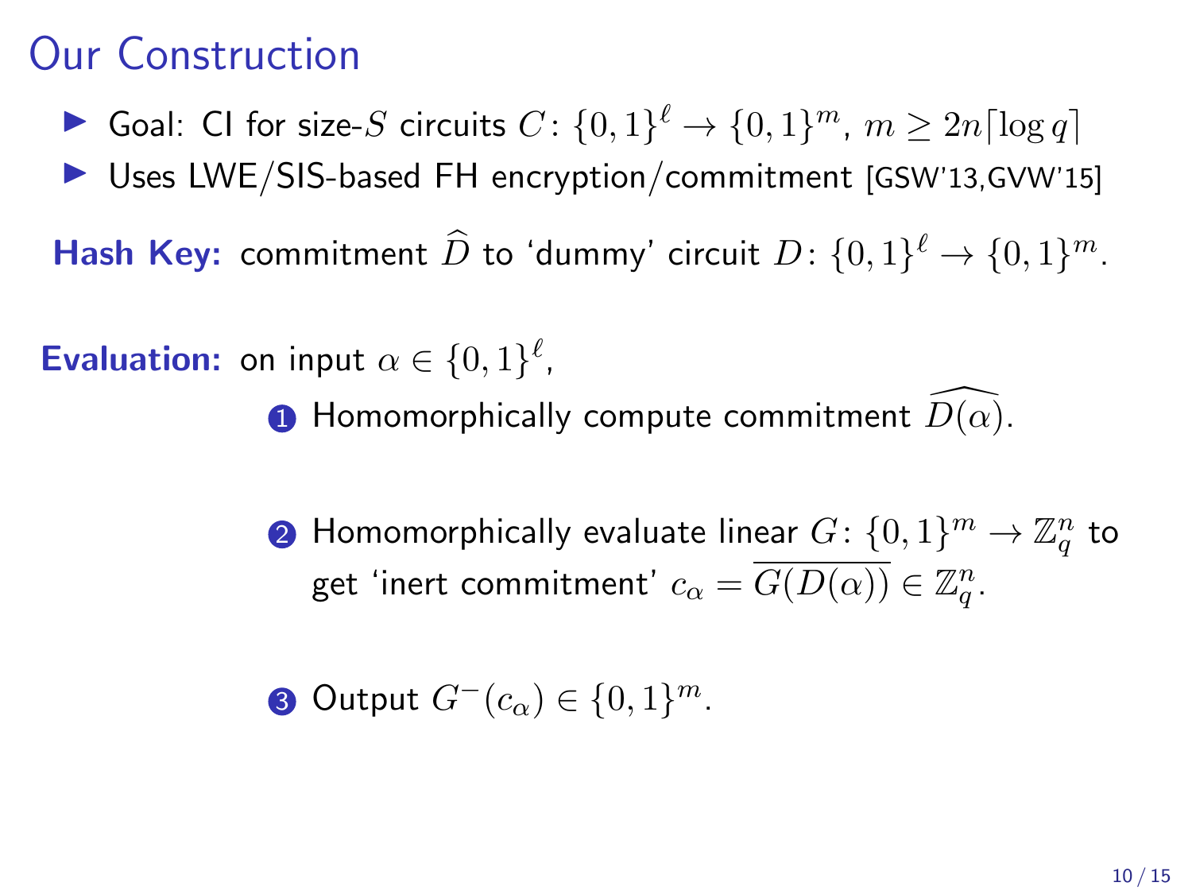# Our Construction

- Goal: CI for size-$S$ circuits $C\colon \{0,1\}^\ell \to \{0,1\}^m$, $m \geq 2n\lceil \log q \rceil$
- Uses LWE/SIS-based FH encryption/commitment [GSW'13,GVW'15]

**Hash Key:** commitment $\widehat{D}$ to 'dummy' circuit $D\colon \{0,1\}^\ell \to \{0,1\}^m$.

**Evaluation:** on input $\alpha \in \{0,1\}^\ell$,

1. Homomorphically compute commitment $\widehat{D(\alpha)}$.
2. Homomorphically evaluate linear $G\colon \{0,1\}^m \to \mathbb{Z}_q^n$ to get 'inert commitment' $c_\alpha = \overline{G(D(\alpha))} \in \mathbb{Z}_q^n$.
3. Output $G^{-}(c_\alpha) \in \{0,1\}^m$.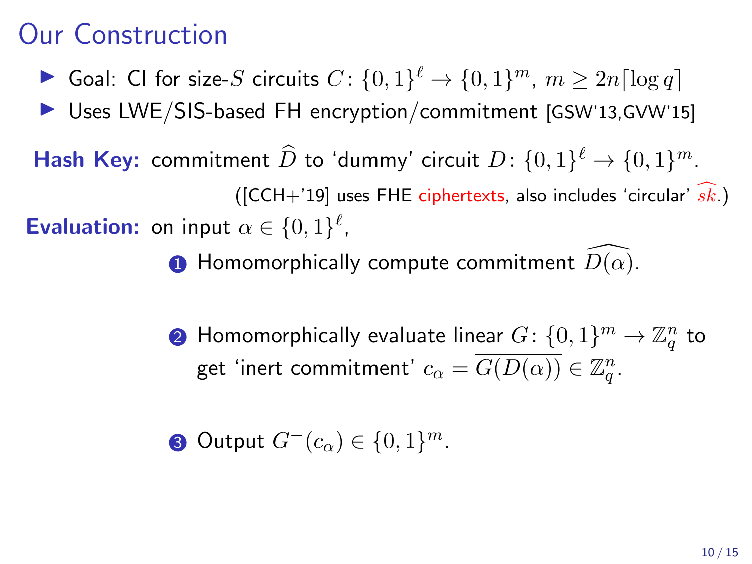# Our Construction

- Goal: CI for size-$S$ circuits $C\colon \{0,1\}^\ell \to \{0,1\}^m$, $m \geq 2n\lceil \log q \rceil$
- Uses LWE/SIS-based FH encryption/commitment [GSW'13,GVW'15]

**Hash Key:** commitment $\widehat{D}$ to 'dummy' circuit $D\colon \{0,1\}^\ell \to \{0,1\}^m$.

([CCH+'19] uses FHE ciphertexts, also includes 'circular' $\widehat{sk}$.)

**Evaluation:** on input $\alpha \in \{0,1\}^\ell$,

1. Homomorphically compute commitment $\widehat{D(\alpha)}$.
2. Homomorphically evaluate linear $G\colon \{0,1\}^m \to \mathbb{Z}_q^n$ to get 'inert commitment' $c_\alpha = \overline{G(D(\alpha))} \in \mathbb{Z}_q^n$.
3. Output $G^-(c_\alpha) \in \{0,1\}^m$.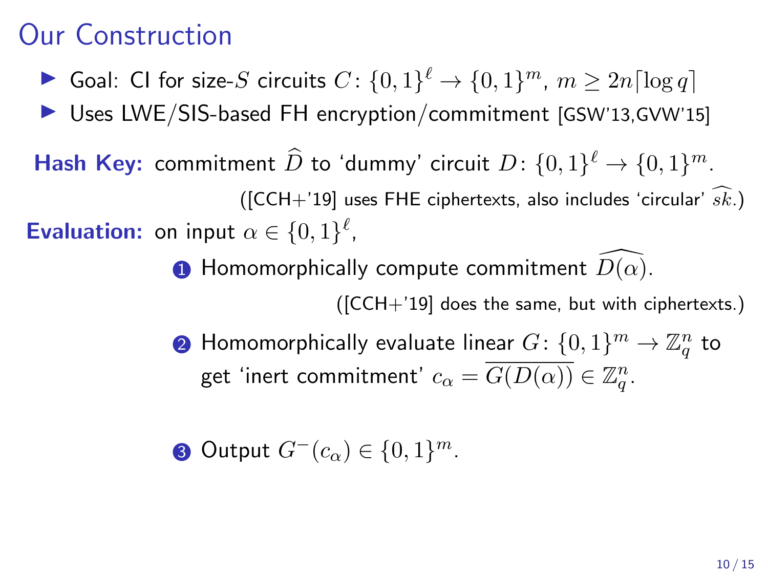# Our Construction

- Goal: CI for size-$S$ circuits $C\colon \{0,1\}^\ell \to \{0,1\}^m$, $m \geq 2n\lceil \log q \rceil$
- Uses LWE/SIS-based FH encryption/commitment [GSW'13,GVW'15]

**Hash Key:** commitment $\widehat{D}$ to 'dummy' circuit $D\colon \{0,1\}^\ell \to \{0,1\}^m$.

([CCH+'19] uses FHE ciphertexts, also includes 'circular' $\widehat{sk}$.)

**Evaluation:** on input $\alpha \in \{0,1\}^\ell$,

1. Homomorphically compute commitment $\widehat{D(\alpha)}$.

   ([CCH+'19] does the same, but with ciphertexts.)

2. Homomorphically evaluate linear $G\colon \{0,1\}^m \to \mathbb{Z}_q^n$ to get 'inert commitment' $c_\alpha = \overline{G(D(\alpha))} \in \mathbb{Z}_q^n$.

3. Output $G^-(c_\alpha) \in \{0,1\}^m$.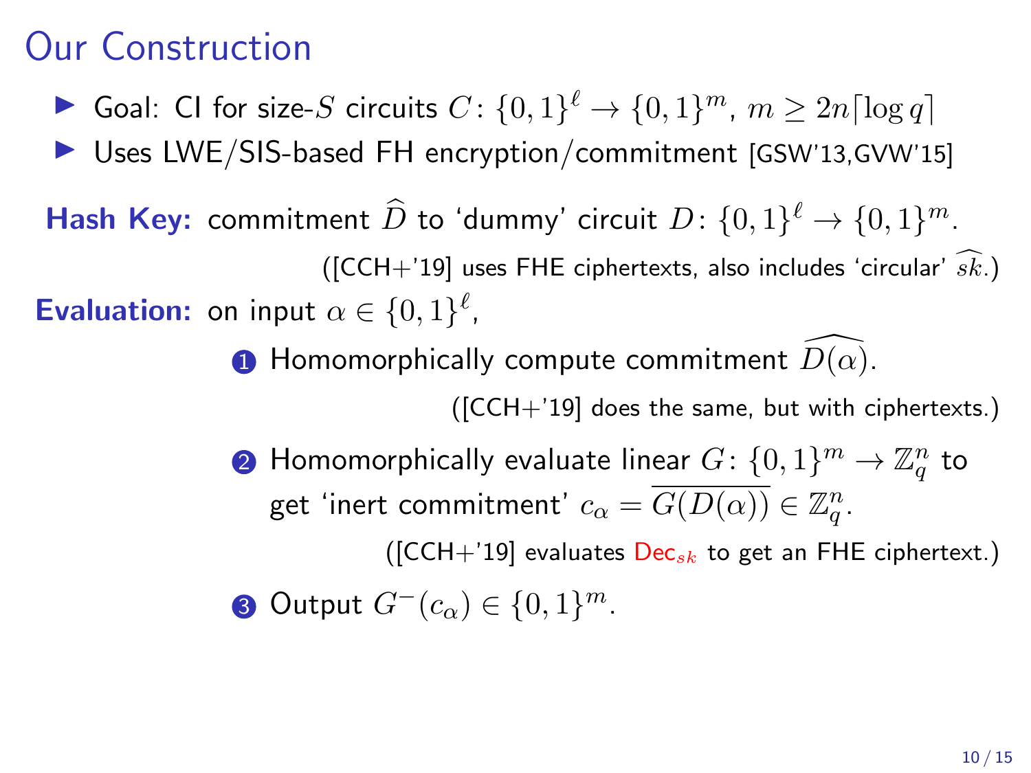# Our Construction

- Goal: CI for size-$S$ circuits $C\colon \{0,1\}^\ell \to \{0,1\}^m$, $m \geq 2n\lceil \log q \rceil$
- Uses LWE/SIS-based FH encryption/commitment [GSW'13,GVW'15]

**Hash Key:** commitment $\widehat{D}$ to 'dummy' circuit $D\colon \{0,1\}^\ell \to \{0,1\}^m$.

([CCH+'19] uses FHE ciphertexts, also includes 'circular' $\widehat{sk}$.)

**Evaluation:** on input $\alpha \in \{0,1\}^\ell$,

1. Homomorphically compute commitment $\widehat{D(\alpha)}$.

   ([CCH+'19] does the same, but with ciphertexts.)

2. Homomorphically evaluate linear $G\colon \{0,1\}^m \to \mathbb{Z}_q^n$ to get 'inert commitment' $c_\alpha = \overline{G(D(\alpha))} \in \mathbb{Z}_q^n$.

   ([CCH+'19] evaluates $\mathsf{Dec}_{sk}$ to get an FHE ciphertext.)

3. Output $G^{-}(c_\alpha) \in \{0,1\}^m$.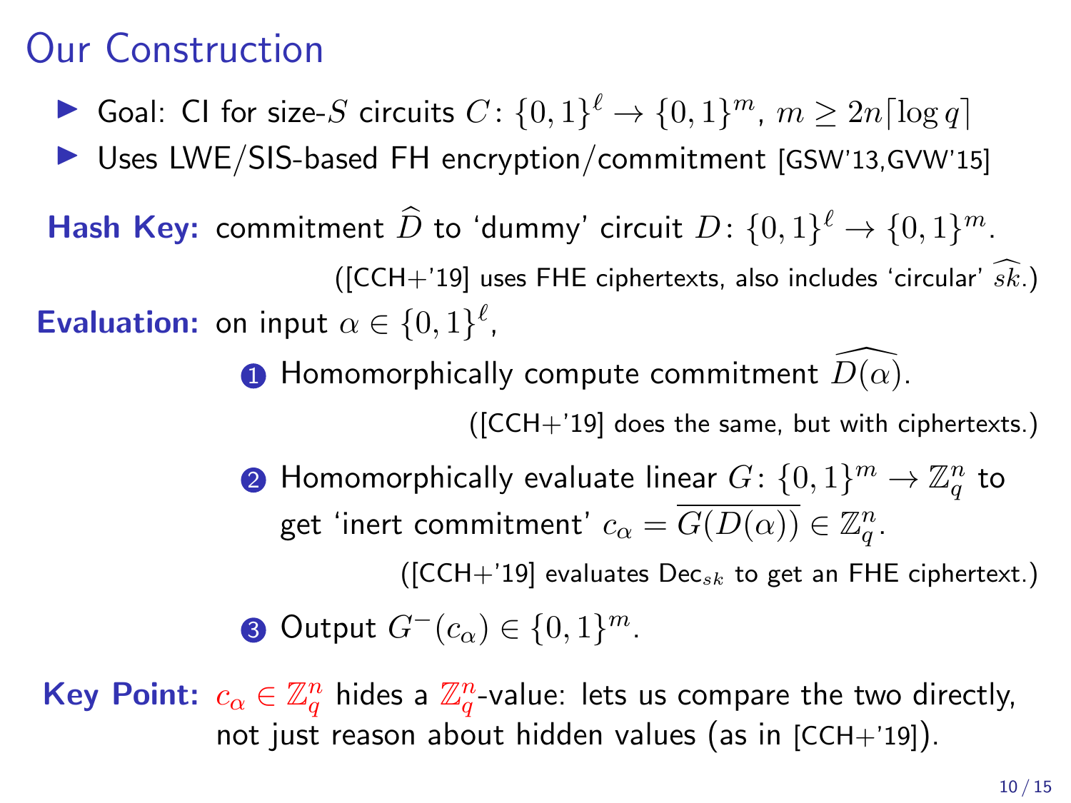# Our Construction

- Goal: CI for size-$S$ circuits $C\colon \{0,1\}^\ell \to \{0,1\}^m$, $m \geq 2n\lceil \log q \rceil$
- Uses LWE/SIS-based FH encryption/commitment [GSW'13,GVW'15]

**Hash Key:** commitment $\widehat{D}$ to 'dummy' circuit $D\colon \{0,1\}^\ell \to \{0,1\}^m$.

([CCH+'19] uses FHE ciphertexts, also includes 'circular' $\widehat{sk}$.)

**Evaluation:** on input $\alpha \in \{0,1\}^\ell$,

1. Homomorphically compute commitment $\widehat{D(\alpha)}$.

   ([CCH+'19] does the same, but with ciphertexts.)

2. Homomorphically evaluate linear $G\colon \{0,1\}^m \to \mathbb{Z}_q^n$ to get 'inert commitment' $c_\alpha = \overline{G(D(\alpha))} \in \mathbb{Z}_q^n$.

   ([CCH+'19] evaluates $\mathsf{Dec}_{sk}$ to get an FHE ciphertext.)

3. Output $G^-(c_\alpha) \in \{0,1\}^m$.

**Key Point:** $c_\alpha \in \mathbb{Z}_q^n$ hides a $\mathbb{Z}_q^n$-value: lets us compare the two directly, not just reason about hidden values (as in [CCH+'19]).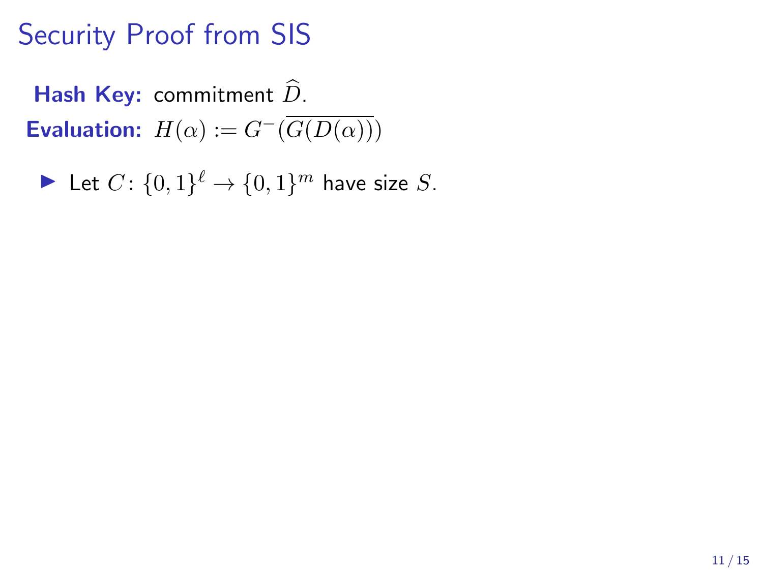# Security Proof from SIS

**Hash Key:** commitment $\widehat{D}$.

**Evaluation:** $H(\alpha) := G^{-}(\overline{G(D(\alpha))})$

- Let $C\colon \{0,1\}^{\ell} \to \{0,1\}^{m}$ have size $S$.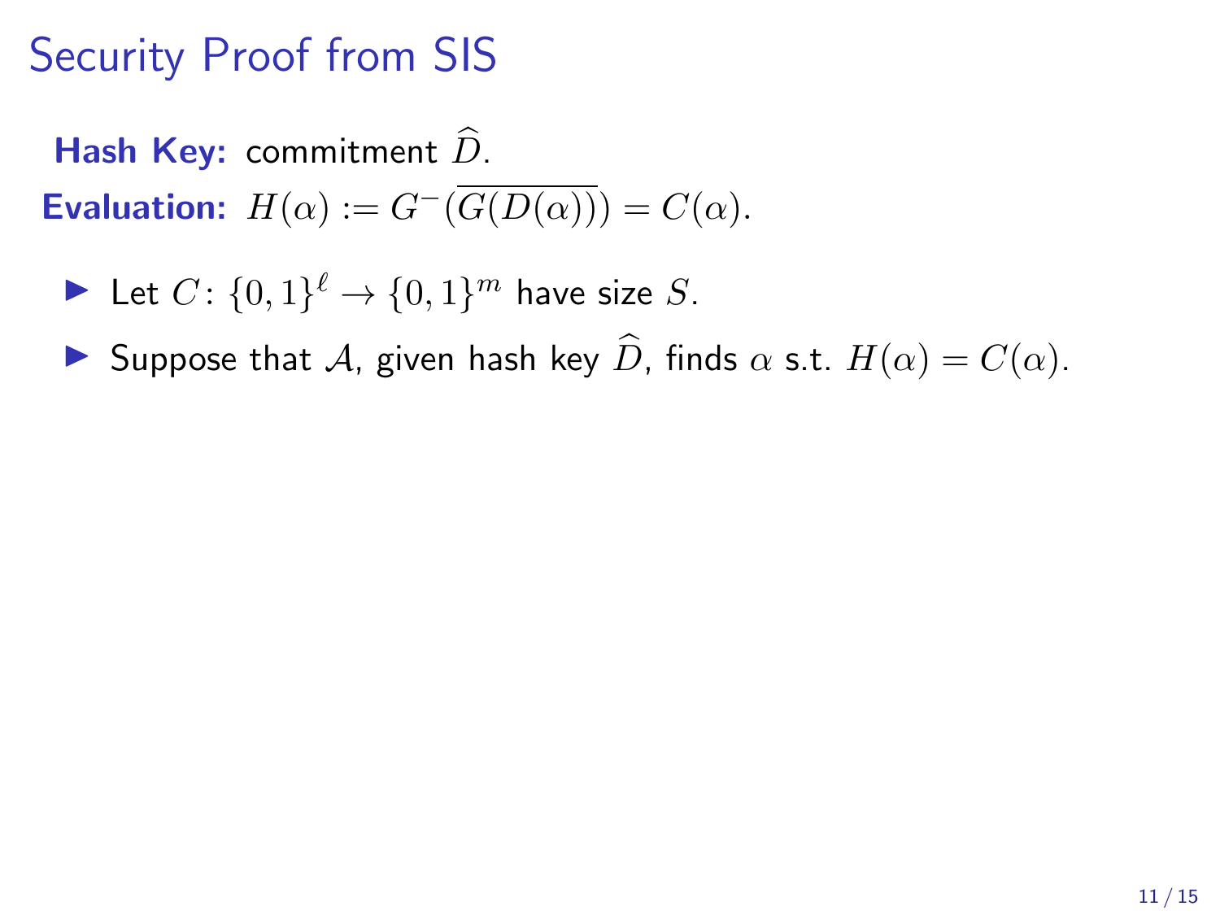# Security Proof from SIS

**Hash Key:** commitment $\widehat{D}$.

**Evaluation:** $H(\alpha) := G^{-}(\overline{G(D(\alpha))}) = C(\alpha)$.

- Let $C\colon \{0,1\}^{\ell} \to \{0,1\}^{m}$ have size $S$.
- Suppose that $\mathcal{A}$, given hash key $\widehat{D}$, finds $\alpha$ s.t. $H(\alpha) = C(\alpha)$.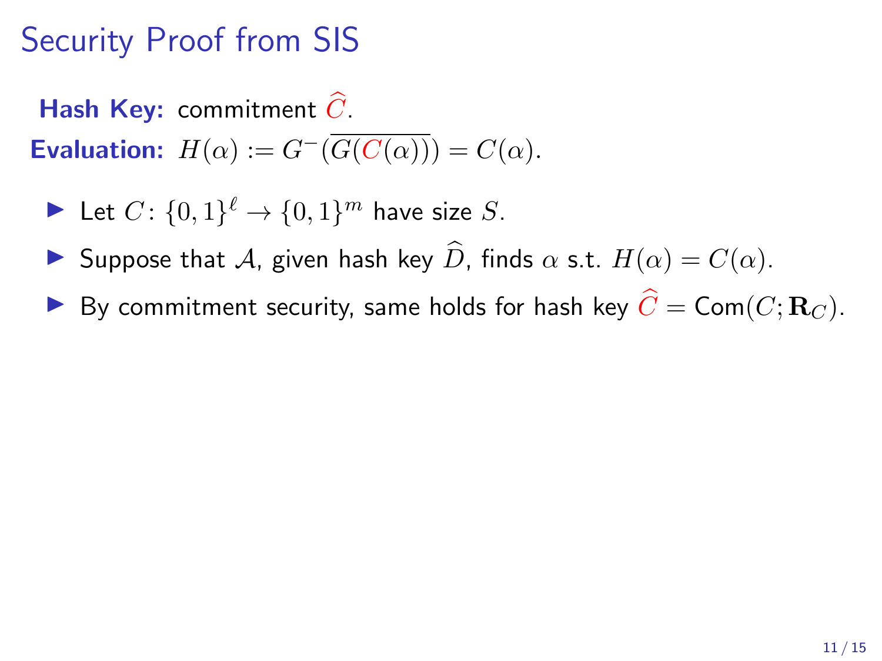# Security Proof from SIS

**Hash Key:** commitment $\widehat{C}$.

**Evaluation:** $H(\alpha) := G^{-}(\overline{G(C(\alpha))}) = C(\alpha)$.

- Let $C\colon \{0,1\}^{\ell} \to \{0,1\}^{m}$ have size $S$.
- Suppose that $\mathcal{A}$, given hash key $\widehat{D}$, finds $\alpha$ s.t. $H(\alpha) = C(\alpha)$.
- By commitment security, same holds for hash key $\widehat{C} = \mathsf{Com}(C; \mathbf{R}_C)$.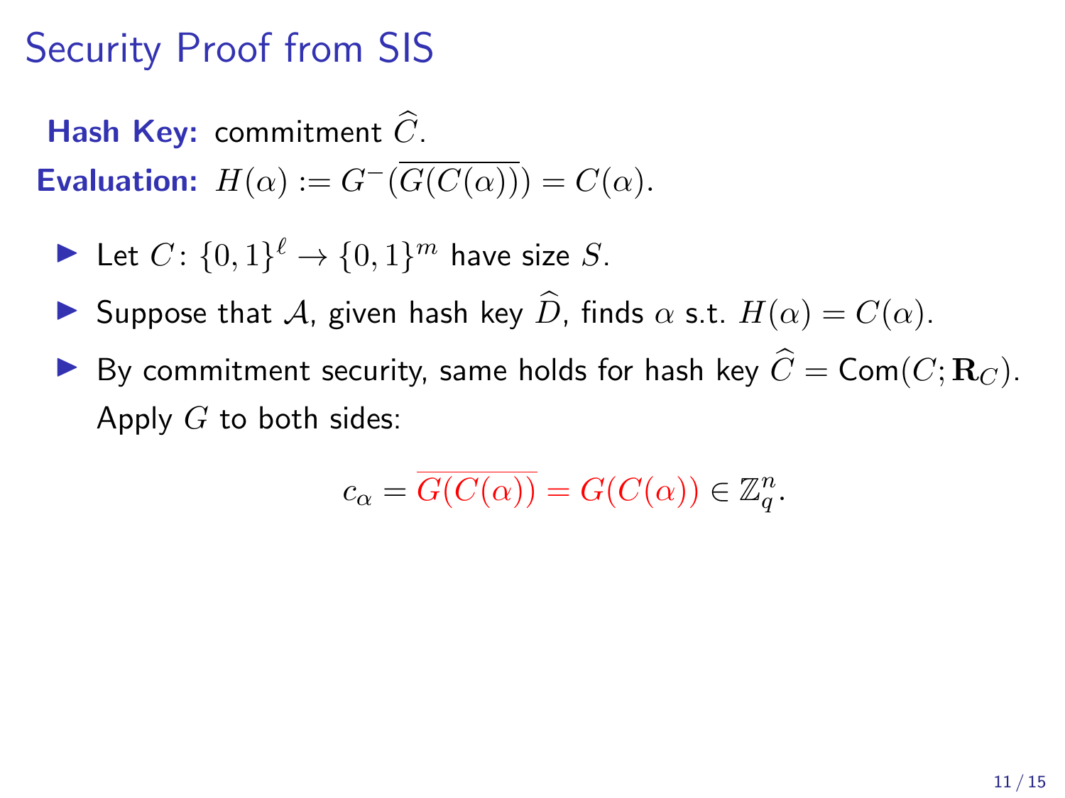# Security Proof from SIS

**Hash Key:** commitment $\widehat{C}$.

**Evaluation:** $H(\alpha) := G^{-}(\overline{G(C(\alpha))}) = C(\alpha)$.

- Let $C\colon \{0,1\}^{\ell} \to \{0,1\}^{m}$ have size $S$.
- Suppose that $\mathcal{A}$, given hash key $\widehat{D}$, finds $\alpha$ s.t. $H(\alpha) = C(\alpha)$.
- By commitment security, same holds for hash key $\widehat{C} = \mathsf{Com}(C; \mathbf{R}_C)$. Apply $G$ to both sides:

$$c_\alpha = \overline{G(C(\alpha))} = G(C(\alpha)) \in \mathbb{Z}_q^n.$$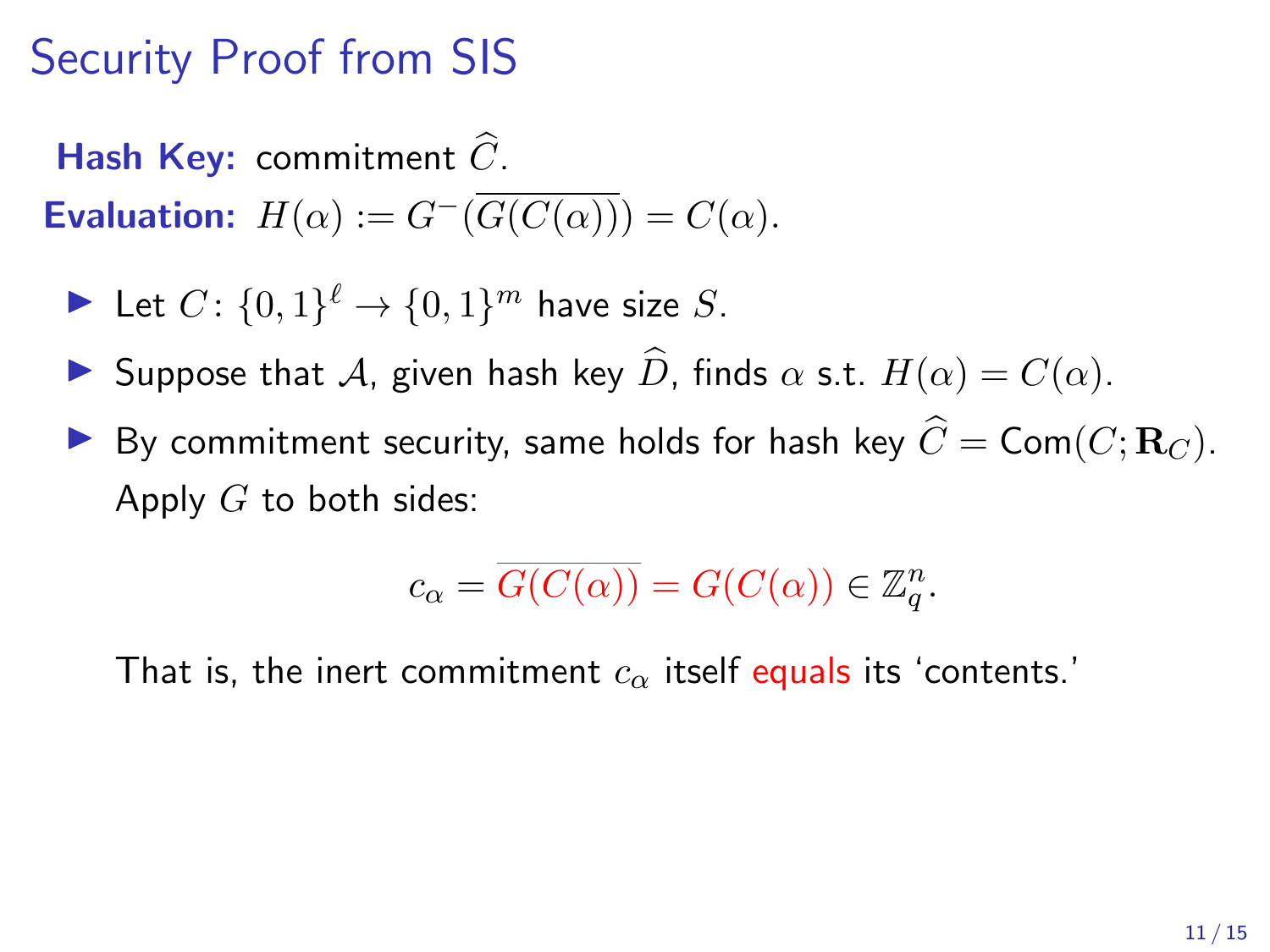## Security Proof from SIS

**Hash Key:** commitment $\widehat{C}$.

**Evaluation:** $H(\alpha) := G^{-}(\overline{G(C(\alpha))}) = C(\alpha)$.

- Let $C\colon \{0,1\}^{\ell} \to \{0,1\}^{m}$ have size $S$.
- Suppose that $\mathcal{A}$, given hash key $\widehat{D}$, finds $\alpha$ s.t. $H(\alpha) = C(\alpha)$.
- By commitment security, same holds for hash key $\widehat{C} = \mathsf{Com}(C; \mathbf{R}_C)$. Apply $G$ to both sides:

$$c_{\alpha} = \overline{G(C(\alpha))} = G(C(\alpha)) \in \mathbb{Z}_q^n.$$

That is, the inert commitment $c_{\alpha}$ itself equals its 'contents.'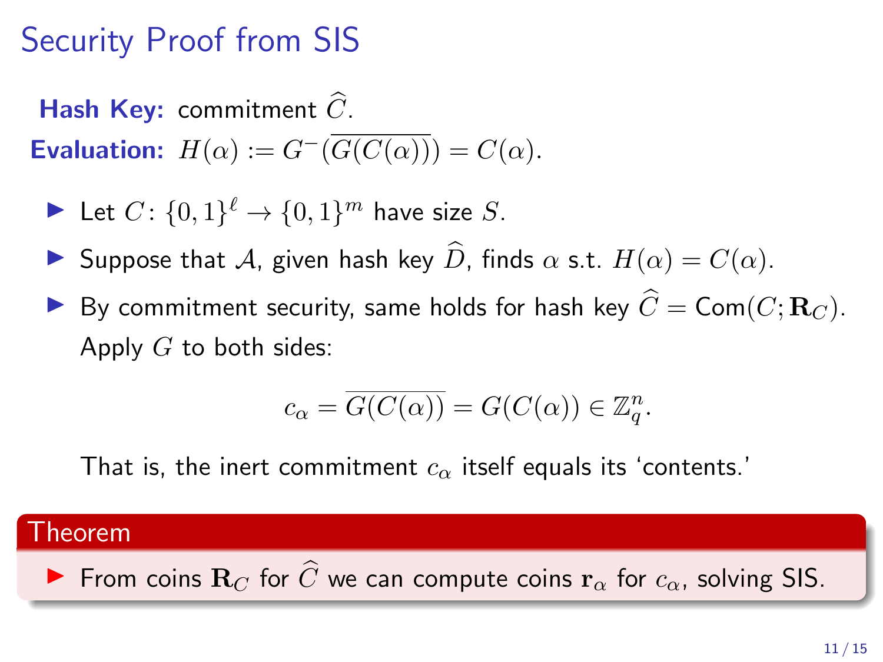# Security Proof from SIS

**Hash Key:** commitment $\widehat{C}$.

**Evaluation:** $H(\alpha) := G^{-}(\overline{G(C(\alpha))}) = C(\alpha)$.

- Let $C\colon \{0,1\}^\ell \to \{0,1\}^m$ have size $S$.
- Suppose that $\mathcal{A}$, given hash key $\widehat{D}$, finds $\alpha$ s.t. $H(\alpha) = C(\alpha)$.
- By commitment security, same holds for hash key $\widehat{C} = \mathsf{Com}(C; \mathbf{R}_C)$. Apply $G$ to both sides:

$$c_\alpha = \overline{G(C(\alpha))} = G(C(\alpha)) \in \mathbb{Z}_q^n.$$

  That is, the inert commitment $c_\alpha$ itself equals its 'contents.'

**Theorem**

- From coins $\mathbf{R}_C$ for $\widehat{C}$ we can compute coins $\mathbf{r}_\alpha$ for $c_\alpha$, solving SIS.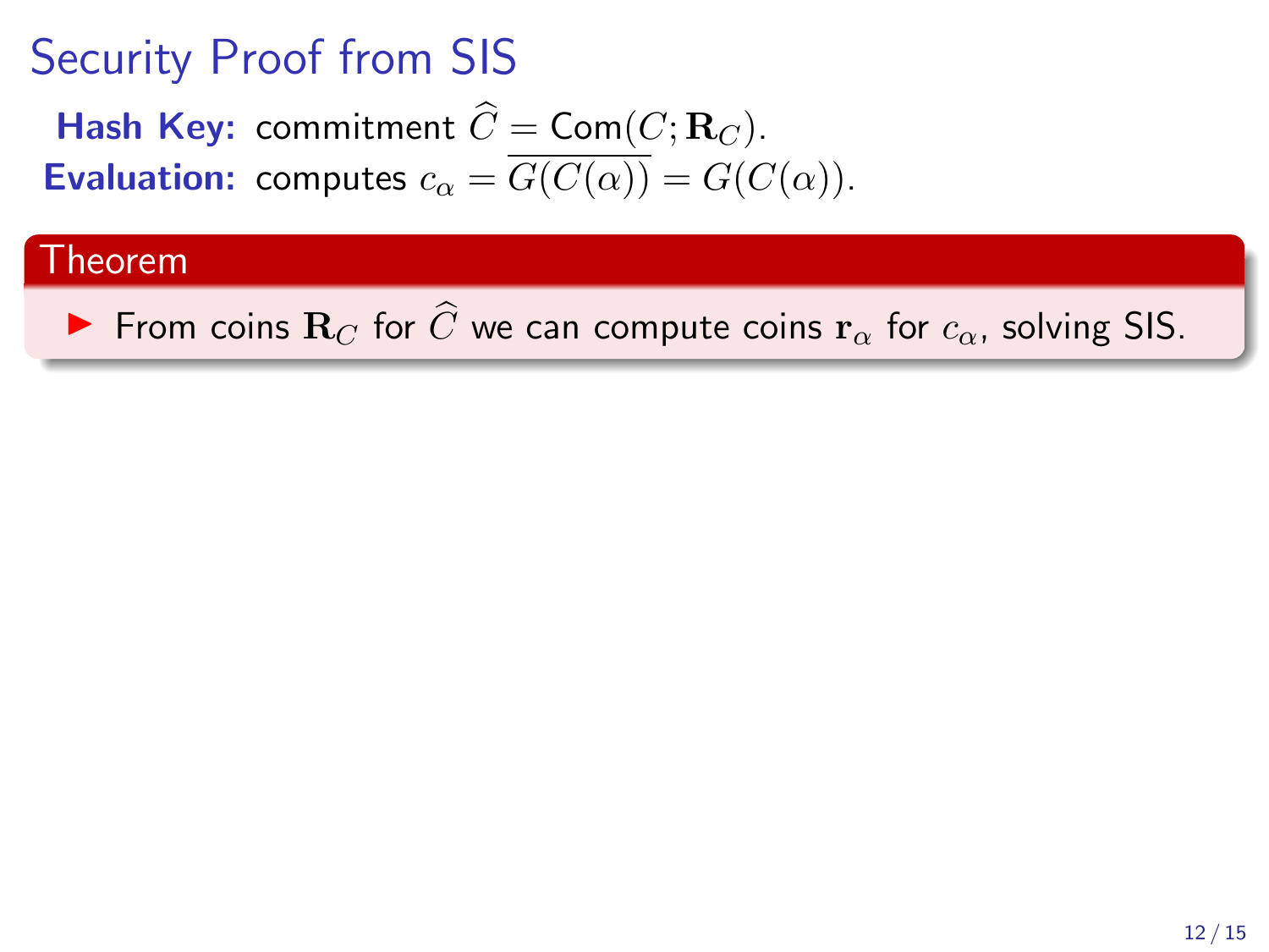# Security Proof from SIS

**Hash Key:** commitment $\widehat{C} = \mathsf{Com}(C; \mathbf{R}_C)$.

**Evaluation:** computes $c_\alpha = \overline{G(C(\alpha))} = G(C(\alpha))$.

**Theorem**

- From coins $\mathbf{R}_C$ for $\widehat{C}$ we can compute coins $\mathbf{r}_\alpha$ for $c_\alpha$, solving SIS.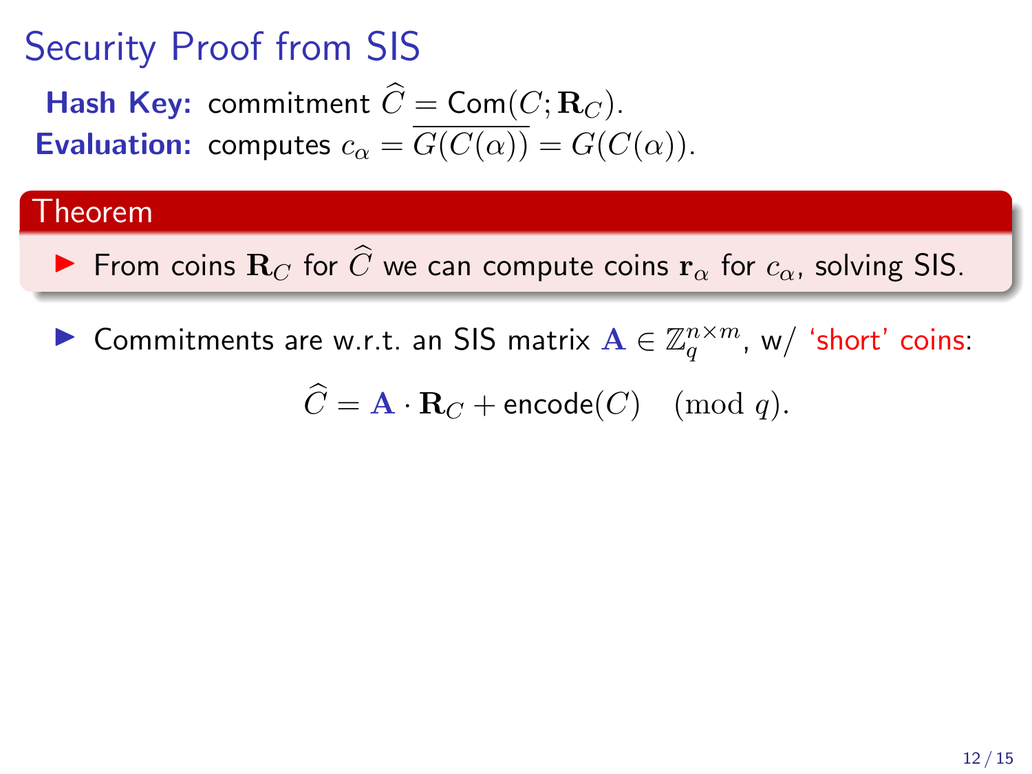# Security Proof from SIS

**Hash Key:** commitment $\widehat{C} = \mathsf{Com}(C; \mathbf{R}_C)$.

**Evaluation:** computes $c_\alpha = \overline{G(C(\alpha))} = G(C(\alpha))$.

**Theorem**

- From coins $\mathbf{R}_C$ for $\widehat{C}$ we can compute coins $\mathbf{r}_\alpha$ for $c_\alpha$, solving SIS.

- Commitments are w.r.t. an SIS matrix $\mathbf{A} \in \mathbb{Z}_q^{n \times m}$, w/ 'short' coins:

$$\widehat{C} = \mathbf{A} \cdot \mathbf{R}_C + \mathsf{encode}(C) \pmod{q}.$$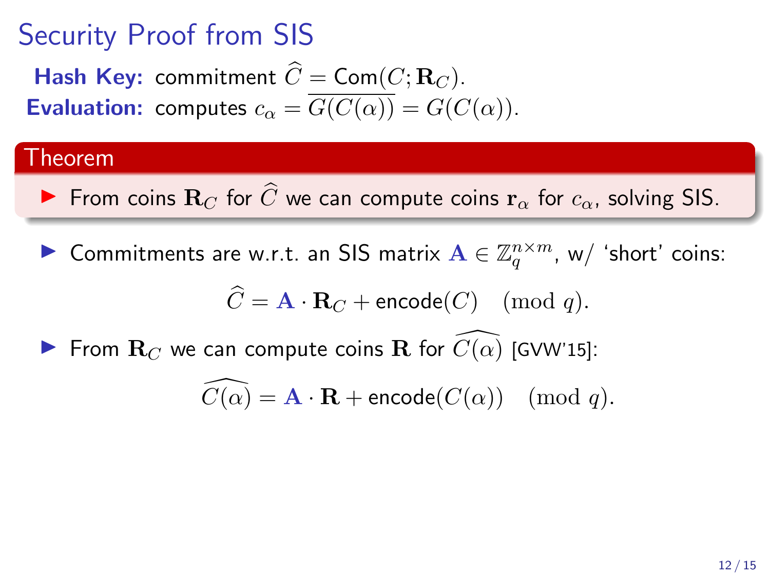# Security Proof from SIS

**Hash Key:** commitment $\widehat{C} = \mathsf{Com}(C; \mathbf{R}_C)$.

**Evaluation:** computes $c_\alpha = \overline{G(C(\alpha))} = G(C(\alpha))$.

**Theorem**

- From coins $\mathbf{R}_C$ for $\widehat{C}$ we can compute coins $\mathbf{r}_\alpha$ for $c_\alpha$, solving SIS.

- Commitments are w.r.t. an SIS matrix $\mathbf{A} \in \mathbb{Z}_q^{n \times m}$, w/ 'short' coins:

$$\widehat{C} = \mathbf{A} \cdot \mathbf{R}_C + \mathsf{encode}(C) \pmod{q}.$$

- From $\mathbf{R}_C$ we can compute coins $\mathbf{R}$ for $\widehat{C(\alpha)}$ [GVW'15]:

$$\widehat{C(\alpha)} = \mathbf{A} \cdot \mathbf{R} + \mathsf{encode}(C(\alpha)) \pmod{q}.$$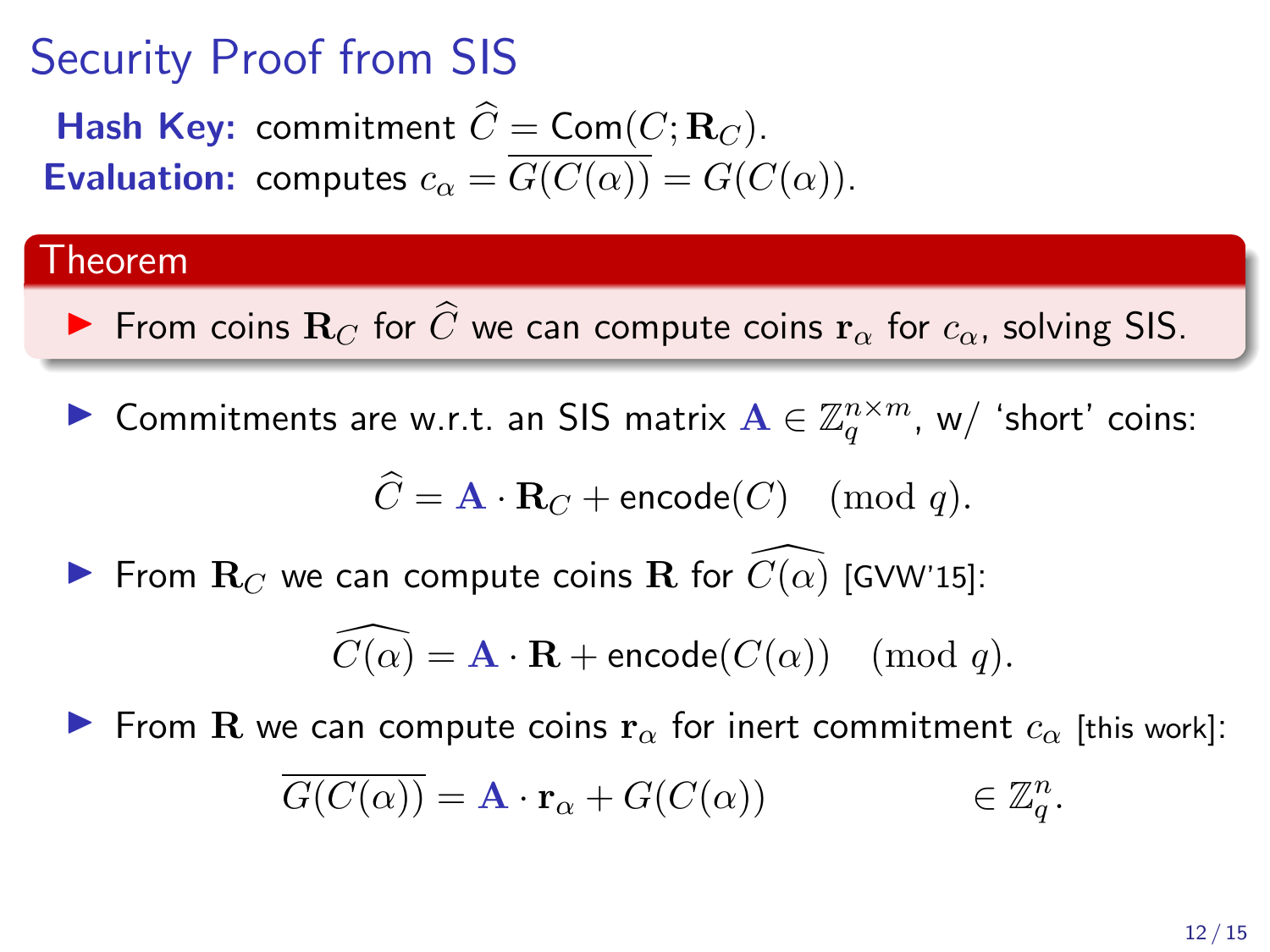# Security Proof from SIS

**Hash Key:** commitment $\widehat{C} = \mathsf{Com}(C; \mathbf{R}_C)$.

**Evaluation:** computes $c_\alpha = \overline{G(C(\alpha))} = G(C(\alpha))$.

**Theorem**

- From coins $\mathbf{R}_C$ for $\widehat{C}$ we can compute coins $\mathbf{r}_\alpha$ for $c_\alpha$, solving SIS.

- Commitments are w.r.t. an SIS matrix $\mathbf{A} \in \mathbb{Z}_q^{n \times m}$, w/ 'short' coins:

$$\widehat{C} = \mathbf{A} \cdot \mathbf{R}_C + \mathsf{encode}(C) \pmod q.$$

- From $\mathbf{R}_C$ we can compute coins $\mathbf{R}$ for $\widehat{C(\alpha)}$ [GVW'15]:

$$\widehat{C(\alpha)} = \mathbf{A} \cdot \mathbf{R} + \mathsf{encode}(C(\alpha)) \pmod q.$$

- From $\mathbf{R}$ we can compute coins $\mathbf{r}_\alpha$ for inert commitment $c_\alpha$ [this work]:

$$\overline{G(C(\alpha))} = \mathbf{A} \cdot \mathbf{r}_\alpha + G(C(\alpha)) \qquad \in \mathbb{Z}_q^n.$$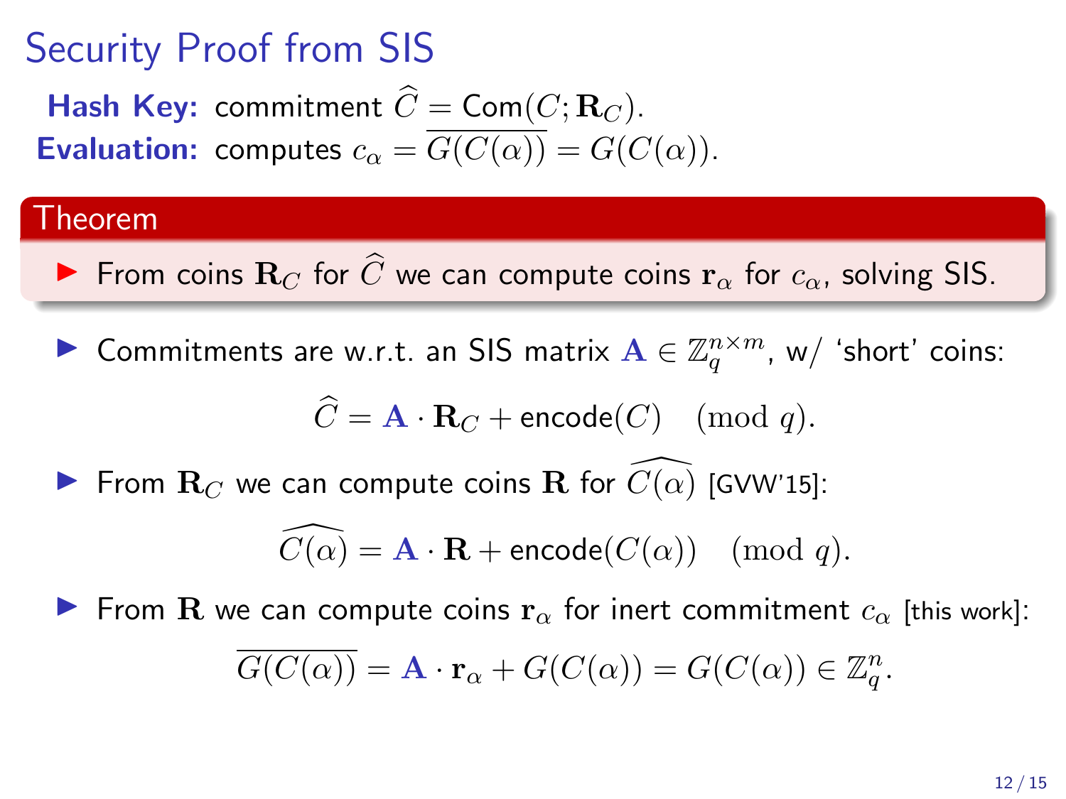# Security Proof from SIS

**Hash Key:** commitment $\widehat{C} = \mathsf{Com}(C; \mathbf{R}_C)$.

**Evaluation:** computes $c_\alpha = \overline{G(C(\alpha))} = G(C(\alpha))$.

**Theorem**

- From coins $\mathbf{R}_C$ for $\widehat{C}$ we can compute coins $\mathbf{r}_\alpha$ for $c_\alpha$, solving SIS.

---

- Commitments are w.r.t. an SIS matrix $\mathbf{A} \in \mathbb{Z}_q^{n \times m}$, w/ 'short' coins:

$$\widehat{C} = \mathbf{A} \cdot \mathbf{R}_C + \mathsf{encode}(C) \pmod{q}.$$

- From $\mathbf{R}_C$ we can compute coins $\mathbf{R}$ for $\widehat{C(\alpha)}$ [GVW'15]:

$$\widehat{C(\alpha)} = \mathbf{A} \cdot \mathbf{R} + \mathsf{encode}(C(\alpha)) \pmod{q}.$$

- From $\mathbf{R}$ we can compute coins $\mathbf{r}_\alpha$ for inert commitment $c_\alpha$ [this work]:

$$\overline{G(C(\alpha))} = \mathbf{A} \cdot \mathbf{r}_\alpha + G(C(\alpha)) = G(C(\alpha)) \in \mathbb{Z}_q^n.$$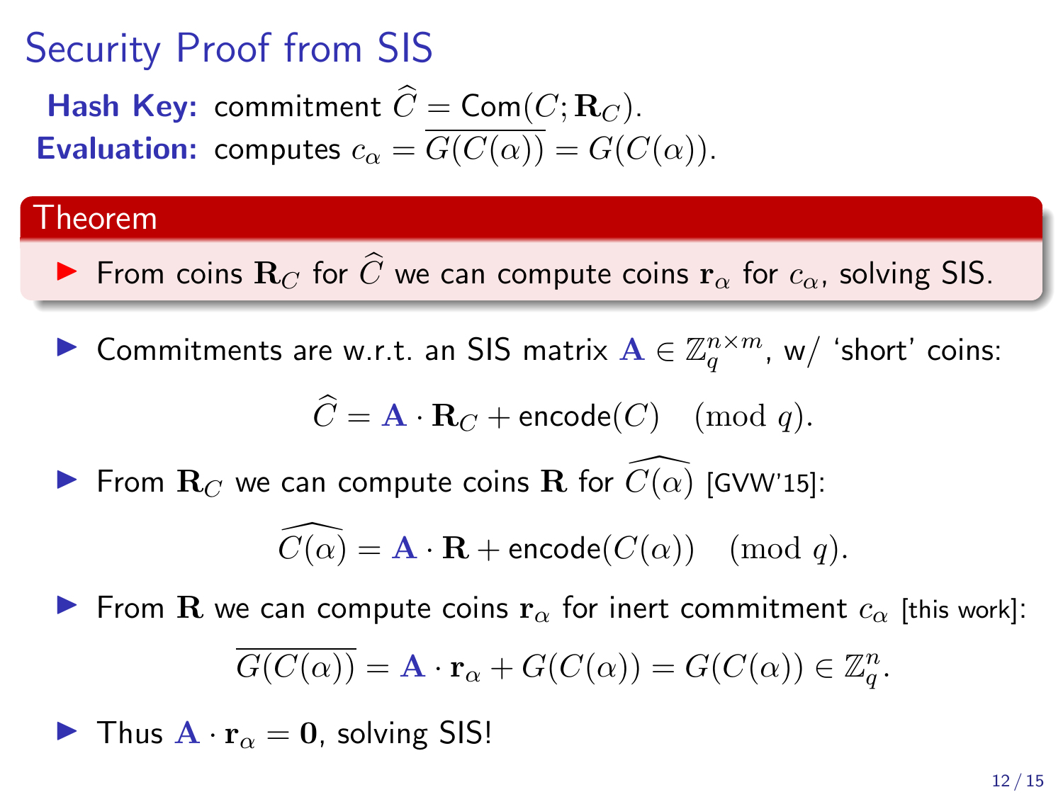# Security Proof from SIS

**Hash Key:** commitment $\widehat{C} = \mathsf{Com}(C; \mathbf{R}_C)$.

**Evaluation:** computes $c_\alpha = \overline{G(C(\alpha))} = G(C(\alpha))$.

**Theorem**

- From coins $\mathbf{R}_C$ for $\widehat{C}$ we can compute coins $\mathbf{r}_\alpha$ for $c_\alpha$, solving SIS.

- Commitments are w.r.t. an SIS matrix $\mathbf{A} \in \mathbb{Z}_q^{n \times m}$, w/ 'short' coins:

$$\widehat{C} = \mathbf{A} \cdot \mathbf{R}_C + \mathsf{encode}(C) \pmod q.$$

- From $\mathbf{R}_C$ we can compute coins $\mathbf{R}$ for $\widehat{C(\alpha)}$ [GVW'15]:

$$\widehat{C(\alpha)} = \mathbf{A} \cdot \mathbf{R} + \mathsf{encode}(C(\alpha)) \pmod q.$$

- From $\mathbf{R}$ we can compute coins $\mathbf{r}_\alpha$ for inert commitment $c_\alpha$ [this work]:

$$\overline{G(C(\alpha))} = \mathbf{A} \cdot \mathbf{r}_\alpha + G(C(\alpha)) = G(C(\alpha)) \in \mathbb{Z}_q^n.$$

- Thus $\mathbf{A} \cdot \mathbf{r}_\alpha = \mathbf{0}$, solving SIS!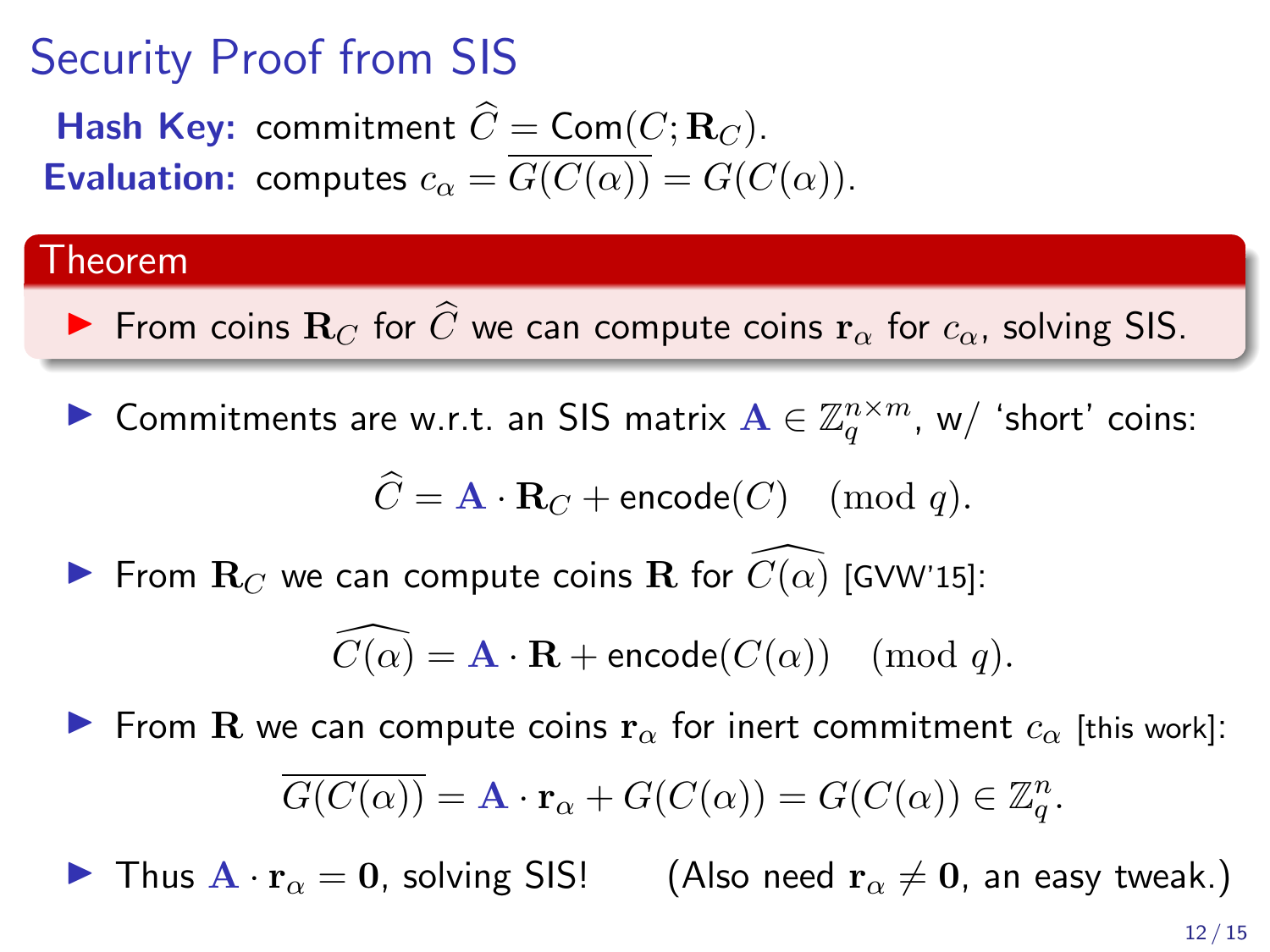# Security Proof from SIS

**Hash Key:** commitment $\widehat{C} = \mathsf{Com}(C; \mathbf{R}_C)$.

**Evaluation:** computes $c_\alpha = \overline{G(C(\alpha))} = G(C(\alpha))$.

**Theorem**

- From coins $\mathbf{R}_C$ for $\widehat{C}$ we can compute coins $\mathbf{r}_\alpha$ for $c_\alpha$, solving SIS.

- Commitments are w.r.t. an SIS matrix $\mathbf{A} \in \mathbb{Z}_q^{n \times m}$, w/ 'short' coins:

$$\widehat{C} = \mathbf{A} \cdot \mathbf{R}_C + \mathsf{encode}(C) \pmod q.$$

- From $\mathbf{R}_C$ we can compute coins $\mathbf{R}$ for $\widehat{C(\alpha)}$ [GVW'15]:

$$\widehat{C(\alpha)} = \mathbf{A} \cdot \mathbf{R} + \mathsf{encode}(C(\alpha)) \pmod q.$$

- From $\mathbf{R}$ we can compute coins $\mathbf{r}_\alpha$ for inert commitment $c_\alpha$ [this work]:

$$\overline{G(C(\alpha))} = \mathbf{A} \cdot \mathbf{r}_\alpha + G(C(\alpha)) = G(C(\alpha)) \in \mathbb{Z}_q^n.$$

- Thus $\mathbf{A} \cdot \mathbf{r}_\alpha = \mathbf{0}$, solving SIS! (Also need $\mathbf{r}_\alpha \neq \mathbf{0}$, an easy tweak.)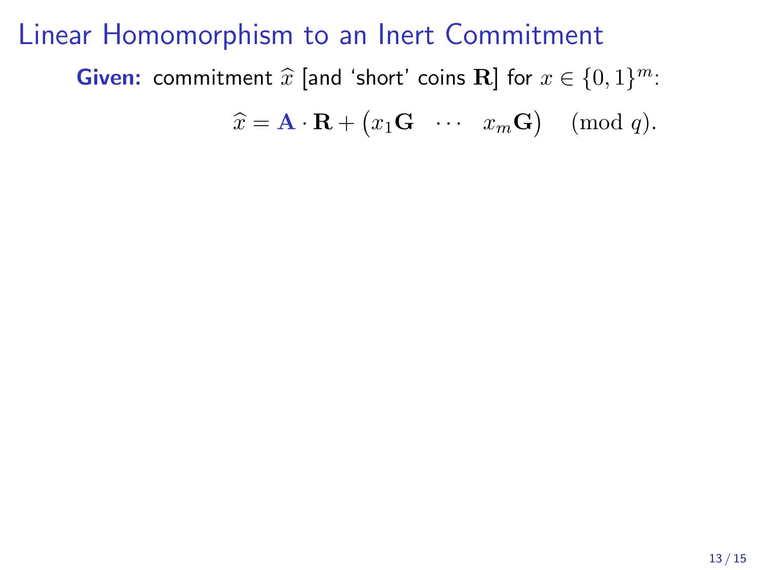# Linear Homomorphism to an Inert Commitment

**Given:** commitment $\widehat{x}$ [and 'short' coins $\mathbf{R}$] for $x \in \{0,1\}^m$:

$$\widehat{x} = \mathbf{A} \cdot \mathbf{R} + \begin{pmatrix} x_1\mathbf{G} & \cdots & x_m\mathbf{G} \end{pmatrix} \pmod{q}.$$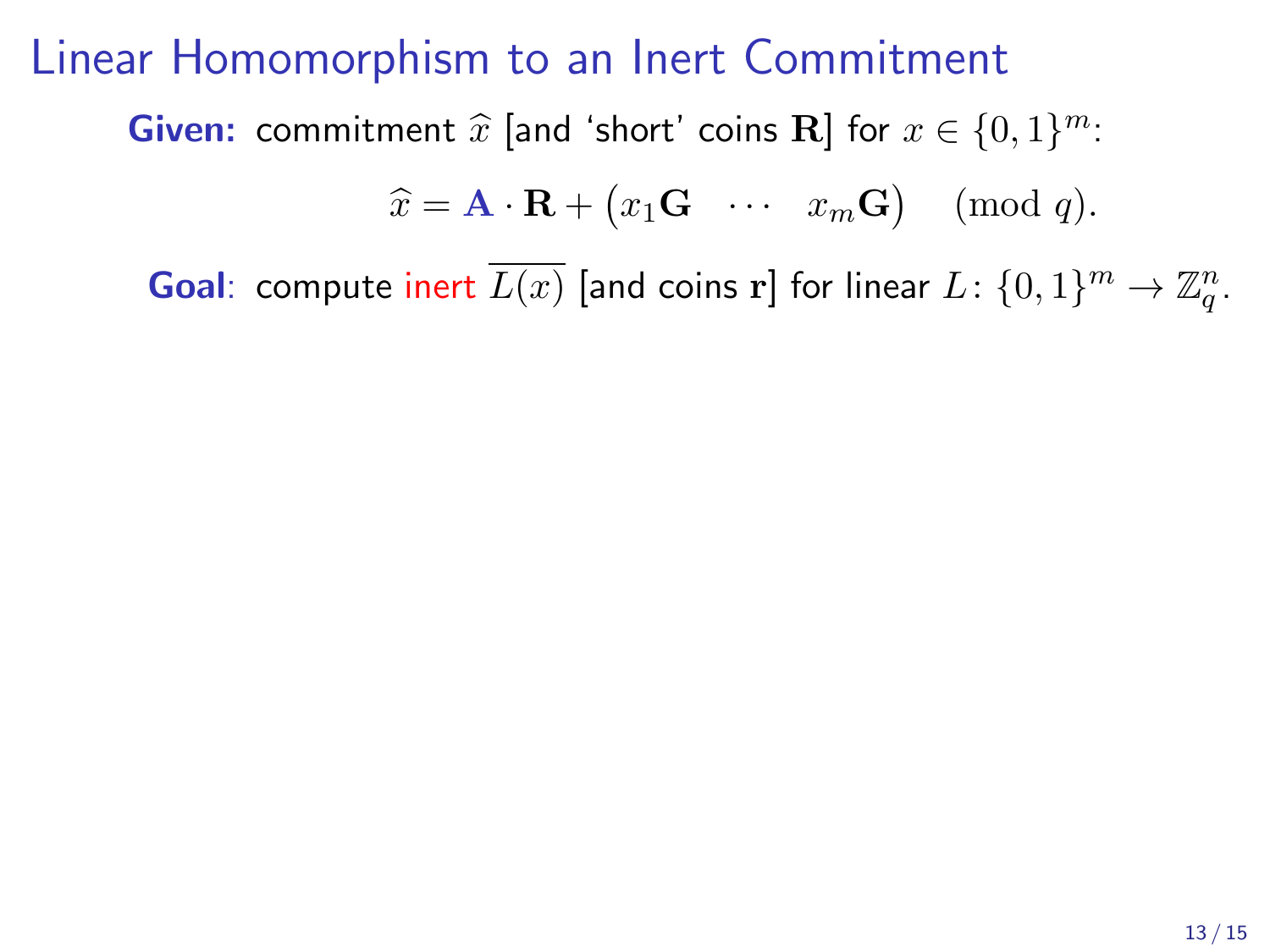# Linear Homomorphism to an Inert Commitment

**Given:** commitment $\widehat{x}$ [and 'short' coins $\mathbf{R}$] for $x \in \{0,1\}^m$:

$$\widehat{x} = \mathbf{A} \cdot \mathbf{R} + \begin{pmatrix} x_1\mathbf{G} & \cdots & x_m\mathbf{G} \end{pmatrix} \pmod{q}.$$

**Goal**: compute inert $\overline{L(x)}$ [and coins $\mathbf{r}$] for linear $L \colon \{0,1\}^m \to \mathbb{Z}_q^n$.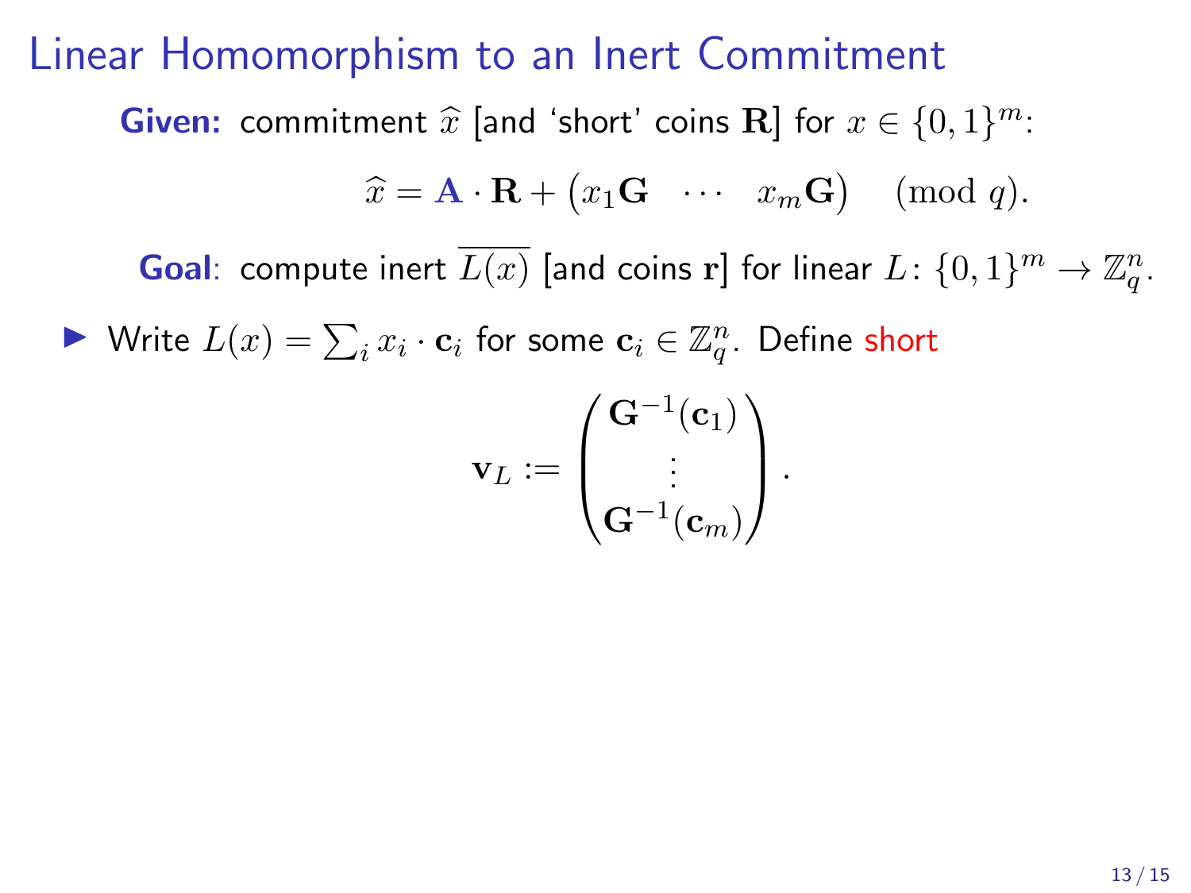# Linear Homomorphism to an Inert Commitment

**Given:** commitment $\widehat{x}$ [and 'short' coins $\mathbf{R}$] for $x \in \{0,1\}^m$:

$$\widehat{x} = \mathbf{A} \cdot \mathbf{R} + \begin{pmatrix} x_1\mathbf{G} & \cdots & x_m\mathbf{G} \end{pmatrix} \pmod{q}.$$

**Goal**: compute inert $\overline{L(x)}$ [and coins $\mathbf{r}$] for linear $L \colon \{0,1\}^m \to \mathbb{Z}_q^n$.

- Write $L(x) = \sum_i x_i \cdot \mathbf{c}_i$ for some $\mathbf{c}_i \in \mathbb{Z}_q^n$. Define short

$$\mathbf{v}_L := \begin{pmatrix} \mathbf{G}^{-1}(\mathbf{c}_1) \\ \vdots \\ \mathbf{G}^{-1}(\mathbf{c}_m) \end{pmatrix}.$$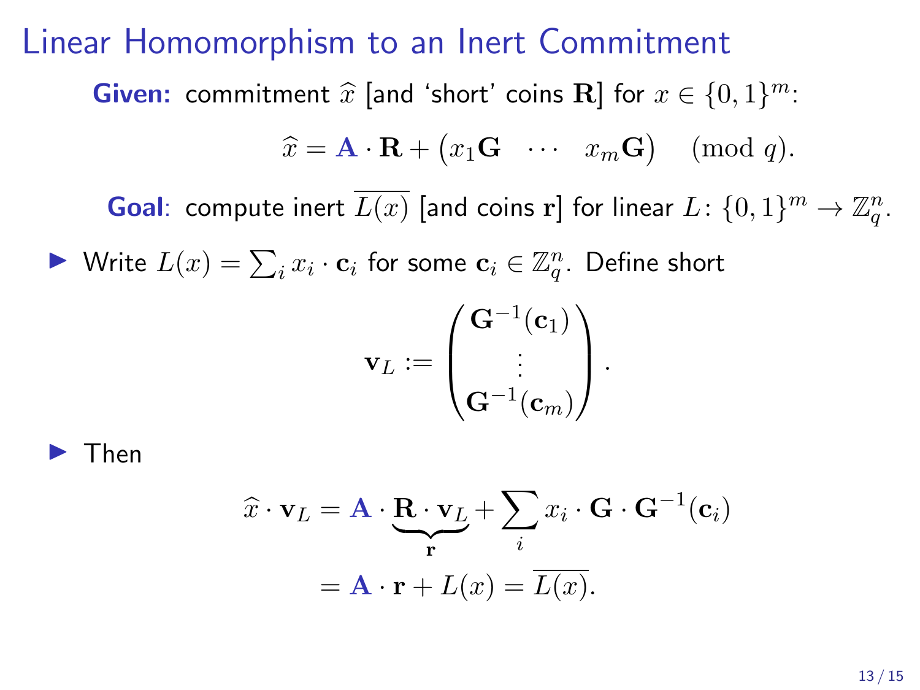# Linear Homomorphism to an Inert Commitment

**Given:** commitment $\widehat{x}$ [and 'short' coins $\mathbf{R}$] for $x \in \{0,1\}^m$:

$$\widehat{x} = \mathbf{A} \cdot \mathbf{R} + \begin{pmatrix} x_1\mathbf{G} & \cdots & x_m\mathbf{G} \end{pmatrix} \pmod{q}.$$

**Goal**: compute inert $\overline{L(x)}$ [and coins $\mathbf{r}$] for linear $L \colon \{0,1\}^m \to \mathbb{Z}_q^n$.

- Write $L(x) = \sum_i x_i \cdot \mathbf{c}_i$ for some $\mathbf{c}_i \in \mathbb{Z}_q^n$. Define short

$$\mathbf{v}_L := \begin{pmatrix} \mathbf{G}^{-1}(\mathbf{c}_1) \\ \vdots \\ \mathbf{G}^{-1}(\mathbf{c}_m) \end{pmatrix}.$$

- Then

$$\begin{aligned} \widehat{x} \cdot \mathbf{v}_L &= \mathbf{A} \cdot \underbrace{\mathbf{R} \cdot \mathbf{v}_L}_{\mathbf{r}} + \sum_i x_i \cdot \mathbf{G} \cdot \mathbf{G}^{-1}(\mathbf{c}_i) \\ &= \mathbf{A} \cdot \mathbf{r} + L(x) = \overline{L(x)}. \end{aligned}$$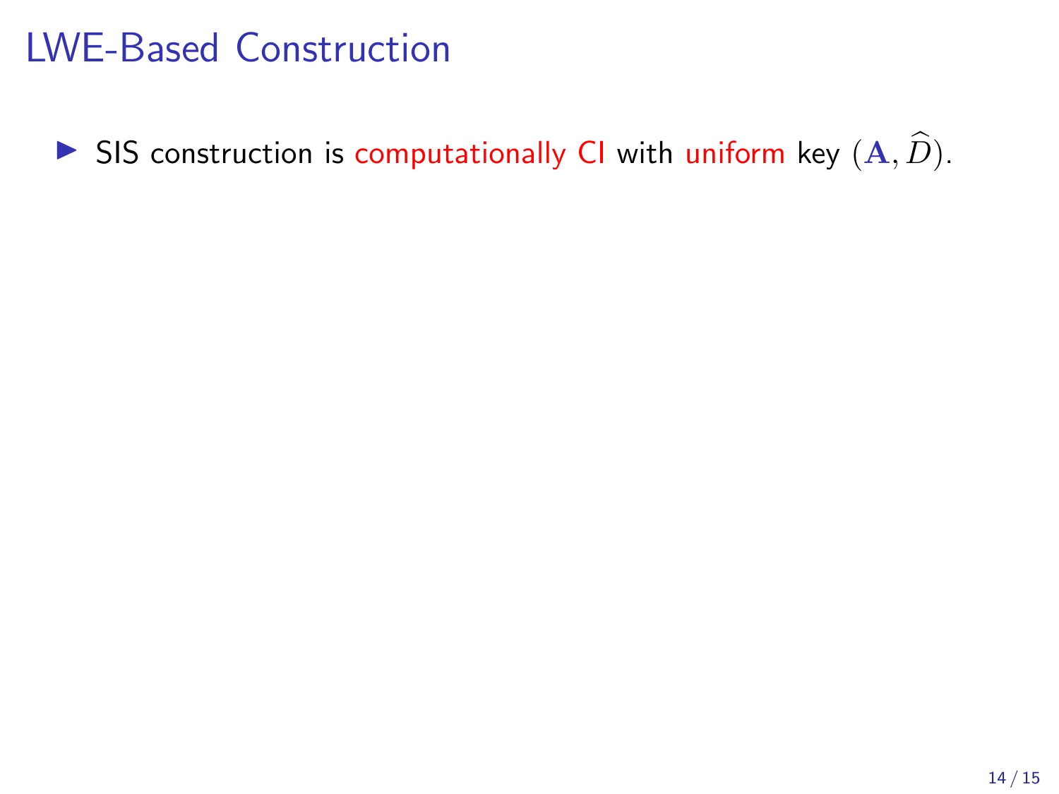# LWE-Based Construction

- SIS construction is computationally CI with uniform key $(\mathbf{A}, \widehat{D})$.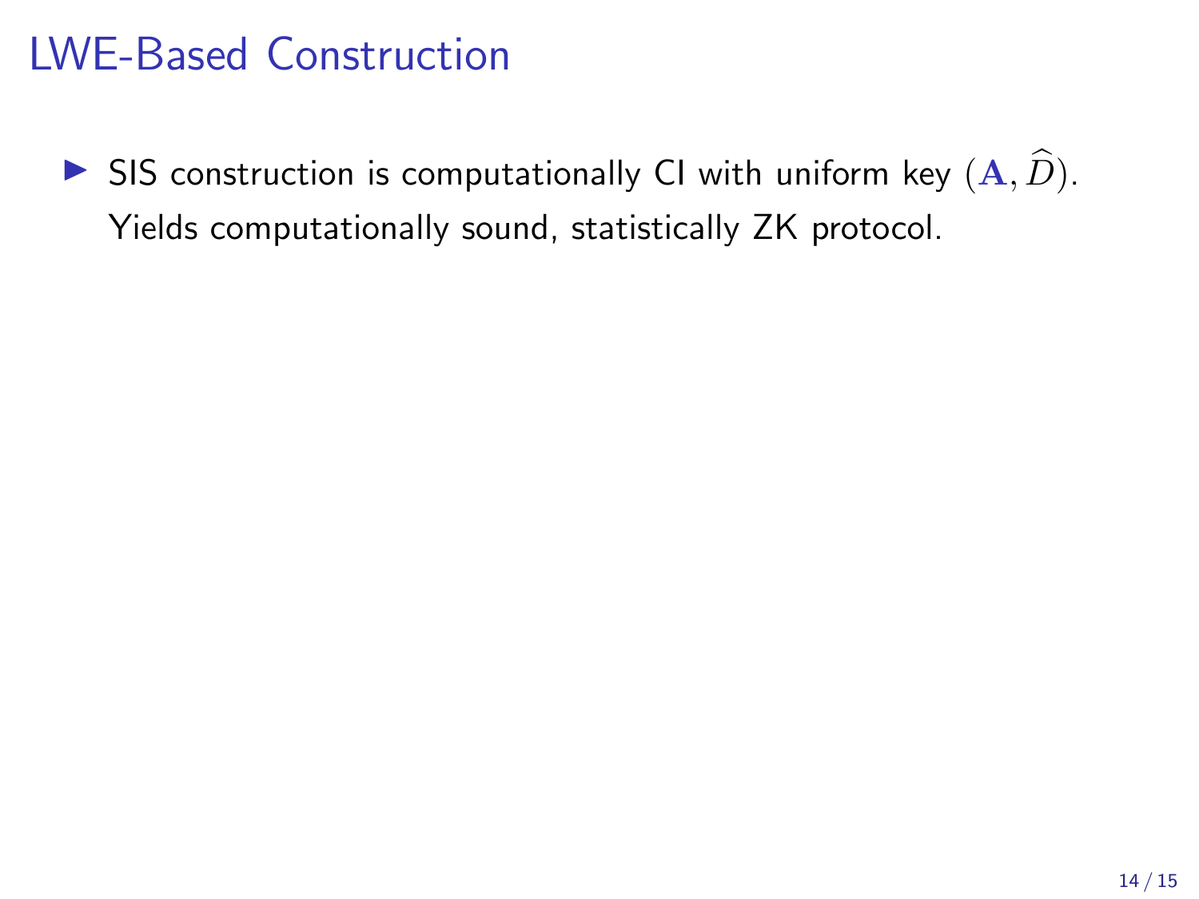# LWE-Based Construction

- SIS construction is computationally CI with uniform key $(\mathbf{A}, \widehat{D})$. Yields computationally sound, statistically ZK protocol.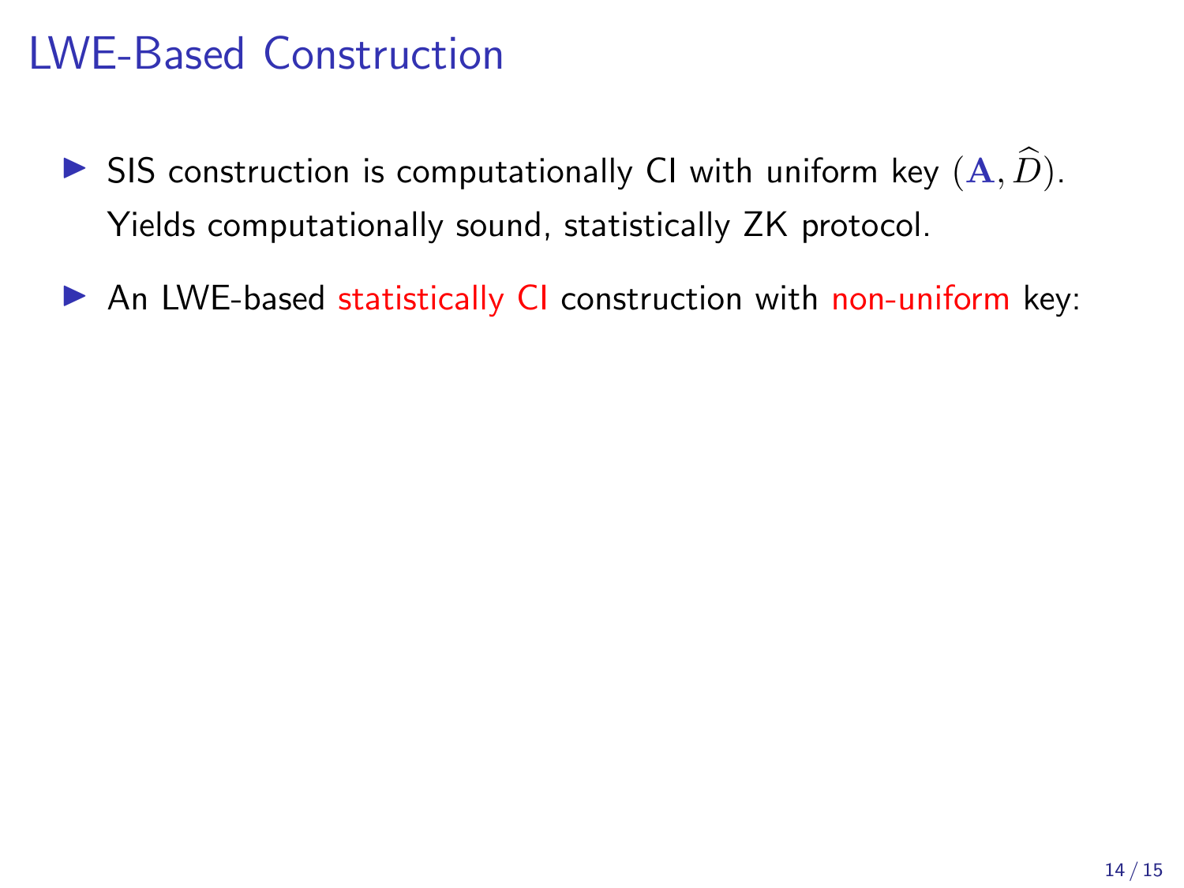# LWE-Based Construction

- SIS construction is computationally CI with uniform key $(\mathbf{A}, \widehat{D})$. Yields computationally sound, statistically ZK protocol.
- An LWE-based statistically CI construction with non-uniform key: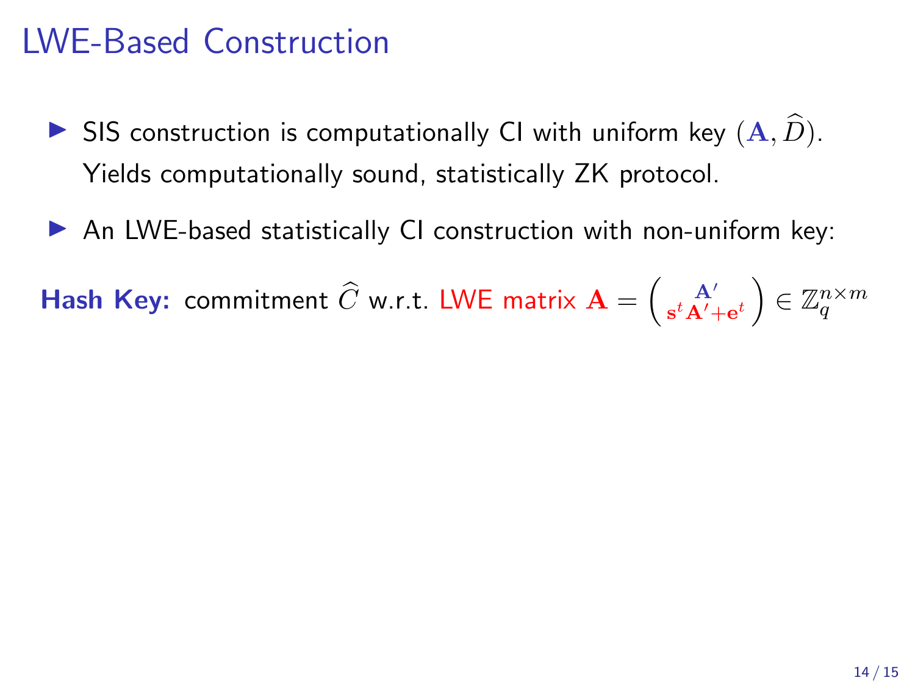# LWE-Based Construction

- SIS construction is computationally CI with uniform key $(\mathbf{A}, \widehat{D})$. Yields computationally sound, statistically ZK protocol.
- An LWE-based statistically CI construction with non-uniform key:

**Hash Key:** commitment $\widehat{C}$ w.r.t. LWE matrix $\mathbf{A} = \begin{pmatrix} \mathbf{A}' \\ \mathbf{s}^t \mathbf{A}' + \mathbf{e}^t \end{pmatrix} \in \mathbb{Z}_q^{n \times m}$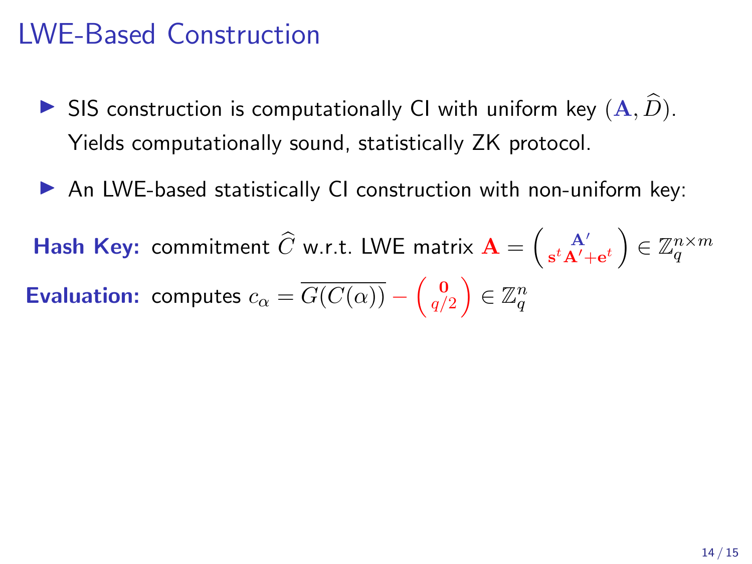# LWE-Based Construction

- SIS construction is computationally CI with uniform key $(\mathbf{A}, \widehat{D})$. Yields computationally sound, statistically ZK protocol.
- An LWE-based statistically CI construction with non-uniform key:

**Hash Key:** commitment $\widehat{C}$ w.r.t. LWE matrix $\mathbf{A} = \begin{pmatrix} \mathbf{A}' \\ \mathbf{s}^t\mathbf{A}' + \mathbf{e}^t \end{pmatrix} \in \mathbb{Z}_q^{n \times m}$

**Evaluation:** computes $c_\alpha = \overline{G(C(\alpha))} - \begin{pmatrix} \mathbf{0} \\ q/2 \end{pmatrix} \in \mathbb{Z}_q^n$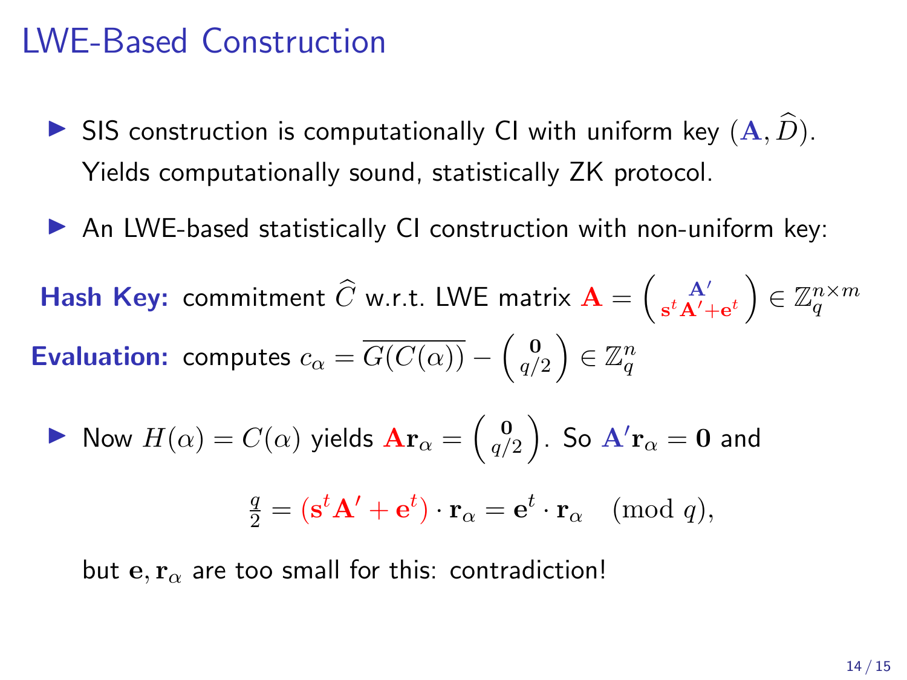# LWE-Based Construction

- SIS construction is computationally CI with uniform key $(\mathbf{A}, \widehat{D})$. Yields computationally sound, statistically ZK protocol.

- An LWE-based statistically CI construction with non-uniform key:

**Hash Key:** commitment $\widehat{C}$ w.r.t. LWE matrix $\mathbf{A} = \binom{\mathbf{A}'}{\mathbf{s}^t\mathbf{A}' + \mathbf{e}^t} \in \mathbb{Z}_q^{n \times m}$

**Evaluation:** computes $c_\alpha = \overline{G(C(\alpha))} - \binom{\mathbf{0}}{q/2} \in \mathbb{Z}_q^n$

- Now $H(\alpha) = C(\alpha)$ yields $\mathbf{A}\mathbf{r}_\alpha = \binom{\mathbf{0}}{q/2}$. So $\mathbf{A}'\mathbf{r}_\alpha = \mathbf{0}$ and

$$\frac{q}{2} = (\mathbf{s}^t\mathbf{A}' + \mathbf{e}^t) \cdot \mathbf{r}_\alpha = \mathbf{e}^t \cdot \mathbf{r}_\alpha \pmod{q},$$

  but $\mathbf{e}, \mathbf{r}_\alpha$ are too small for this: contradiction!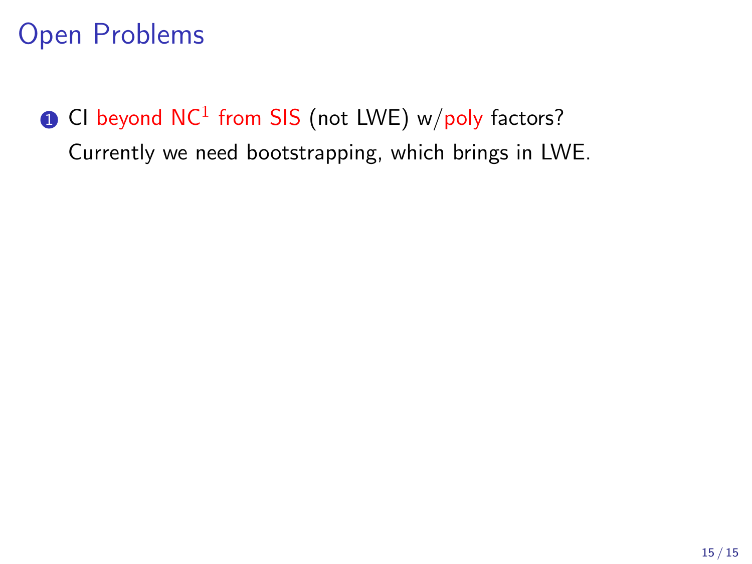# Open Problems

1. CI beyond $NC^1$ from SIS (not LWE) w/poly factors?

   Currently we need bootstrapping, which brings in LWE.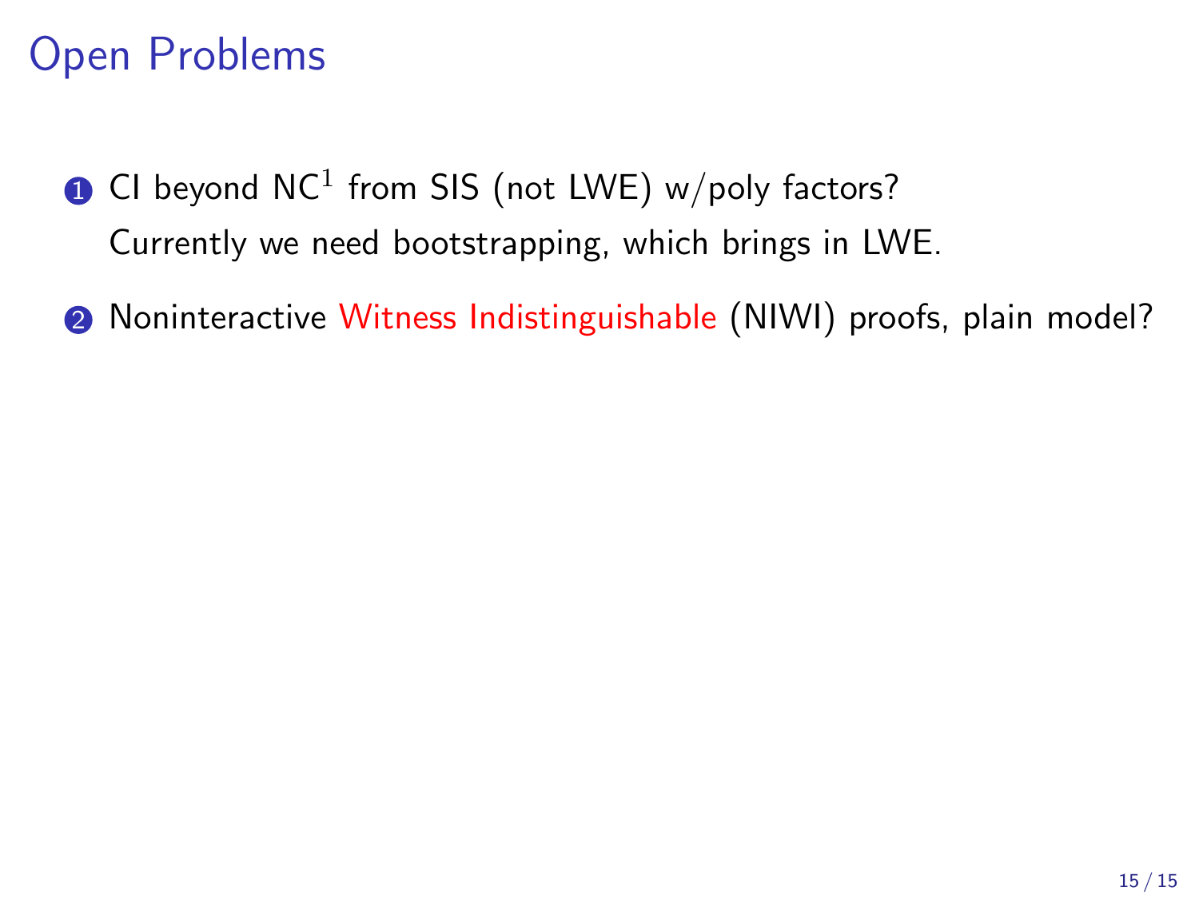# Open Problems

1. CI beyond $NC^1$ from SIS (not LWE) w/poly factors?
   Currently we need bootstrapping, which brings in LWE.

2. Noninteractive Witness Indistinguishable (NIWI) proofs, plain model?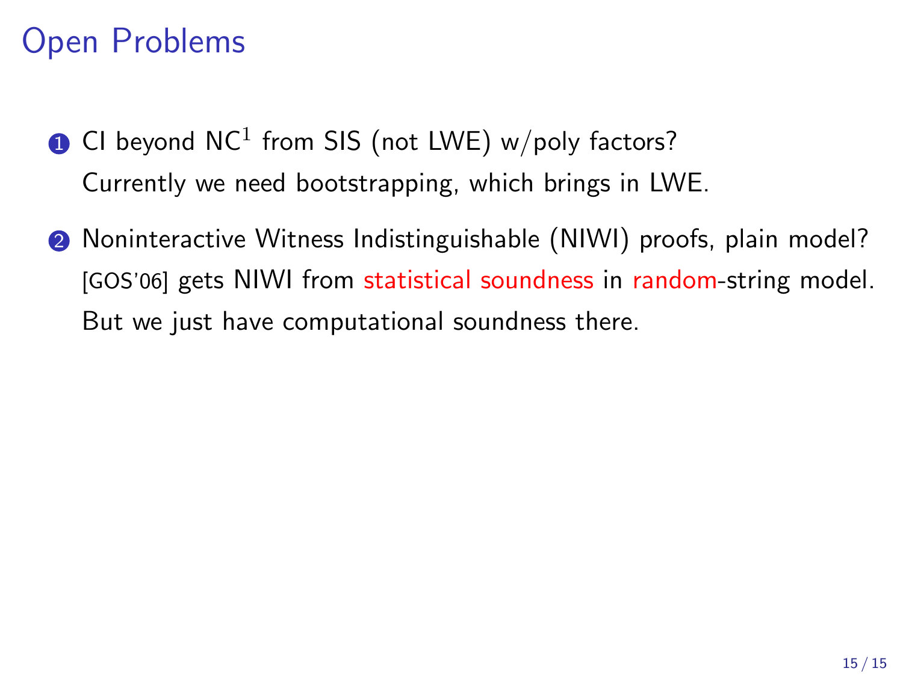# Open Problems

1. CI beyond $\mathsf{NC}^1$ from SIS (not LWE) w/poly factors?
   Currently we need bootstrapping, which brings in LWE.

2. Noninteractive Witness Indistinguishable (NIWI) proofs, plain model?
   [GOS'06] gets NIWI from statistical soundness in random-string model.
   But we just have computational soundness there.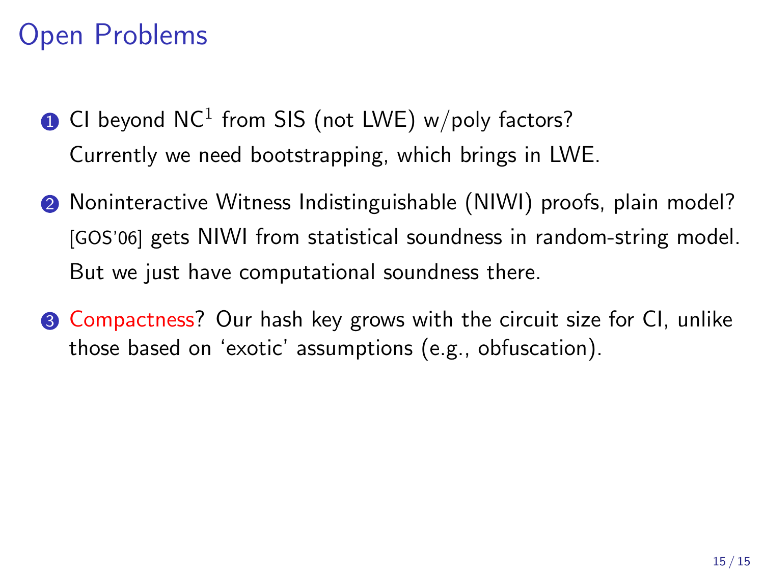# Open Problems

1. CI beyond $NC^1$ from SIS (not LWE) w/poly factors?
   Currently we need bootstrapping, which brings in LWE.
2. Noninteractive Witness Indistinguishable (NIWI) proofs, plain model?
   [GOS'06] gets NIWI from statistical soundness in random-string model.
   But we just have computational soundness there.
3. Compactness? Our hash key grows with the circuit size for CI, unlike those based on 'exotic' assumptions (e.g., obfuscation).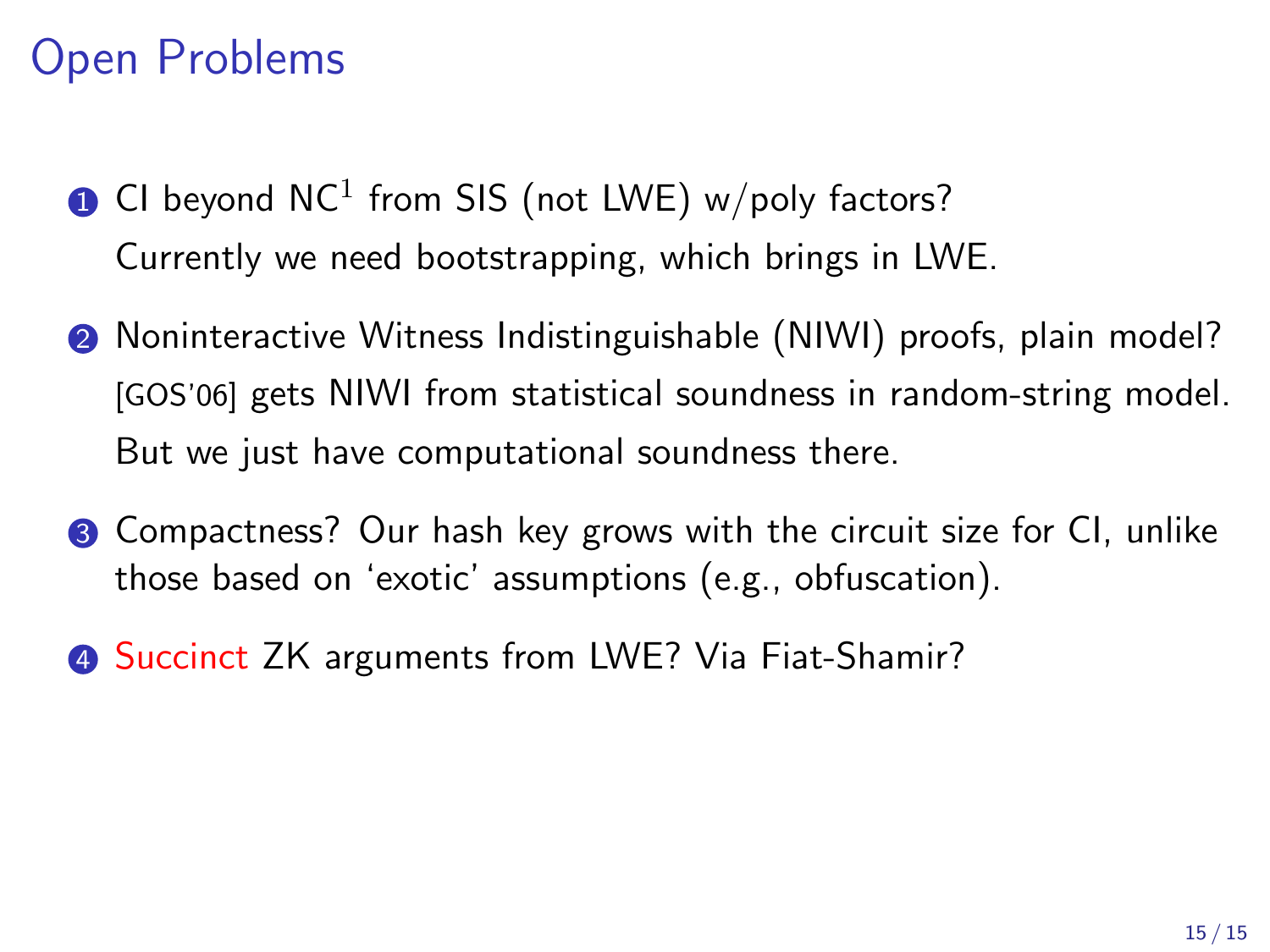# Open Problems

1. CI beyond $\mathsf{NC}^1$ from SIS (not LWE) w/poly factors?
   Currently we need bootstrapping, which brings in LWE.

2. Noninteractive Witness Indistinguishable (NIWI) proofs, plain model?
   [GOS'06] gets NIWI from statistical soundness in random-string model.
   But we just have computational soundness there.

3. Compactness? Our hash key grows with the circuit size for CI, unlike those based on 'exotic' assumptions (e.g., obfuscation).

4. Succinct ZK arguments from LWE? Via Fiat-Shamir?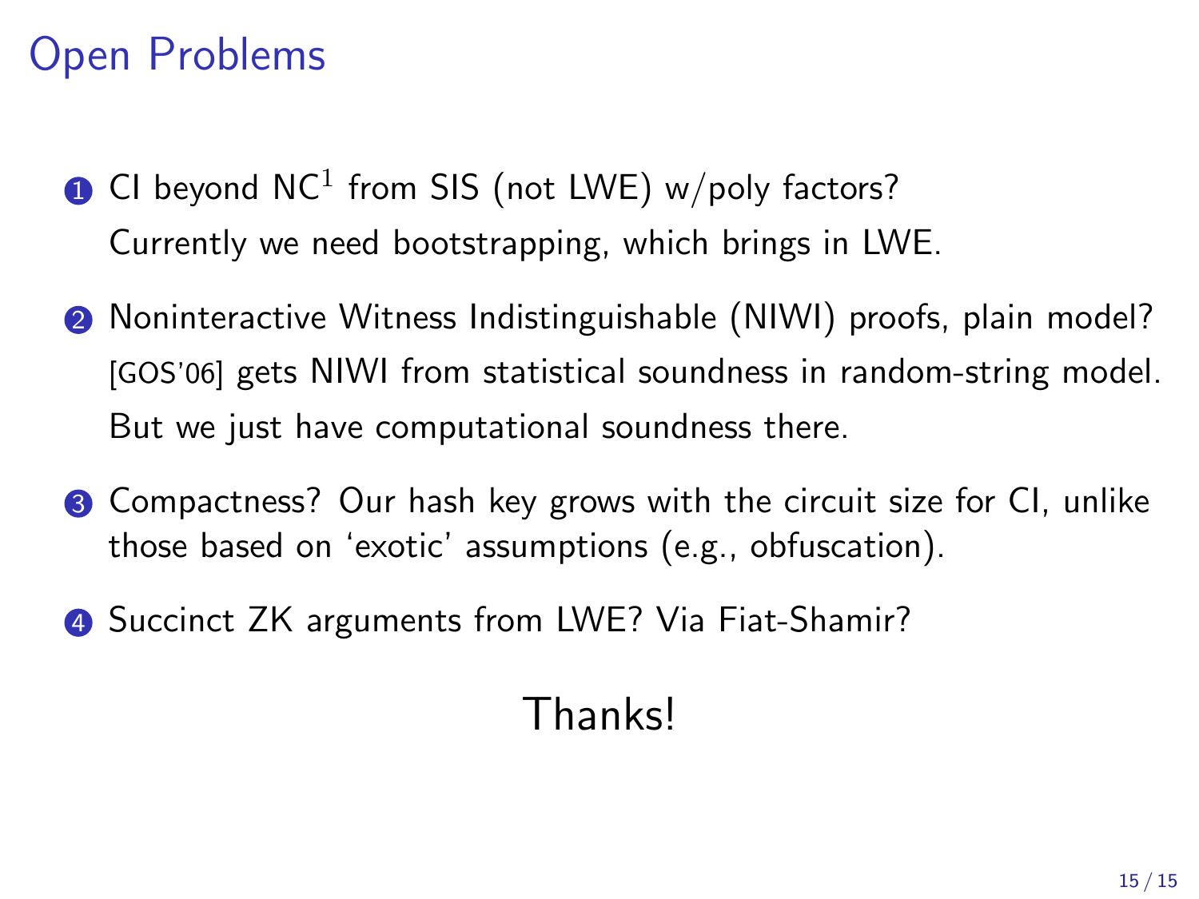# Open Problems

1. CI beyond $NC^1$ from SIS (not LWE) w/poly factors?
   Currently we need bootstrapping, which brings in LWE.
2. Noninteractive Witness Indistinguishable (NIWI) proofs, plain model?
   [GOS'06] gets NIWI from statistical soundness in random-string model.
   But we just have computational soundness there.
3. Compactness? Our hash key grows with the circuit size for CI, unlike those based on 'exotic' assumptions (e.g., obfuscation).
4. Succinct ZK arguments from LWE? Via Fiat-Shamir?

Thanks!